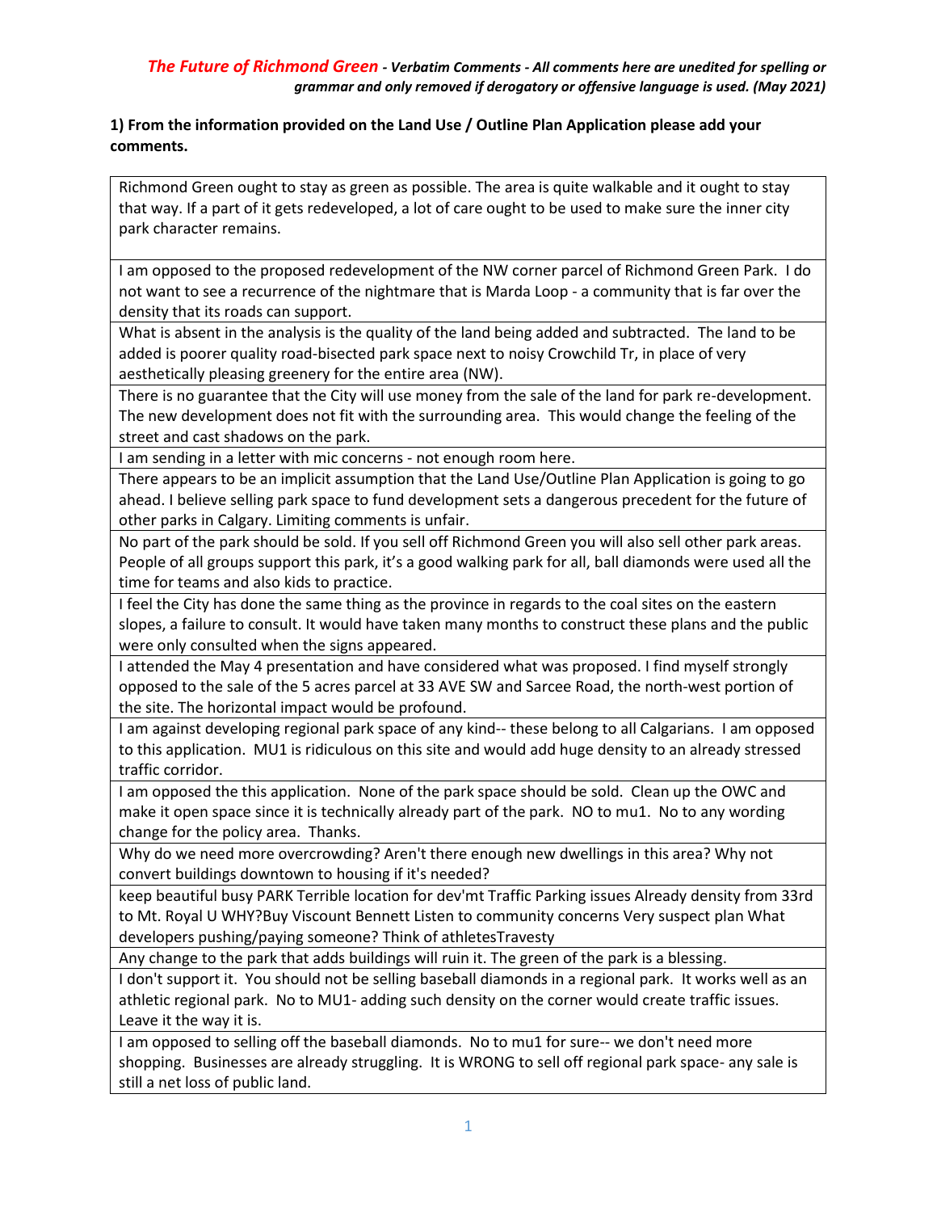***The Future of Richmond Green** - Verbatim Comments - All comments here are unedited for spelling or grammar and only removed if derogatory or offensive language is used. (May 2021)*

**1) From the information provided on the Land Use / Outline Plan Application please add your comments.**

| |
|---|
| Richmond Green ought to stay as green as possible. The area is quite walkable and it ought to stay that way. If a part of it gets redeveloped, a lot of care ought to be used to make sure the inner city park character remains. |
| I am opposed to the proposed redevelopment of the NW corner parcel of Richmond Green Park. I do not want to see a recurrence of the nightmare that is Marda Loop - a community that is far over the density that its roads can support. |
| What is absent in the analysis is the quality of the land being added and subtracted. The land to be added is poorer quality road-bisected park space next to noisy Crowchild Tr, in place of very aesthetically pleasing greenery for the entire area (NW). |
| There is no guarantee that the City will use money from the sale of the land for park re-development. The new development does not fit with the surrounding area. This would change the feeling of the street and cast shadows on the park. |
| I am sending in a letter with mic concerns - not enough room here. |
| There appears to be an implicit assumption that the Land Use/Outline Plan Application is going to go ahead. I believe selling park space to fund development sets a dangerous precedent for the future of other parks in Calgary. Limiting comments is unfair. |
| No part of the park should be sold. If you sell off Richmond Green you will also sell other park areas. People of all groups support this park, it's a good walking park for all, ball diamonds were used all the time for teams and also kids to practice. |
| I feel the City has done the same thing as the province in regards to the coal sites on the eastern slopes, a failure to consult. It would have taken many months to construct these plans and the public were only consulted when the signs appeared. |
| I attended the May 4 presentation and have considered what was proposed. I find myself strongly opposed to the sale of the 5 acres parcel at 33 AVE SW and Sarcee Road, the north-west portion of the site. The horizontal impact would be profound. |
| I am against developing regional park space of any kind-- these belong to all Calgarians. I am opposed to this application. MU1 is ridiculous on this site and would add huge density to an already stressed traffic corridor. |
| I am opposed the this application. None of the park space should be sold. Clean up the OWC and make it open space since it is technically already part of the park. NO to mu1. No to any wording change for the policy area. Thanks. |
| Why do we need more overcrowding? Aren't there enough new dwellings in this area? Why not convert buildings downtown to housing if it's needed? |
| keep beautiful busy PARK Terrible location for dev'mt Traffic Parking issues Already density from 33rd to Mt. Royal U WHY?Buy Viscount Bennett Listen to community concerns Very suspect plan What developers pushing/paying someone? Think of athletesTravesty |
| Any change to the park that adds buildings will ruin it. The green of the park is a blessing. |
| I don't support it. You should not be selling baseball diamonds in a regional park. It works well as an athletic regional park. No to MU1- adding such density on the corner would create traffic issues. Leave it the way it is. |
| I am opposed to selling off the baseball diamonds. No to mu1 for sure-- we don't need more shopping. Businesses are already struggling. It is WRONG to sell off regional park space- any sale is still a net loss of public land. |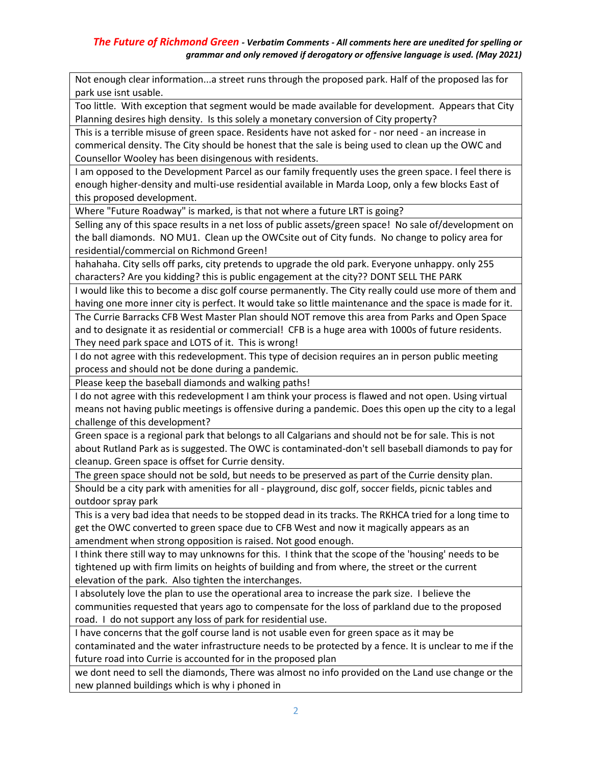*The Future of Richmond Green* - ***Verbatim Comments - All comments here are unedited for spelling or grammar and only removed if derogatory or offensive language is used. (May 2021)***

| |
|---|
| Not enough clear information...a street runs through the proposed park. Half of the proposed las for park use isnt usable. |
| Too little. With exception that segment would be made available for development. Appears that City Planning desires high density. Is this solely a monetary conversion of City property? |
| This is a terrible misuse of green space. Residents have not asked for - nor need - an increase in commerical density. The City should be honest that the sale is being used to clean up the OWC and Counsellor Wooley has been disingenous with residents. |
| I am opposed to the Development Parcel as our family frequently uses the green space. I feel there is enough higher-density and multi-use residential available in Marda Loop, only a few blocks East of this proposed development. |
| Where "Future Roadway" is marked, is that not where a future LRT is going? |
| Selling any of this space results in a net loss of public assets/green space! No sale of/development on the ball diamonds. NO MU1. Clean up the OWCsite out of City funds. No change to policy area for residential/commercial on Richmond Green! |
| hahahaha. City sells off parks, city pretends to upgrade the old park. Everyone unhappy. only 255 characters? Are you kidding? this is public engagement at the city?? DONT SELL THE PARK |
| I would like this to become a disc golf course permanently. The City really could use more of them and having one more inner city is perfect. It would take so little maintenance and the space is made for it. |
| The Currie Barracks CFB West Master Plan should NOT remove this area from Parks and Open Space and to designate it as residential or commercial! CFB is a huge area with 1000s of future residents. They need park space and LOTS of it. This is wrong! |
| I do not agree with this redevelopment. This type of decision requires an in person public meeting process and should not be done during a pandemic. |
| Please keep the baseball diamonds and walking paths! |
| I do not agree with this redevelopment I am think your process is flawed and not open. Using virtual means not having public meetings is offensive during a pandemic. Does this open up the city to a legal challenge of this development? |
| Green space is a regional park that belongs to all Calgarians and should not be for sale. This is not about Rutland Park as is suggested. The OWC is contaminated-don't sell baseball diamonds to pay for cleanup. Green space is offset for Currie density. |
| The green space should not be sold, but needs to be preserved as part of the Currie density plan. |
| Should be a city park with amenities for all - playground, disc golf, soccer fields, picnic tables and outdoor spray park |
| This is a very bad idea that needs to be stopped dead in its tracks. The RKHCA tried for a long time to get the OWC converted to green space due to CFB West and now it magically appears as an amendment when strong opposition is raised. Not good enough. |
| I think there still way to may unknowns for this. I think that the scope of the 'housing' needs to be tightened up with firm limits on heights of building and from where, the street or the current elevation of the park. Also tighten the interchanges. |
| I absolutely love the plan to use the operational area to increase the park size. I believe the communities requested that years ago to compensate for the loss of parkland due to the proposed road. I do not support any loss of park for residential use. |
| I have concerns that the golf course land is not usable even for green space as it may be contaminated and the water infrastructure needs to be protected by a fence. It is unclear to me if the future road into Currie is accounted for in the proposed plan |
| we dont need to sell the diamonds, There was almost no info provided on the Land use change or the new planned buildings which is why i phoned in |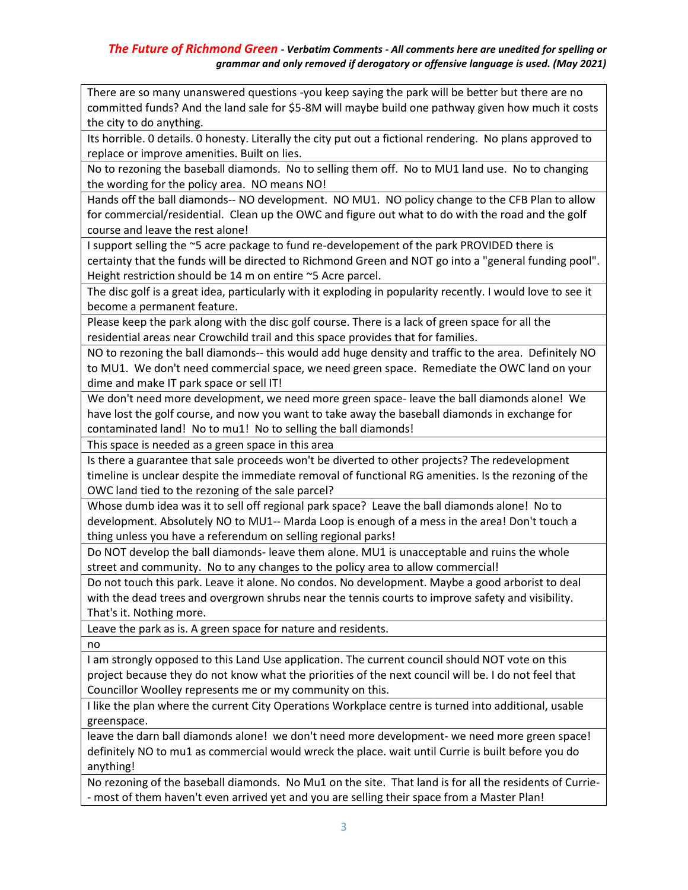*The Future of Richmond Green - Verbatim Comments - All comments here are unedited for spelling or grammar and only removed if derogatory or offensive language is used. (May 2021)*

| |
|---|
| There are so many unanswered questions -you keep saying the park will be better but there are no committed funds? And the land sale for $5-8M will maybe build one pathway given how much it costs the city to do anything. |
| Its horrible. 0 details. 0 honesty. Literally the city put out a fictional rendering. No plans approved to replace or improve amenities. Built on lies. |
| No to rezoning the baseball diamonds. No to selling them off. No to MU1 land use. No to changing the wording for the policy area. NO means NO! |
| Hands off the ball diamonds-- NO development. NO MU1. NO policy change to the CFB Plan to allow for commercial/residential. Clean up the OWC and figure out what to do with the road and the golf course and leave the rest alone! |
| I support selling the ~5 acre package to fund re-developement of the park PROVIDED there is certainty that the funds will be directed to Richmond Green and NOT go into a "general funding pool". Height restriction should be 14 m on entire ~5 Acre parcel. |
| The disc golf is a great idea, particularly with it exploding in popularity recently. I would love to see it become a permanent feature. |
| Please keep the park along with the disc golf course. There is a lack of green space for all the residential areas near Crowchild trail and this space provides that for families. |
| NO to rezoning the ball diamonds-- this would add huge density and traffic to the area. Definitely NO to MU1. We don't need commercial space, we need green space. Remediate the OWC land on your dime and make IT park space or sell IT! |
| We don't need more development, we need more green space- leave the ball diamonds alone! We have lost the golf course, and now you want to take away the baseball diamonds in exchange for contaminated land! No to mu1! No to selling the ball diamonds! |
| This space is needed as a green space in this area |
| Is there a guarantee that sale proceeds won't be diverted to other projects? The redevelopment timeline is unclear despite the immediate removal of functional RG amenities. Is the rezoning of the OWC land tied to the rezoning of the sale parcel? |
| Whose dumb idea was it to sell off regional park space? Leave the ball diamonds alone! No to development. Absolutely NO to MU1-- Marda Loop is enough of a mess in the area! Don't touch a thing unless you have a referendum on selling regional parks! |
| Do NOT develop the ball diamonds- leave them alone. MU1 is unacceptable and ruins the whole street and community. No to any changes to the policy area to allow commercial! |
| Do not touch this park. Leave it alone. No condos. No development. Maybe a good arborist to deal with the dead trees and overgrown shrubs near the tennis courts to improve safety and visibility. That's it. Nothing more. |
| Leave the park as is. A green space for nature and residents. |
| no |
| I am strongly opposed to this Land Use application. The current council should NOT vote on this project because they do not know what the priorities of the next council will be. I do not feel that Councillor Woolley represents me or my community on this. |
| I like the plan where the current City Operations Workplace centre is turned into additional, usable greenspace. |
| leave the darn ball diamonds alone! we don't need more development- we need more green space! definitely NO to mu1 as commercial would wreck the place. wait until Currie is built before you do anything! |
| No rezoning of the baseball diamonds. No Mu1 on the site. That land is for all the residents of Currie-- most of them haven't even arrived yet and you are selling their space from a Master Plan! |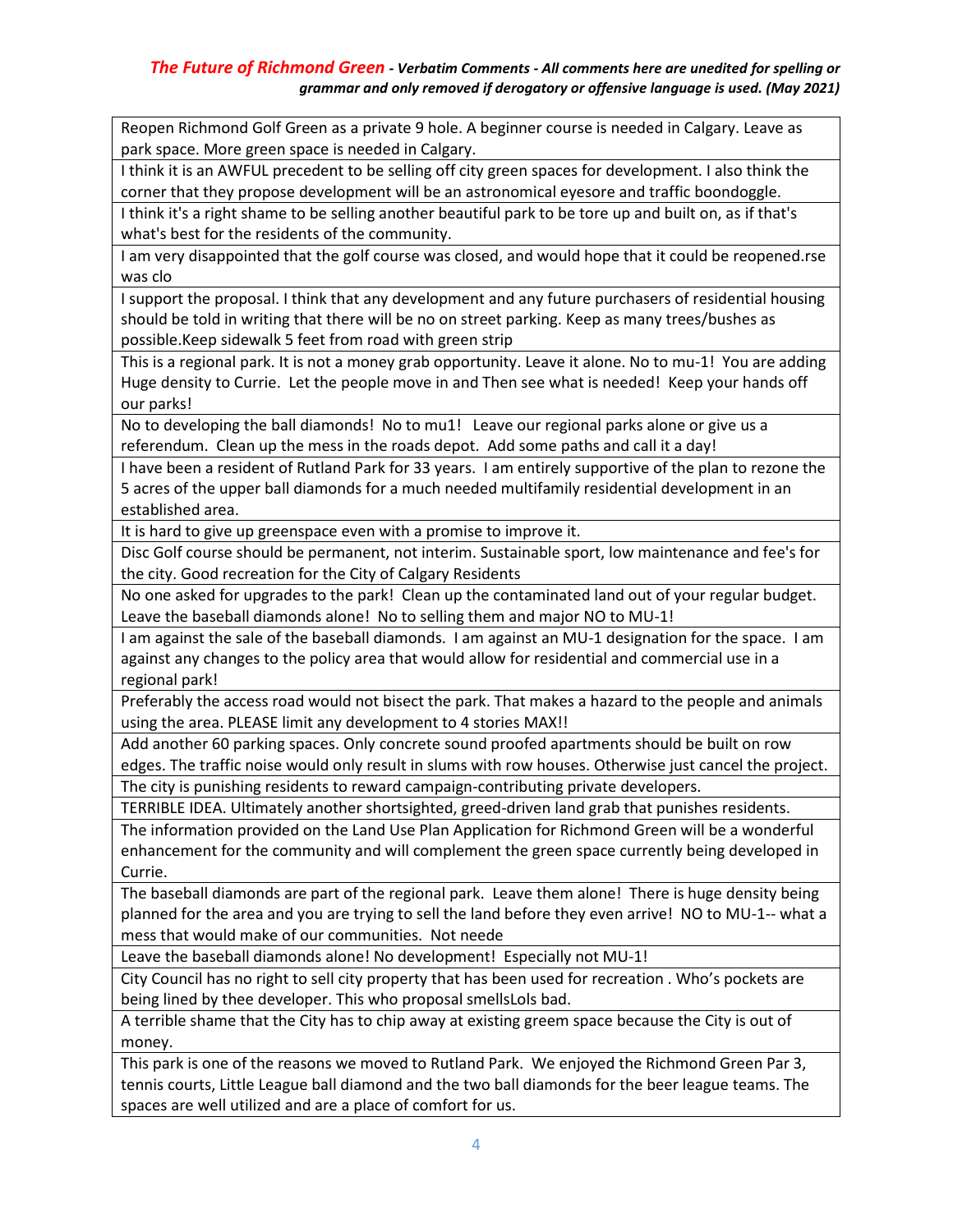*The Future of Richmond Green - Verbatim Comments - All comments here are unedited for spelling or grammar and only removed if derogatory or offensive language is used. (May 2021)*

| |
|---|
| Reopen Richmond Golf Green as a private 9 hole. A beginner course is needed in Calgary. Leave as park space. More green space is needed in Calgary. |
| I think it is an AWFUL precedent to be selling off city green spaces for development. I also think the corner that they propose development will be an astronomical eyesore and traffic boondoggle. |
| I think it's a right shame to be selling another beautiful park to be tore up and built on, as if that's what's best for the residents of the community. |
| I am very disappointed that the golf course was closed, and would hope that it could be reopened.rse was clo |
| I support the proposal. I think that any development and any future purchasers of residential housing should be told in writing that there will be no on street parking. Keep as many trees/bushes as possible.Keep sidewalk 5 feet from road with green strip |
| This is a regional park. It is not a money grab opportunity. Leave it alone. No to mu-1! You are adding Huge density to Currie. Let the people move in and Then see what is needed! Keep your hands off our parks! |
| No to developing the ball diamonds! No to mu1! Leave our regional parks alone or give us a referendum. Clean up the mess in the roads depot. Add some paths and call it a day! |
| I have been a resident of Rutland Park for 33 years. I am entirely supportive of the plan to rezone the 5 acres of the upper ball diamonds for a much needed multifamily residential development in an established area. |
| It is hard to give up greenspace even with a promise to improve it. |
| Disc Golf course should be permanent, not interim. Sustainable sport, low maintenance and fee's for the city. Good recreation for the City of Calgary Residents |
| No one asked for upgrades to the park! Clean up the contaminated land out of your regular budget. Leave the baseball diamonds alone! No to selling them and major NO to MU-1! |
| I am against the sale of the baseball diamonds. I am against an MU-1 designation for the space. I am against any changes to the policy area that would allow for residential and commercial use in a regional park! |
| Preferably the access road would not bisect the park. That makes a hazard to the people and animals using the area. PLEASE limit any development to 4 stories MAX!! |
| Add another 60 parking spaces. Only concrete sound proofed apartments should be built on row edges. The traffic noise would only result in slums with row houses. Otherwise just cancel the project. |
| The city is punishing residents to reward campaign-contributing private developers. |
| TERRIBLE IDEA. Ultimately another shortsighted, greed-driven land grab that punishes residents. |
| The information provided on the Land Use Plan Application for Richmond Green will be a wonderful enhancement for the community and will complement the green space currently being developed in Currie. |
| The baseball diamonds are part of the regional park. Leave them alone! There is huge density being planned for the area and you are trying to sell the land before they even arrive! NO to MU-1-- what a mess that would make of our communities. Not neede |
| Leave the baseball diamonds alone! No development! Especially not MU-1! |
| City Council has no right to sell city property that has been used for recreation . Who's pockets are being lined by thee developer. This who proposal smellsLols bad. |
| A terrible shame that the City has to chip away at existing greem space because the City is out of money. |
| This park is one of the reasons we moved to Rutland Park. We enjoyed the Richmond Green Par 3, tennis courts, Little League ball diamond and the two ball diamonds for the beer league teams. The spaces are well utilized and are a place of comfort for us. |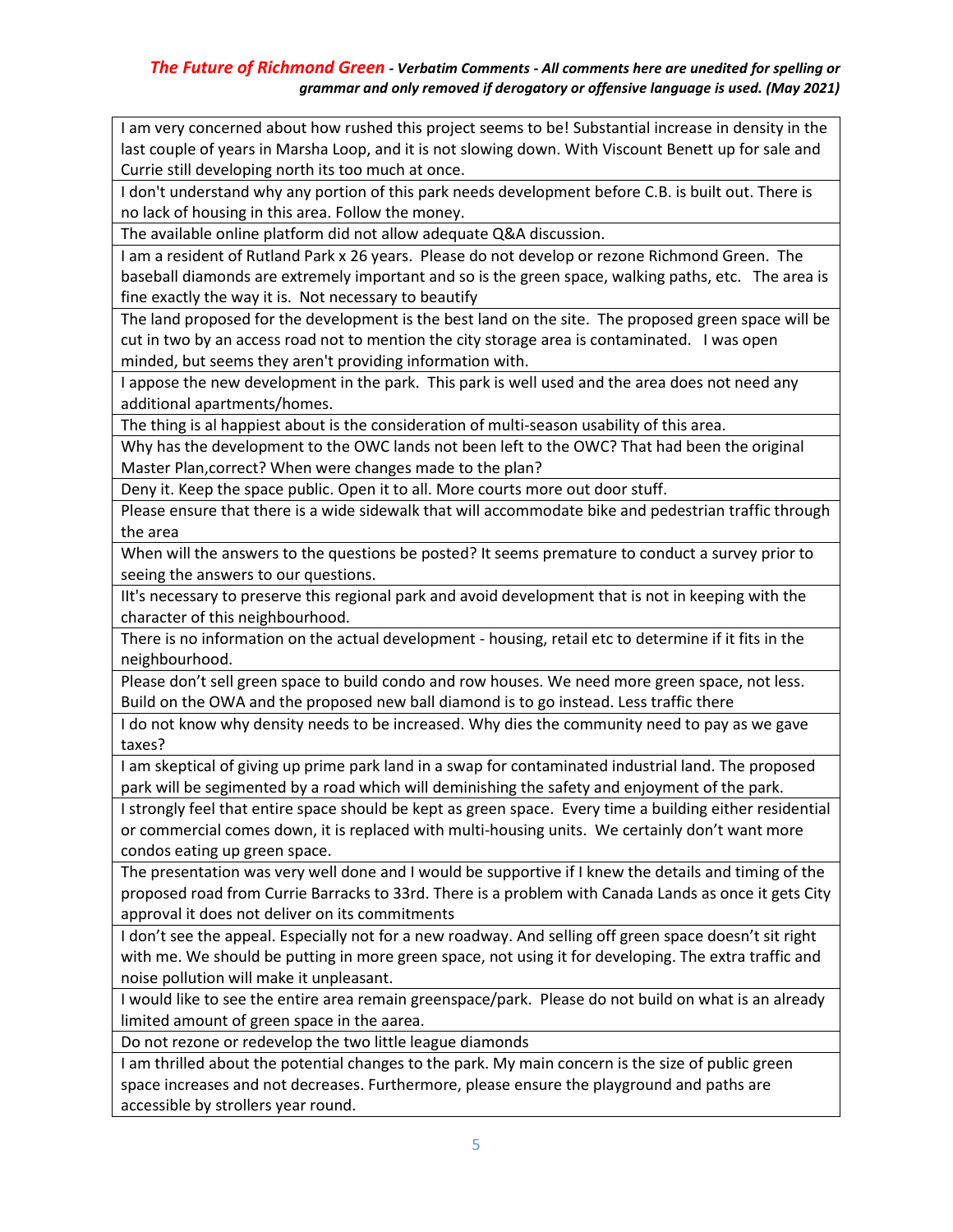*The Future of Richmond Green - Verbatim Comments - All comments here are unedited for spelling or grammar and only removed if derogatory or offensive language is used. (May 2021)*

| |
|---|
| I am very concerned about how rushed this project seems to be! Substantial increase in density in the last couple of years in Marsha Loop, and it is not slowing down. With Viscount Benett up for sale and Currie still developing north its too much at once. |
| I don't understand why any portion of this park needs development before C.B. is built out. There is no lack of housing in this area. Follow the money. |
| The available online platform did not allow adequate Q&A discussion. |
| I am a resident of Rutland Park x 26 years. Please do not develop or rezone Richmond Green. The baseball diamonds are extremely important and so is the green space, walking paths, etc. The area is fine exactly the way it is. Not necessary to beautify |
| The land proposed for the development is the best land on the site. The proposed green space will be cut in two by an access road not to mention the city storage area is contaminated. I was open minded, but seems they aren't providing information with. |
| I appose the new development in the park. This park is well used and the area does not need any additional apartments/homes. |
| The thing is al happiest about is the consideration of multi-season usability of this area. |
| Why has the development to the OWC lands not been left to the OWC? That had been the original Master Plan,correct? When were changes made to the plan? |
| Deny it. Keep the space public. Open it to all. More courts more out door stuff. |
| Please ensure that there is a wide sidewalk that will accommodate bike and pedestrian traffic through the area |
| When will the answers to the questions be posted? It seems premature to conduct a survey prior to seeing the answers to our questions. |
| IIt's necessary to preserve this regional park and avoid development that is not in keeping with the character of this neighbourhood. |
| There is no information on the actual development - housing, retail etc to determine if it fits in the neighbourhood. |
| Please don't sell green space to build condo and row houses. We need more green space, not less. Build on the OWA and the proposed new ball diamond is to go instead. Less traffic there |
| I do not know why density needs to be increased. Why dies the community need to pay as we gave taxes? |
| I am skeptical of giving up prime park land in a swap for contaminated industrial land. The proposed park will be segimented by a road which will deminishing the safety and enjoyment of the park. |
| I strongly feel that entire space should be kept as green space. Every time a building either residential or commercial comes down, it is replaced with multi-housing units. We certainly don't want more condos eating up green space. |
| The presentation was very well done and I would be supportive if I knew the details and timing of the proposed road from Currie Barracks to 33rd. There is a problem with Canada Lands as once it gets City approval it does not deliver on its commitments |
| I don't see the appeal. Especially not for a new roadway. And selling off green space doesn't sit right with me. We should be putting in more green space, not using it for developing. The extra traffic and noise pollution will make it unpleasant. |
| I would like to see the entire area remain greenspace/park. Please do not build on what is an already limited amount of green space in the aarea. |
| Do not rezone or redevelop the two little league diamonds |
| I am thrilled about the potential changes to the park. My main concern is the size of public green space increases and not decreases. Furthermore, please ensure the playground and paths are accessible by strollers year round. |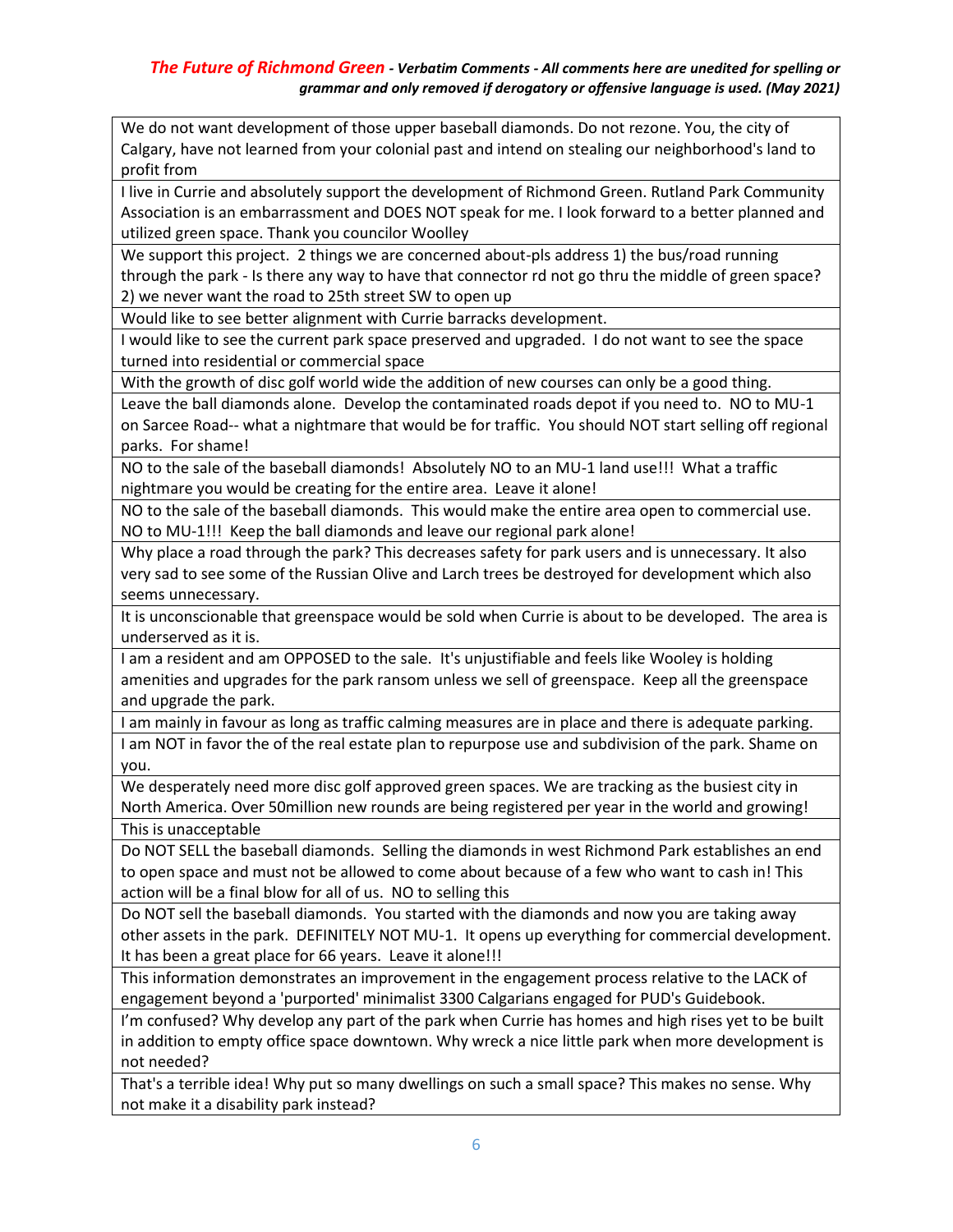*The Future of Richmond Green - Verbatim Comments - All comments here are unedited for spelling or grammar and only removed if derogatory or offensive language is used. (May 2021)*

| |
|---|
| We do not want development of those upper baseball diamonds. Do not rezone. You, the city of Calgary, have not learned from your colonial past and intend on stealing our neighborhood's land to profit from |
| I live in Currie and absolutely support the development of Richmond Green. Rutland Park Community Association is an embarrassment and DOES NOT speak for me. I look forward to a better planned and utilized green space. Thank you councilor Woolley |
| We support this project. 2 things we are concerned about-pls address 1) the bus/road running through the park - Is there any way to have that connector rd not go thru the middle of green space? 2) we never want the road to 25th street SW to open up |
| Would like to see better alignment with Currie barracks development. |
| I would like to see the current park space preserved and upgraded. I do not want to see the space turned into residential or commercial space |
| With the growth of disc golf world wide the addition of new courses can only be a good thing. |
| Leave the ball diamonds alone. Develop the contaminated roads depot if you need to. NO to MU-1 on Sarcee Road-- what a nightmare that would be for traffic. You should NOT start selling off regional parks. For shame! |
| NO to the sale of the baseball diamonds! Absolutely NO to an MU-1 land use!!! What a traffic nightmare you would be creating for the entire area. Leave it alone! |
| NO to the sale of the baseball diamonds. This would make the entire area open to commercial use. NO to MU-1!!! Keep the ball diamonds and leave our regional park alone! |
| Why place a road through the park? This decreases safety for park users and is unnecessary. It also very sad to see some of the Russian Olive and Larch trees be destroyed for development which also seems unnecessary. |
| It is unconscionable that greenspace would be sold when Currie is about to be developed. The area is underserved as it is. |
| I am a resident and am OPPOSED to the sale. It's unjustifiable and feels like Wooley is holding amenities and upgrades for the park ransom unless we sell of greenspace. Keep all the greenspace and upgrade the park. |
| I am mainly in favour as long as traffic calming measures are in place and there is adequate parking. |
| I am NOT in favor the of the real estate plan to repurpose use and subdivision of the park. Shame on you. |
| We desperately need more disc golf approved green spaces. We are tracking as the busiest city in North America. Over 50million new rounds are being registered per year in the world and growing! |
| This is unacceptable |
| Do NOT SELL the baseball diamonds. Selling the diamonds in west Richmond Park establishes an end to open space and must not be allowed to come about because of a few who want to cash in! This action will be a final blow for all of us. NO to selling this |
| Do NOT sell the baseball diamonds. You started with the diamonds and now you are taking away other assets in the park. DEFINITELY NOT MU-1. It opens up everything for commercial development. It has been a great place for 66 years. Leave it alone!!! |
| This information demonstrates an improvement in the engagement process relative to the LACK of engagement beyond a 'purported' minimalist 3300 Calgarians engaged for PUD's Guidebook. |
| I'm confused? Why develop any part of the park when Currie has homes and high rises yet to be built in addition to empty office space downtown. Why wreck a nice little park when more development is not needed? |
| That's a terrible idea! Why put so many dwellings on such a small space? This makes no sense. Why not make it a disability park instead? |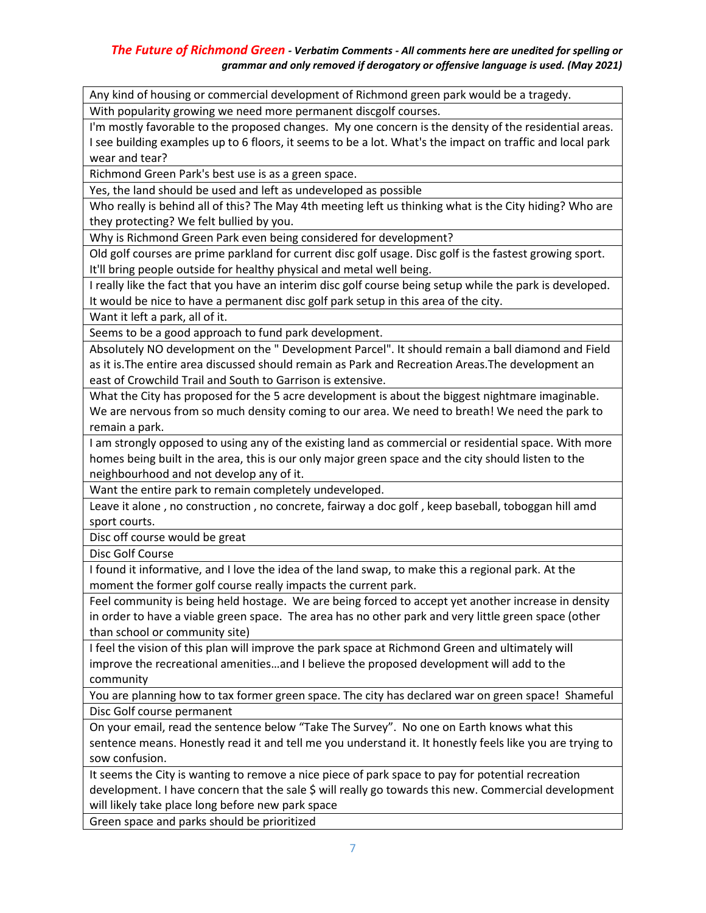*The Future of Richmond Green - Verbatim Comments - All comments here are unedited for spelling or grammar and only removed if derogatory or offensive language is used. (May 2021)*

| |
|---|
| Any kind of housing or commercial development of Richmond green park would be a tragedy. |
| With popularity growing we need more permanent discgolf courses. |
| I'm mostly favorable to the proposed changes. My one concern is the density of the residential areas. I see building examples up to 6 floors, it seems to be a lot. What's the impact on traffic and local park wear and tear? |
| Richmond Green Park's best use is as a green space. |
| Yes, the land should be used and left as undeveloped as possible |
| Who really is behind all of this? The May 4th meeting left us thinking what is the City hiding? Who are they protecting? We felt bullied by you. |
| Why is Richmond Green Park even being considered for development? |
| Old golf courses are prime parkland for current disc golf usage. Disc golf is the fastest growing sport. It'll bring people outside for healthy physical and metal well being. |
| I really like the fact that you have an interim disc golf course being setup while the park is developed. It would be nice to have a permanent disc golf park setup in this area of the city. |
| Want it left a park, all of it. |
| Seems to be a good approach to fund park development. |
| Absolutely NO development on the " Development Parcel". It should remain a ball diamond and Field as it is.The entire area discussed should remain as Park and Recreation Areas.The development an east of Crowchild Trail and South to Garrison is extensive. |
| What the City has proposed for the 5 acre development is about the biggest nightmare imaginable. We are nervous from so much density coming to our area. We need to breath! We need the park to remain a park. |
| I am strongly opposed to using any of the existing land as commercial or residential space. With more homes being built in the area, this is our only major green space and the city should listen to the neighbourhood and not develop any of it. |
| Want the entire park to remain completely undeveloped. |
| Leave it alone , no construction , no concrete, fairway a doc golf , keep baseball, toboggan hill amd sport courts. |
| Disc off course would be great |
| Disc Golf Course |
| I found it informative, and I love the idea of the land swap, to make this a regional park. At the moment the former golf course really impacts the current park. |
| Feel community is being held hostage. We are being forced to accept yet another increase in density in order to have a viable green space. The area has no other park and very little green space (other than school or community site) |
| I feel the vision of this plan will improve the park space at Richmond Green and ultimately will improve the recreational amenities…and I believe the proposed development will add to the community |
| You are planning how to tax former green space. The city has declared war on green space! Shameful |
| Disc Golf course permanent |
| On your email, read the sentence below "Take The Survey". No one on Earth knows what this sentence means. Honestly read it and tell me you understand it. It honestly feels like you are trying to sow confusion. |
| It seems the City is wanting to remove a nice piece of park space to pay for potential recreation development. I have concern that the sale $ will really go towards this new. Commercial development will likely take place long before new park space |
| Green space and parks should be prioritized |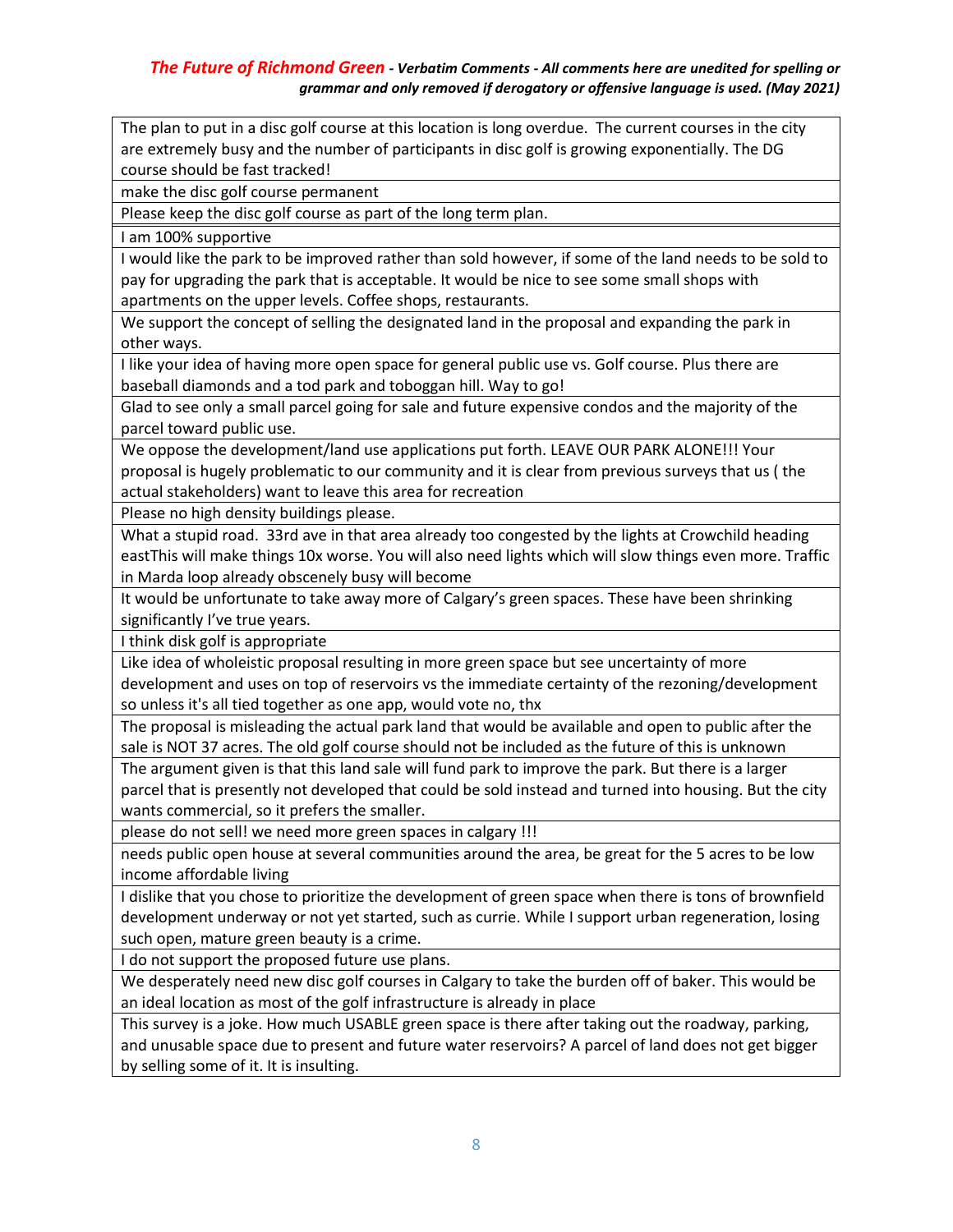| The plan to put in a disc golf course at this location is long overdue. The current courses in the city are extremely busy and the number of participants in disc golf is growing exponentially. The DG course should be fast tracked! |
|---|
| make the disc golf course permanent |
| Please keep the disc golf course as part of the long term plan. |
| I am 100% supportive |
| I would like the park to be improved rather than sold however, if some of the land needs to be sold to pay for upgrading the park that is acceptable. It would be nice to see some small shops with apartments on the upper levels. Coffee shops, restaurants. |
| We support the concept of selling the designated land in the proposal and expanding the park in other ways. |
| I like your idea of having more open space for general public use vs. Golf course. Plus there are baseball diamonds and a tod park and toboggan hill. Way to go! |
| Glad to see only a small parcel going for sale and future expensive condos and the majority of the parcel toward public use. |
| We oppose the development/land use applications put forth. LEAVE OUR PARK ALONE!!! Your proposal is hugely problematic to our community and it is clear from previous surveys that us ( the actual stakeholders) want to leave this area for recreation |
| Please no high density buildings please. |
| What a stupid road. 33rd ave in that area already too congested by the lights at Crowchild heading eastThis will make things 10x worse. You will also need lights which will slow things even more. Traffic in Marda loop already obscenely busy will become |
| It would be unfortunate to take away more of Calgary's green spaces. These have been shrinking significantly I've true years. |
| I think disk golf is appropriate |
| Like idea of wholeistic proposal resulting in more green space but see uncertainty of more development and uses on top of reservoirs vs the immediate certainty of the rezoning/development so unless it's all tied together as one app, would vote no, thx |
| The proposal is misleading the actual park land that would be available and open to public after the sale is NOT 37 acres. The old golf course should not be included as the future of this is unknown |
| The argument given is that this land sale will fund park to improve the park. But there is a larger parcel that is presently not developed that could be sold instead and turned into housing. But the city wants commercial, so it prefers the smaller. |
| please do not sell! we need more green spaces in calgary !!! |
| needs public open house at several communities around the area, be great for the 5 acres to be low income affordable living |
| I dislike that you chose to prioritize the development of green space when there is tons of brownfield development underway or not yet started, such as currie. While I support urban regeneration, losing such open, mature green beauty is a crime. |
| I do not support the proposed future use plans. |
| We desperately need new disc golf courses in Calgary to take the burden off of baker. This would be an ideal location as most of the golf infrastructure is already in place |
| This survey is a joke. How much USABLE green space is there after taking out the roadway, parking, and unusable space due to present and future water reservoirs? A parcel of land does not get bigger by selling some of it. It is insulting. |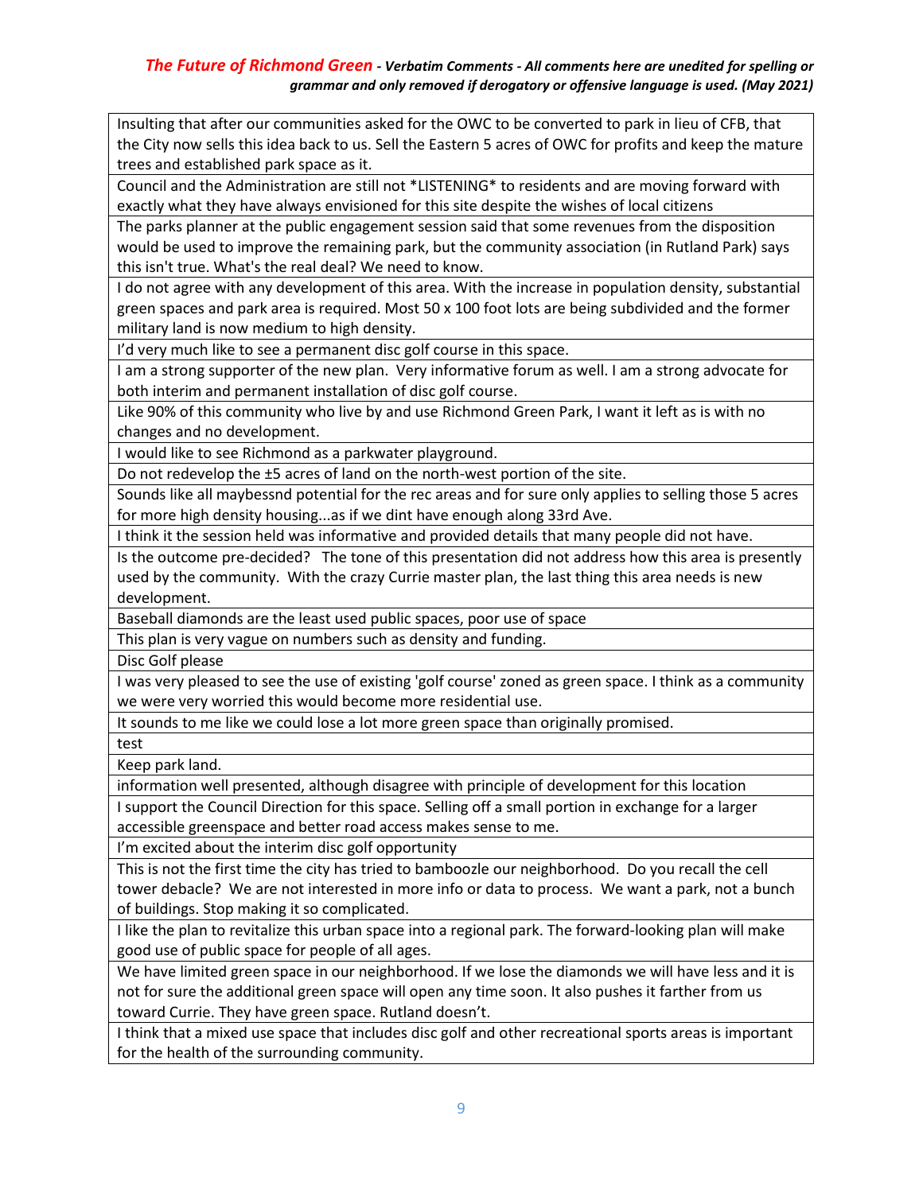| Insulting that after our communities asked for the OWC to be converted to park in lieu of CFB, that the City now sells this idea back to us. Sell the Eastern 5 acres of OWC for profits and keep the mature trees and established park space as it. |
|---|
| Council and the Administration are still not *LISTENING* to residents and are moving forward with exactly what they have always envisioned for this site despite the wishes of local citizens |
| The parks planner at the public engagement session said that some revenues from the disposition would be used to improve the remaining park, but the community association (in Rutland Park) says this isn't true. What's the real deal? We need to know. |
| I do not agree with any development of this area. With the increase in population density, substantial green spaces and park area is required. Most 50 x 100 foot lots are being subdivided and the former military land is now medium to high density. |
| I'd very much like to see a permanent disc golf course in this space. |
| I am a strong supporter of the new plan. Very informative forum as well. I am a strong advocate for both interim and permanent installation of disc golf course. |
| Like 90% of this community who live by and use Richmond Green Park, I want it left as is with no changes and no development. |
| I would like to see Richmond as a parkwater playground. |
| Do not redevelop the ±5 acres of land on the north-west portion of the site. |
| Sounds like all maybessnd potential for the rec areas and for sure only applies to selling those 5 acres for more high density housing...as if we dint have enough along 33rd Ave. |
| I think it the session held was informative and provided details that many people did not have. |
| Is the outcome pre-decided? The tone of this presentation did not address how this area is presently used by the community. With the crazy Currie master plan, the last thing this area needs is new development. |
| Baseball diamonds are the least used public spaces, poor use of space |
| This plan is very vague on numbers such as density and funding. |
| Disc Golf please |
| I was very pleased to see the use of existing 'golf course' zoned as green space. I think as a community we were very worried this would become more residential use. |
| It sounds to me like we could lose a lot more green space than originally promised. |
| test |
| Keep park land. |
| information well presented, although disagree with principle of development for this location |
| I support the Council Direction for this space. Selling off a small portion in exchange for a larger accessible greenspace and better road access makes sense to me. |
| I'm excited about the interim disc golf opportunity |
| This is not the first time the city has tried to bamboozle our neighborhood. Do you recall the cell tower debacle? We are not interested in more info or data to process. We want a park, not a bunch of buildings. Stop making it so complicated. |
| I like the plan to revitalize this urban space into a regional park. The forward-looking plan will make good use of public space for people of all ages. |
| We have limited green space in our neighborhood. If we lose the diamonds we will have less and it is not for sure the additional green space will open any time soon. It also pushes it farther from us toward Currie. They have green space. Rutland doesn't. |
| I think that a mixed use space that includes disc golf and other recreational sports areas is important for the health of the surrounding community. |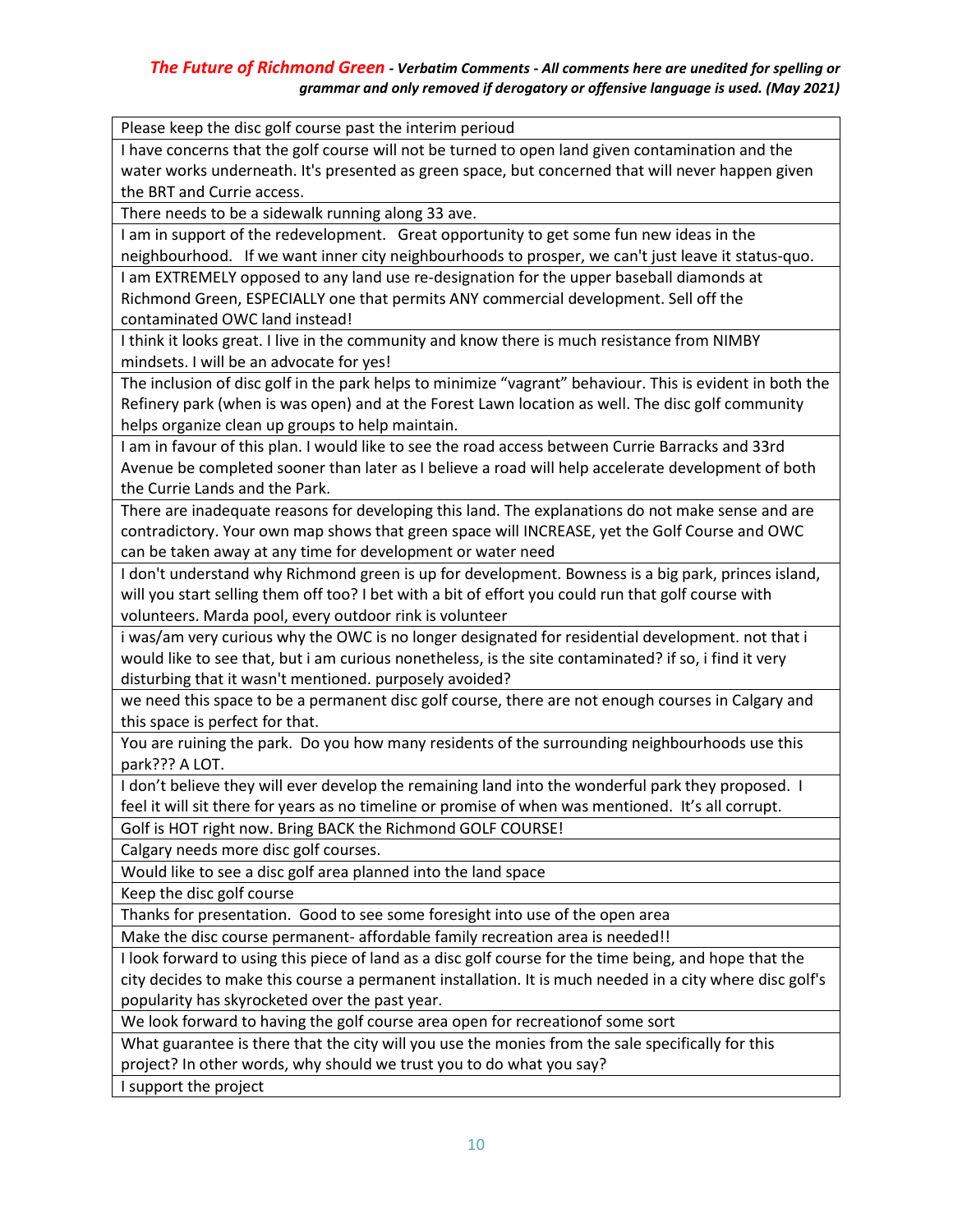***The Future of Richmond Green** - Verbatim Comments - All comments here are unedited for spelling or grammar and only removed if derogatory or offensive language is used. (May 2021)*

| |
|---|
| Please keep the disc golf course past the interim perioud |
| I have concerns that the golf course will not be turned to open land given contamination and the water works underneath. It's presented as green space, but concerned that will never happen given the BRT and Currie access. |
| There needs to be a sidewalk running along 33 ave. |
| I am in support of the redevelopment. Great opportunity to get some fun new ideas in the neighbourhood. If we want inner city neighbourhoods to prosper, we can't just leave it status-quo. |
| I am EXTREMELY opposed to any land use re-designation for the upper baseball diamonds at Richmond Green, ESPECIALLY one that permits ANY commercial development. Sell off the contaminated OWC land instead! |
| I think it looks great. I live in the community and know there is much resistance from NIMBY mindsets. I will be an advocate for yes! |
| The inclusion of disc golf in the park helps to minimize "vagrant" behaviour. This is evident in both the Refinery park (when is was open) and at the Forest Lawn location as well. The disc golf community helps organize clean up groups to help maintain. |
| I am in favour of this plan. I would like to see the road access between Currie Barracks and 33rd Avenue be completed sooner than later as I believe a road will help accelerate development of both the Currie Lands and the Park. |
| There are inadequate reasons for developing this land. The explanations do not make sense and are contradictory. Your own map shows that green space will INCREASE, yet the Golf Course and OWC can be taken away at any time for development or water need |
| I don't understand why Richmond green is up for development. Bowness is a big park, princes island, will you start selling them off too? I bet with a bit of effort you could run that golf course with volunteers. Marda pool, every outdoor rink is volunteer |
| i was/am very curious why the OWC is no longer designated for residential development. not that i would like to see that, but i am curious nonetheless, is the site contaminated? if so, i find it very disturbing that it wasn't mentioned. purposely avoided? |
| we need this space to be a permanent disc golf course, there are not enough courses in Calgary and this space is perfect for that. |
| You are ruining the park. Do you how many residents of the surrounding neighbourhoods use this park??? A LOT. |
| I don't believe they will ever develop the remaining land into the wonderful park they proposed. I feel it will sit there for years as no timeline or promise of when was mentioned. It's all corrupt. |
| Golf is HOT right now. Bring BACK the Richmond GOLF COURSE! |
| Calgary needs more disc golf courses. |
| Would like to see a disc golf area planned into the land space |
| Keep the disc golf course |
| Thanks for presentation. Good to see some foresight into use of the open area |
| Make the disc course permanent- affordable family recreation area is needed!! |
| I look forward to using this piece of land as a disc golf course for the time being, and hope that the city decides to make this course a permanent installation. It is much needed in a city where disc golf's popularity has skyrocketed over the past year. |
| We look forward to having the golf course area open for recreationof some sort |
| What guarantee is there that the city will you use the monies from the sale specifically for this project? In other words, why should we trust you to do what you say? |
| I support the project |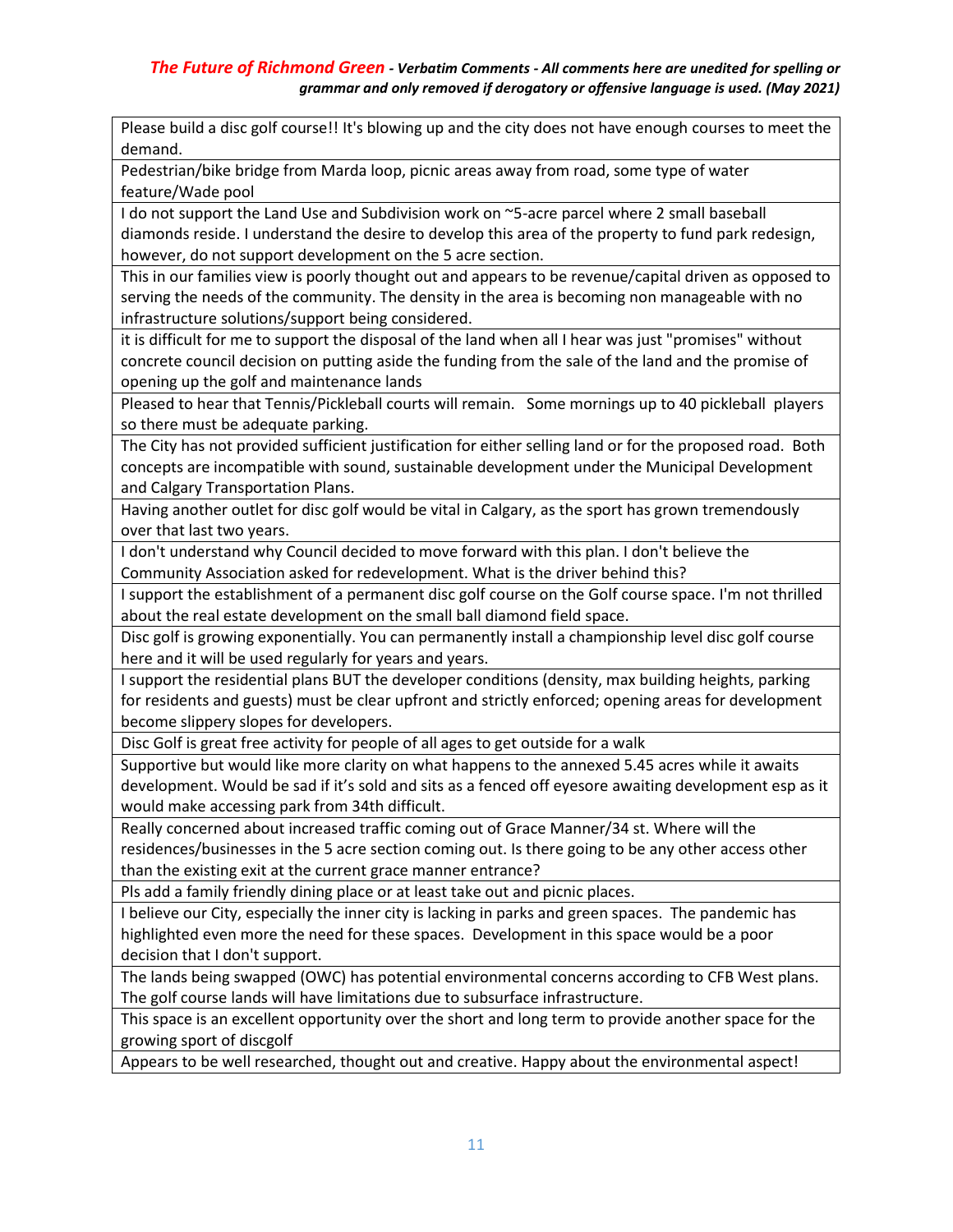| |
|---|
| Please build a disc golf course!! It's blowing up and the city does not have enough courses to meet the demand. |
| Pedestrian/bike bridge from Marda loop, picnic areas away from road, some type of water feature/Wade pool |
| I do not support the Land Use and Subdivision work on ~5-acre parcel where 2 small baseball diamonds reside. I understand the desire to develop this area of the property to fund park redesign, however, do not support development on the 5 acre section. |
| This in our families view is poorly thought out and appears to be revenue/capital driven as opposed to serving the needs of the community. The density in the area is becoming non manageable with no infrastructure solutions/support being considered. |
| it is difficult for me to support the disposal of the land when all I hear was just "promises" without concrete council decision on putting aside the funding from the sale of the land and the promise of opening up the golf and maintenance lands |
| Pleased to hear that Tennis/Pickleball courts will remain. Some mornings up to 40 pickleball players so there must be adequate parking. |
| The City has not provided sufficient justification for either selling land or for the proposed road. Both concepts are incompatible with sound, sustainable development under the Municipal Development and Calgary Transportation Plans. |
| Having another outlet for disc golf would be vital in Calgary, as the sport has grown tremendously over that last two years. |
| I don't understand why Council decided to move forward with this plan. I don't believe the Community Association asked for redevelopment. What is the driver behind this? |
| I support the establishment of a permanent disc golf course on the Golf course space. I'm not thrilled about the real estate development on the small ball diamond field space. |
| Disc golf is growing exponentially. You can permanently install a championship level disc golf course here and it will be used regularly for years and years. |
| I support the residential plans BUT the developer conditions (density, max building heights, parking for residents and guests) must be clear upfront and strictly enforced; opening areas for development become slippery slopes for developers. |
| Disc Golf is great free activity for people of all ages to get outside for a walk |
| Supportive but would like more clarity on what happens to the annexed 5.45 acres while it awaits development. Would be sad if it's sold and sits as a fenced off eyesore awaiting development esp as it would make accessing park from 34th difficult. |
| Really concerned about increased traffic coming out of Grace Manner/34 st. Where will the residences/businesses in the 5 acre section coming out. Is there going to be any other access other than the existing exit at the current grace manner entrance? |
| Pls add a family friendly dining place or at least take out and picnic places. |
| I believe our City, especially the inner city is lacking in parks and green spaces. The pandemic has highlighted even more the need for these spaces. Development in this space would be a poor decision that I don't support. |
| The lands being swapped (OWC) has potential environmental concerns according to CFB West plans. The golf course lands will have limitations due to subsurface infrastructure. |
| This space is an excellent opportunity over the short and long term to provide another space for the growing sport of discgolf |
| Appears to be well researched, thought out and creative. Happy about the environmental aspect! |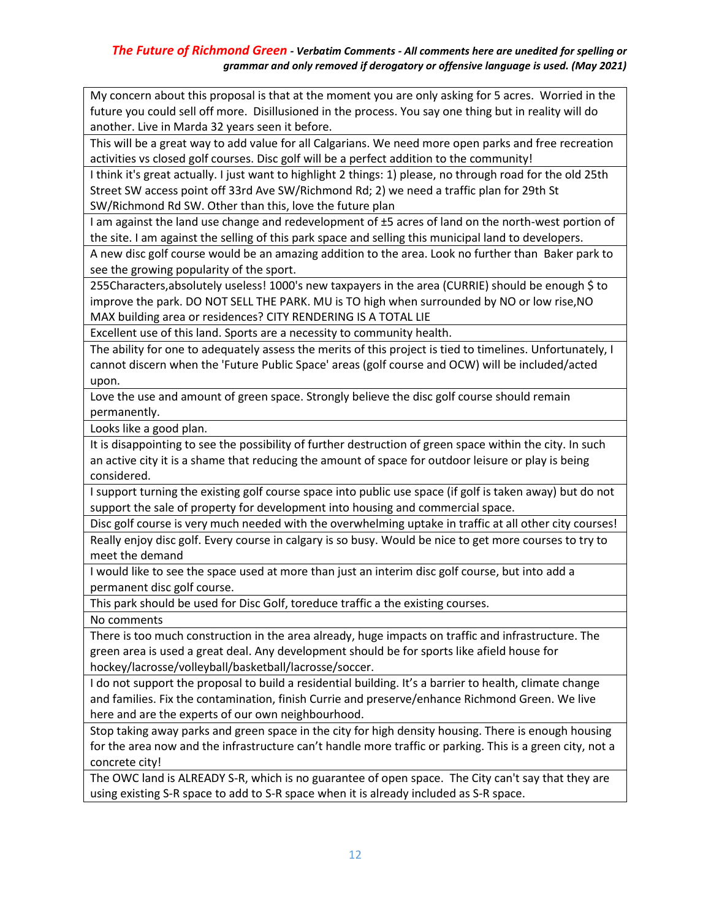*The Future of Richmond Green - Verbatim Comments - All comments here are unedited for spelling or grammar and only removed if derogatory or offensive language is used. (May 2021)*

| |
|---|
| My concern about this proposal is that at the moment you are only asking for 5 acres. Worried in the future you could sell off more. Disillusioned in the process. You say one thing but in reality will do another. Live in Marda 32 years seen it before. |
| This will be a great way to add value for all Calgarians. We need more open parks and free recreation activities vs closed golf courses. Disc golf will be a perfect addition to the community! |
| I think it's great actually. I just want to highlight 2 things: 1) please, no through road for the old 25th Street SW access point off 33rd Ave SW/Richmond Rd; 2) we need a traffic plan for 29th St SW/Richmond Rd SW. Other than this, love the future plan |
| I am against the land use change and redevelopment of ±5 acres of land on the north-west portion of the site. I am against the selling of this park space and selling this municipal land to developers. |
| A new disc golf course would be an amazing addition to the area. Look no further than Baker park to see the growing popularity of the sport. |
| 255Characters,absolutely useless! 1000's new taxpayers in the area (CURRIE) should be enough $ to improve the park. DO NOT SELL THE PARK. MU is TO high when surrounded by NO or low rise,NO MAX building area or residences? CITY RENDERING IS A TOTAL LIE |
| Excellent use of this land. Sports are a necessity to community health. |
| The ability for one to adequately assess the merits of this project is tied to timelines. Unfortunately, I cannot discern when the 'Future Public Space' areas (golf course and OCW) will be included/acted upon. |
| Love the use and amount of green space. Strongly believe the disc golf course should remain permanently. |
| Looks like a good plan. |
| It is disappointing to see the possibility of further destruction of green space within the city. In such an active city it is a shame that reducing the amount of space for outdoor leisure or play is being considered. |
| I support turning the existing golf course space into public use space (if golf is taken away) but do not support the sale of property for development into housing and commercial space. |
| Disc golf course is very much needed with the overwhelming uptake in traffic at all other city courses! |
| Really enjoy disc golf. Every course in calgary is so busy. Would be nice to get more courses to try to meet the demand |
| I would like to see the space used at more than just an interim disc golf course, but into add a permanent disc golf course. |
| This park should be used for Disc Golf, toreduce traffic a the existing courses. |
| No comments |
| There is too much construction in the area already, huge impacts on traffic and infrastructure. The green area is used a great deal. Any development should be for sports like afield house for hockey/lacrosse/volleyball/basketball/lacrosse/soccer. |
| I do not support the proposal to build a residential building. It's a barrier to health, climate change and families. Fix the contamination, finish Currie and preserve/enhance Richmond Green. We live here and are the experts of our own neighbourhood. |
| Stop taking away parks and green space in the city for high density housing. There is enough housing for the area now and the infrastructure can't handle more traffic or parking. This is a green city, not a concrete city! |
| The OWC land is ALREADY S-R, which is no guarantee of open space. The City can't say that they are using existing S-R space to add to S-R space when it is already included as S-R space. |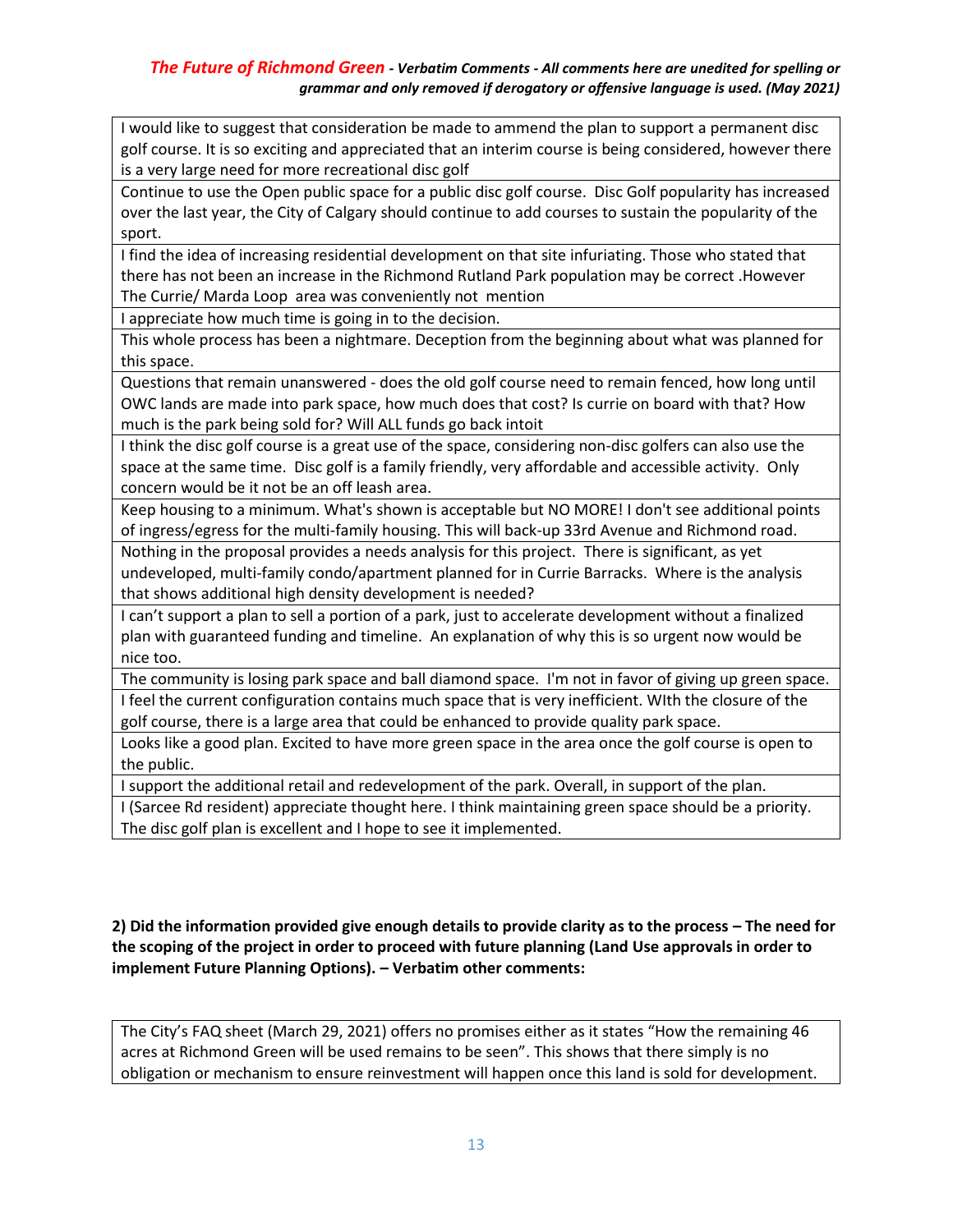| I would like to suggest that consideration be made to ammend the plan to support a permanent disc golf course. It is so exciting and appreciated that an interim course is being considered, however there is a very large need for more recreational disc golf |
|---|
| Continue to use the Open public space for a public disc golf course. Disc Golf popularity has increased over the last year, the City of Calgary should continue to add courses to sustain the popularity of the sport. |
| I find the idea of increasing residential development on that site infuriating. Those who stated that there has not been an increase in the Richmond Rutland Park population may be correct .However The Currie/ Marda Loop area was conveniently not mention |
| I appreciate how much time is going in to the decision. |
| This whole process has been a nightmare. Deception from the beginning about what was planned for this space. |
| Questions that remain unanswered - does the old golf course need to remain fenced, how long until OWC lands are made into park space, how much does that cost? Is currie on board with that? How much is the park being sold for? Will ALL funds go back intoit |
| I think the disc golf course is a great use of the space, considering non-disc golfers can also use the space at the same time. Disc golf is a family friendly, very affordable and accessible activity. Only concern would be it not be an off leash area. |
| Keep housing to a minimum. What's shown is acceptable but NO MORE! I don't see additional points of ingress/egress for the multi-family housing. This will back-up 33rd Avenue and Richmond road. |
| Nothing in the proposal provides a needs analysis for this project. There is significant, as yet undeveloped, multi-family condo/apartment planned for in Currie Barracks. Where is the analysis that shows additional high density development is needed? |
| I can't support a plan to sell a portion of a park, just to accelerate development without a finalized plan with guaranteed funding and timeline. An explanation of why this is so urgent now would be nice too. |
| The community is losing park space and ball diamond space. I'm not in favor of giving up green space. |
| I feel the current configuration contains much space that is very inefficient. WIth the closure of the golf course, there is a large area that could be enhanced to provide quality park space. |
| Looks like a good plan. Excited to have more green space in the area once the golf course is open to the public. |
| I support the additional retail and redevelopment of the park. Overall, in support of the plan. |
| I (Sarcee Rd resident) appreciate thought here. I think maintaining green space should be a priority. The disc golf plan is excellent and I hope to see it implemented. |

**2) Did the information provided give enough details to provide clarity as to the process – The need for the scoping of the project in order to proceed with future planning (Land Use approvals in order to implement Future Planning Options). – Verbatim other comments:**

| The City's FAQ sheet (March 29, 2021) offers no promises either as it states "How the remaining 46 acres at Richmond Green will be used remains to be seen". This shows that there simply is no obligation or mechanism to ensure reinvestment will happen once this land is sold for development. |
|---|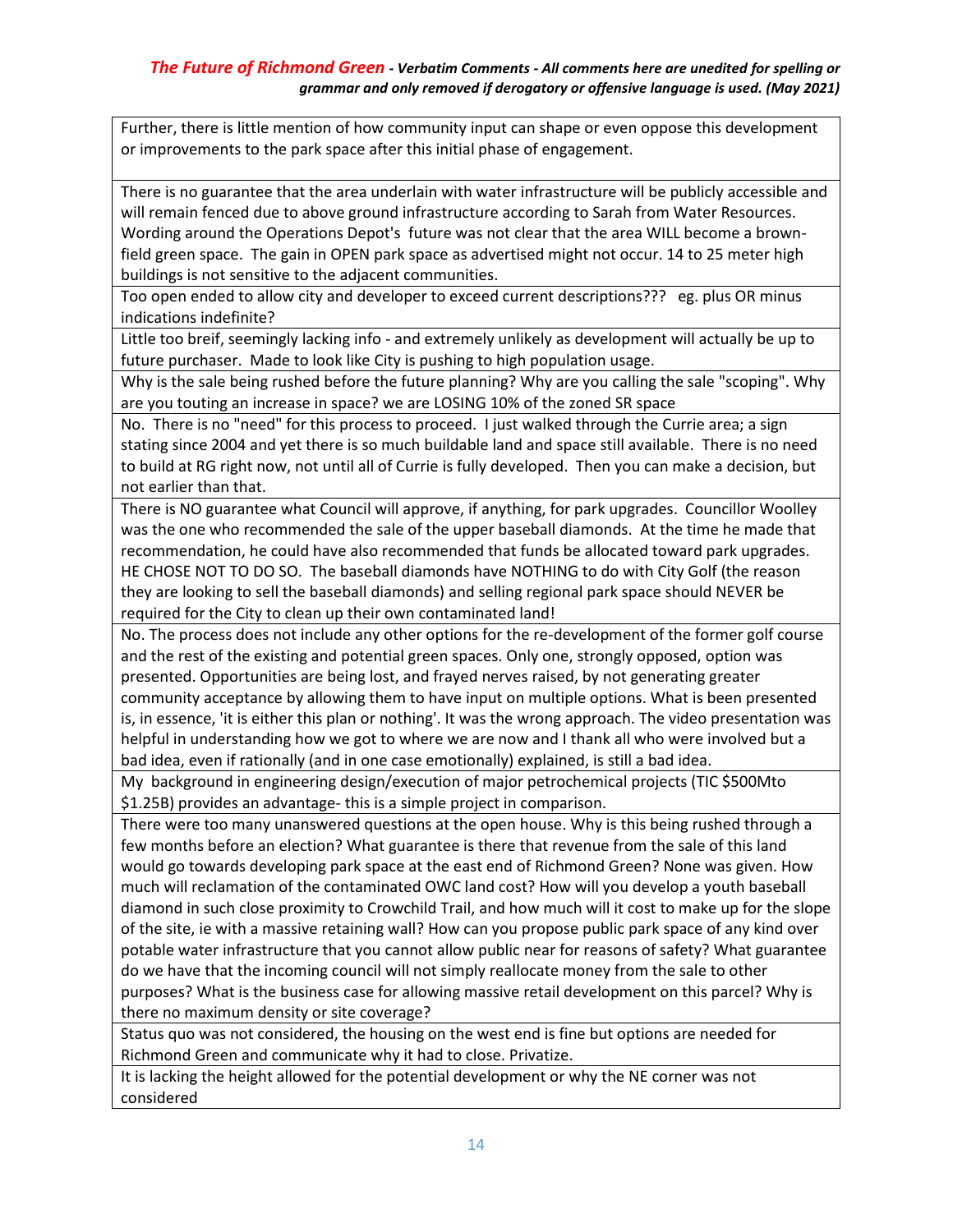| |
|---|
| Further, there is little mention of how community input can shape or even oppose this development or improvements to the park space after this initial phase of engagement. |
| There is no guarantee that the area underlain with water infrastructure will be publicly accessible and will remain fenced due to above ground infrastructure according to Sarah from Water Resources. Wording around the Operations Depot's future was not clear that the area WILL become a brown-field green space. The gain in OPEN park space as advertised might not occur. 14 to 25 meter high buildings is not sensitive to the adjacent communities. |
| Too open ended to allow city and developer to exceed current descriptions??? eg. plus OR minus indications indefinite? |
| Little too breif, seemingly lacking info - and extremely unlikely as development will actually be up to future purchaser. Made to look like City is pushing to high population usage. |
| Why is the sale being rushed before the future planning? Why are you calling the sale "scoping". Why are you touting an increase in space? we are LOSING 10% of the zoned SR space |
| No. There is no "need" for this process to proceed. I just walked through the Currie area; a sign stating since 2004 and yet there is so much buildable land and space still available. There is no need to build at RG right now, not until all of Currie is fully developed. Then you can make a decision, but not earlier than that. |
| There is NO guarantee what Council will approve, if anything, for park upgrades. Councillor Woolley was the one who recommended the sale of the upper baseball diamonds. At the time he made that recommendation, he could have also recommended that funds be allocated toward park upgrades. HE CHOSE NOT TO DO SO. The baseball diamonds have NOTHING to do with City Golf (the reason they are looking to sell the baseball diamonds) and selling regional park space should NEVER be required for the City to clean up their own contaminated land! |
| No. The process does not include any other options for the re-development of the former golf course and the rest of the existing and potential green spaces. Only one, strongly opposed, option was presented. Opportunities are being lost, and frayed nerves raised, by not generating greater community acceptance by allowing them to have input on multiple options. What is been presented is, in essence, 'it is either this plan or nothing'. It was the wrong approach. The video presentation was helpful in understanding how we got to where we are now and I thank all who were involved but a bad idea, even if rationally (and in one case emotionally) explained, is still a bad idea. |
| My background in engineering design/execution of major petrochemical projects (TIC $500Mto $1.25B) provides an advantage- this is a simple project in comparison. |
| There were too many unanswered questions at the open house. Why is this being rushed through a few months before an election? What guarantee is there that revenue from the sale of this land would go towards developing park space at the east end of Richmond Green? None was given. How much will reclamation of the contaminated OWC land cost? How will you develop a youth baseball diamond in such close proximity to Crowchild Trail, and how much will it cost to make up for the slope of the site, ie with a massive retaining wall? How can you propose public park space of any kind over potable water infrastructure that you cannot allow public near for reasons of safety? What guarantee do we have that the incoming council will not simply reallocate money from the sale to other purposes? What is the business case for allowing massive retail development on this parcel? Why is there no maximum density or site coverage? |
| Status quo was not considered, the housing on the west end is fine but options are needed for Richmond Green and communicate why it had to close. Privatize. |
| It is lacking the height allowed for the potential development or why the NE corner was not considered |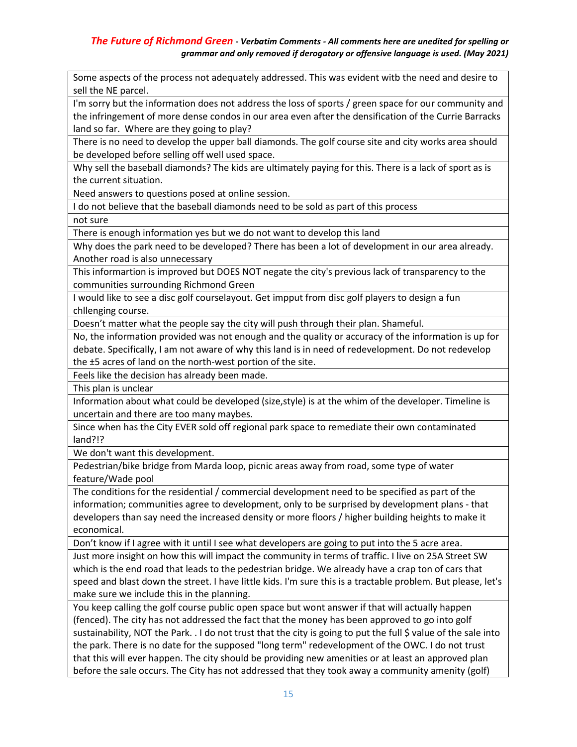| Some aspects of the process not adequately addressed. This was evident witb the need and desire to sell the NE parcel. |
|---|
| I'm sorry but the information does not address the loss of sports / green space for our community and the infringement of more dense condos in our area even after the densification of the Currie Barracks land so far. Where are they going to play? |
| There is no need to develop the upper ball diamonds. The golf course site and city works area should be developed before selling off well used space. |
| Why sell the baseball diamonds? The kids are ultimately paying for this. There is a lack of sport as is the current situation. |
| Need answers to questions posed at online session. |
| I do not believe that the baseball diamonds need to be sold as part of this process |
| not sure |
| There is enough information yes but we do not want to develop this land |
| Why does the park need to be developed? There has been a lot of development in our area already. Another road is also unnecessary |
| This informartion is improved but DOES NOT negate the city's previous lack of transparency to the communities surrounding Richmond Green |
| I would like to see a disc golf courselayout. Get impput from disc golf players to design a fun chllenging course. |
| Doesn't matter what the people say the city will push through their plan. Shameful. |
| No, the information provided was not enough and the quality or accuracy of the information is up for debate. Specifically, I am not aware of why this land is in need of redevelopment. Do not redevelop the ±5 acres of land on the north-west portion of the site. |
| Feels like the decision has already been made. |
| This plan is unclear |
| Information about what could be developed (size,style) is at the whim of the developer. Timeline is uncertain and there are too many maybes. |
| Since when has the City EVER sold off regional park space to remediate their own contaminated land?!? |
| We don't want this development. |
| Pedestrian/bike bridge from Marda loop, picnic areas away from road, some type of water feature/Wade pool |
| The conditions for the residential / commercial development need to be specified as part of the information; communities agree to development, only to be surprised by development plans - that developers than say need the increased density or more floors / higher building heights to make it economical. |
| Don't know if I agree with it until I see what developers are going to put into the 5 acre area. |
| Just more insight on how this will impact the community in terms of traffic. I live on 25A Street SW which is the end road that leads to the pedestrian bridge. We already have a crap ton of cars that speed and blast down the street. I have little kids. I'm sure this is a tractable problem. But please, let's make sure we include this in the planning. |
| You keep calling the golf course public open space but wont answer if that will actually happen (fenced). The city has not addressed the fact that the money has been approved to go into golf sustainability, NOT the Park. . I do not trust that the city is going to put the full $ value of the sale into the park. There is no date for the supposed "long term" redevelopment of the OWC. I do not trust that this will ever happen. The city should be providing new amenities or at least an approved plan before the sale occurs. The City has not addressed that they took away a community amenity (golf) |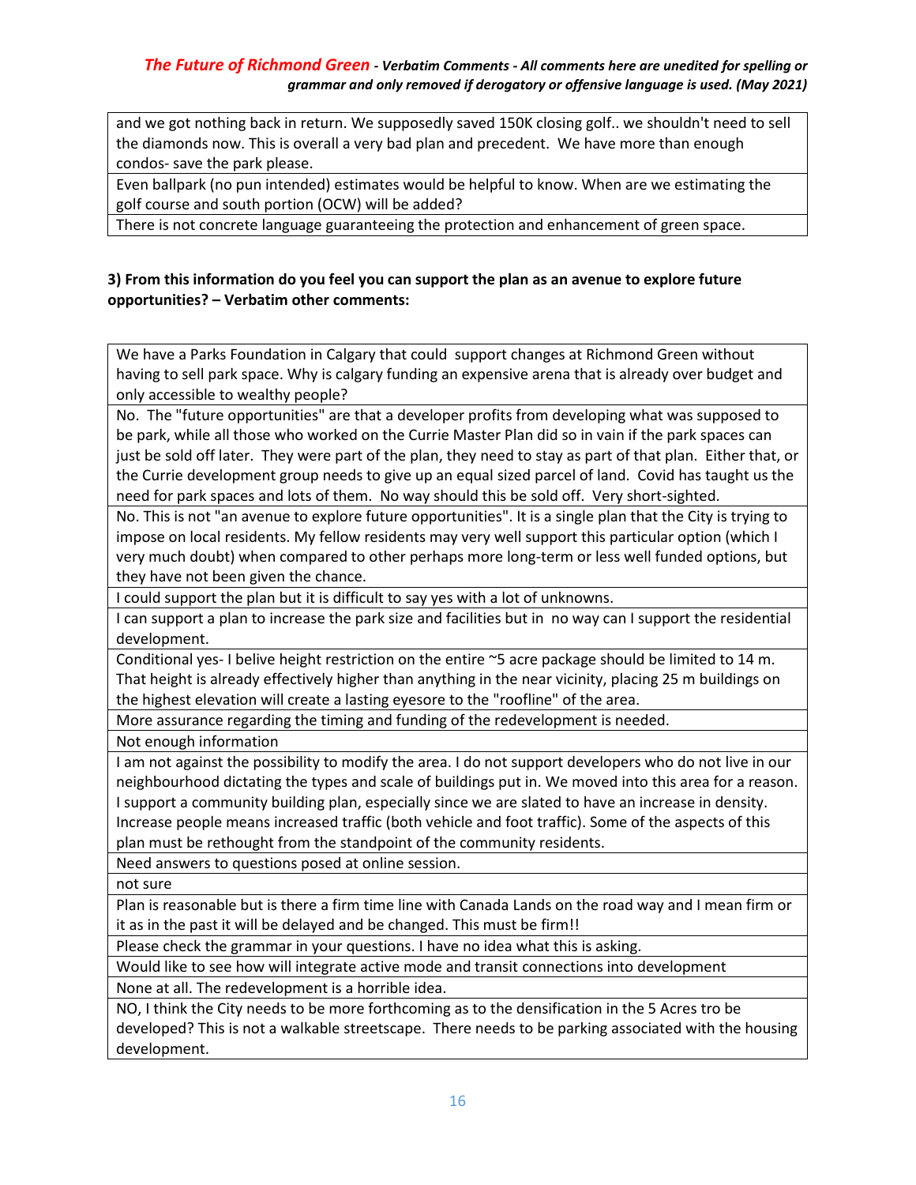| and we got nothing back in return. We supposedly saved 150K closing golf.. we shouldn't need to sell the diamonds now. This is overall a very bad plan and precedent. We have more than enough condos- save the park please. |
|---|
| Even ballpark (no pun intended) estimates would be helpful to know. When are we estimating the golf course and south portion (OCW) will be added? |
| There is not concrete language guaranteeing the protection and enhancement of green space. |

**3) From this information do you feel you can support the plan as an avenue to explore future opportunities? – Verbatim other comments:**

| We have a Parks Foundation in Calgary that could support changes at Richmond Green without having to sell park space. Why is calgary funding an expensive arena that is already over budget and only accessible to wealthy people? |
|---|
| No. The "future opportunities" are that a developer profits from developing what was supposed to be park, while all those who worked on the Currie Master Plan did so in vain if the park spaces can just be sold off later. They were part of the plan, they need to stay as part of that plan. Either that, or the Currie development group needs to give up an equal sized parcel of land. Covid has taught us the need for park spaces and lots of them. No way should this be sold off. Very short-sighted. |
| No. This is not "an avenue to explore future opportunities". It is a single plan that the City is trying to impose on local residents. My fellow residents may very well support this particular option (which I very much doubt) when compared to other perhaps more long-term or less well funded options, but they have not been given the chance. |
| I could support the plan but it is difficult to say yes with a lot of unknowns. |
| I can support a plan to increase the park size and facilities but in no way can I support the residential development. |
| Conditional yes- I belive height restriction on the entire ~5 acre package should be limited to 14 m. That height is already effectively higher than anything in the near vicinity, placing 25 m buildings on the highest elevation will create a lasting eyesore to the "roofline" of the area. |
| More assurance regarding the timing and funding of the redevelopment is needed. |
| Not enough information |
| I am not against the possibility to modify the area. I do not support developers who do not live in our neighbourhood dictating the types and scale of buildings put in. We moved into this area for a reason. I support a community building plan, especially since we are slated to have an increase in density. Increase people means increased traffic (both vehicle and foot traffic). Some of the aspects of this plan must be rethought from the standpoint of the community residents. |
| Need answers to questions posed at online session. |
| not sure |
| Plan is reasonable but is there a firm time line with Canada Lands on the road way and I mean firm or it as in the past it will be delayed and be changed. This must be firm!! |
| Please check the grammar in your questions. I have no idea what this is asking. |
| Would like to see how will integrate active mode and transit connections into development |
| None at all. The redevelopment is a horrible idea. |
| NO, I think the City needs to be more forthcoming as to the densification in the 5 Acres tro be developed? This is not a walkable streetscape. There needs to be parking associated with the housing development. |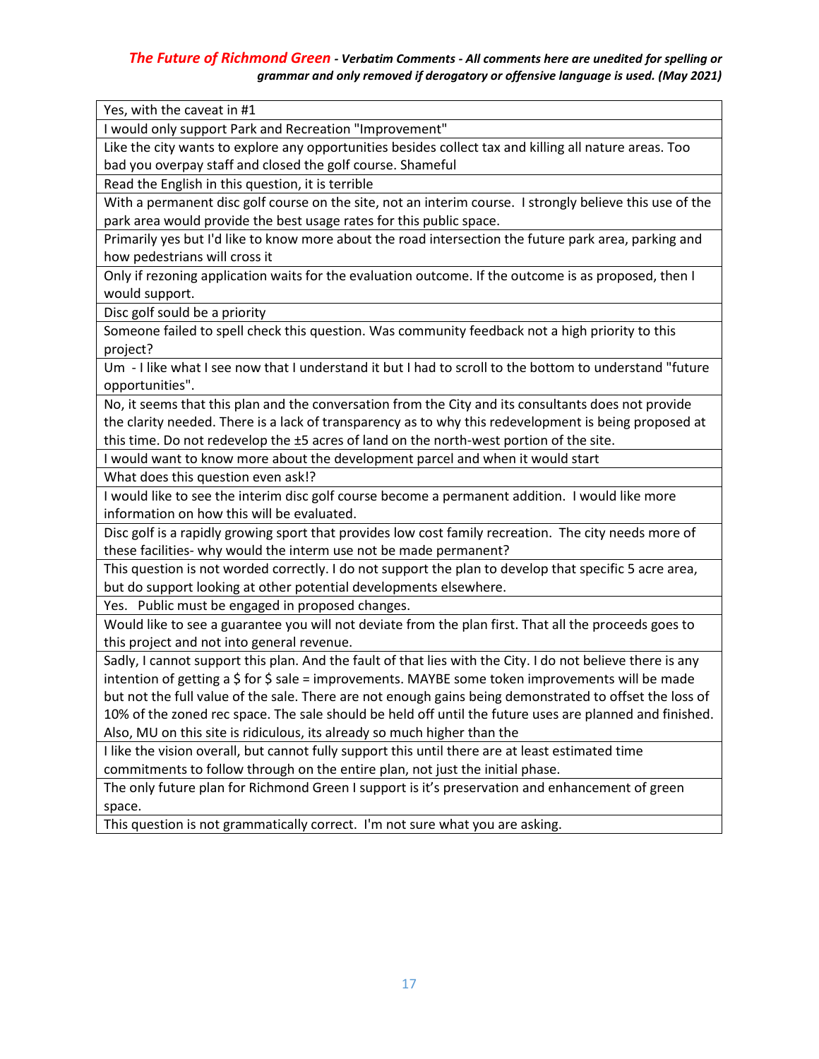| Yes, with the caveat in #1 |
|---|
| I would only support Park and Recreation "Improvement" |
| Like the city wants to explore any opportunities besides collect tax and killing all nature areas. Too bad you overpay staff and closed the golf course. Shameful |
| Read the English in this question, it is terrible |
| With a permanent disc golf course on the site, not an interim course. I strongly believe this use of the park area would provide the best usage rates for this public space. |
| Primarily yes but I'd like to know more about the road intersection the future park area, parking and how pedestrians will cross it |
| Only if rezoning application waits for the evaluation outcome. If the outcome is as proposed, then I would support. |
| Disc golf sould be a priority |
| Someone failed to spell check this question. Was community feedback not a high priority to this project? |
| Um - I like what I see now that I understand it but I had to scroll to the bottom to understand "future opportunities". |
| No, it seems that this plan and the conversation from the City and its consultants does not provide the clarity needed. There is a lack of transparency as to why this redevelopment is being proposed at this time. Do not redevelop the ±5 acres of land on the north-west portion of the site. |
| I would want to know more about the development parcel and when it would start |
| What does this question even ask!? |
| I would like to see the interim disc golf course become a permanent addition. I would like more information on how this will be evaluated. |
| Disc golf is a rapidly growing sport that provides low cost family recreation. The city needs more of these facilities- why would the interm use not be made permanent? |
| This question is not worded correctly. I do not support the plan to develop that specific 5 acre area, but do support looking at other potential developments elsewhere. |
| Yes. Public must be engaged in proposed changes. |
| Would like to see a guarantee you will not deviate from the plan first. That all the proceeds goes to this project and not into general revenue. |
| Sadly, I cannot support this plan. And the fault of that lies with the City. I do not believe there is any intention of getting a $ for $ sale = improvements. MAYBE some token improvements will be made but not the full value of the sale. There are not enough gains being demonstrated to offset the loss of 10% of the zoned rec space. The sale should be held off until the future uses are planned and finished. Also, MU on this site is ridiculous, its already so much higher than the |
| I like the vision overall, but cannot fully support this until there are at least estimated time commitments to follow through on the entire plan, not just the initial phase. |
| The only future plan for Richmond Green I support is it's preservation and enhancement of green space. |
| This question is not grammatically correct. I'm not sure what you are asking. |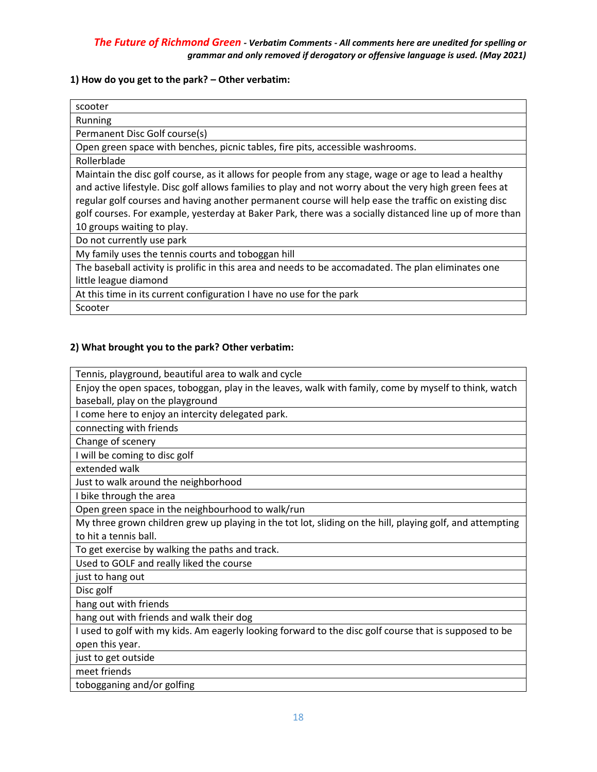***The Future of Richmond Green** - Verbatim Comments - All comments here are unedited for spelling or grammar and only removed if derogatory or offensive language is used. (May 2021)*

**1) How do you get to the park? – Other verbatim:**

| |
|---|
| scooter |
| Running |
| Permanent Disc Golf course(s) |
| Open green space with benches, picnic tables, fire pits, accessible washrooms. |
| Rollerblade |
| Maintain the disc golf course, as it allows for people from any stage, wage or age to lead a healthy and active lifestyle. Disc golf allows families to play and not worry about the very high green fees at regular golf courses and having another permanent course will help ease the traffic on existing disc golf courses. For example, yesterday at Baker Park, there was a socially distanced line up of more than 10 groups waiting to play. |
| Do not currently use park |
| My family uses the tennis courts and toboggan hill |
| The baseball activity is prolific in this area and needs to be accomadated. The plan eliminates one little league diamond |
| At this time in its current configuration I have no use for the park |
| Scooter |

**2) What brought you to the park? Other verbatim:**

| |
|---|
| Tennis, playground, beautiful area to walk and cycle |
| Enjoy the open spaces, toboggan, play in the leaves, walk with family, come by myself to think, watch baseball, play on the playground |
| I come here to enjoy an intercity delegated park. |
| connecting with friends |
| Change of scenery |
| I will be coming to disc golf |
| extended walk |
| Just to walk around the neighborhood |
| I bike through the area |
| Open green space in the neighbourhood to walk/run |
| My three grown children grew up playing in the tot lot, sliding on the hill, playing golf, and attempting to hit a tennis ball. |
| To get exercise by walking the paths and track. |
| Used to GOLF and really liked the course |
| just to hang out |
| Disc golf |
| hang out with friends |
| hang out with friends and walk their dog |
| I used to golf with my kids. Am eagerly looking forward to the disc golf course that is supposed to be open this year. |
| just to get outside |
| meet friends |
| tobogganing and/or golfing |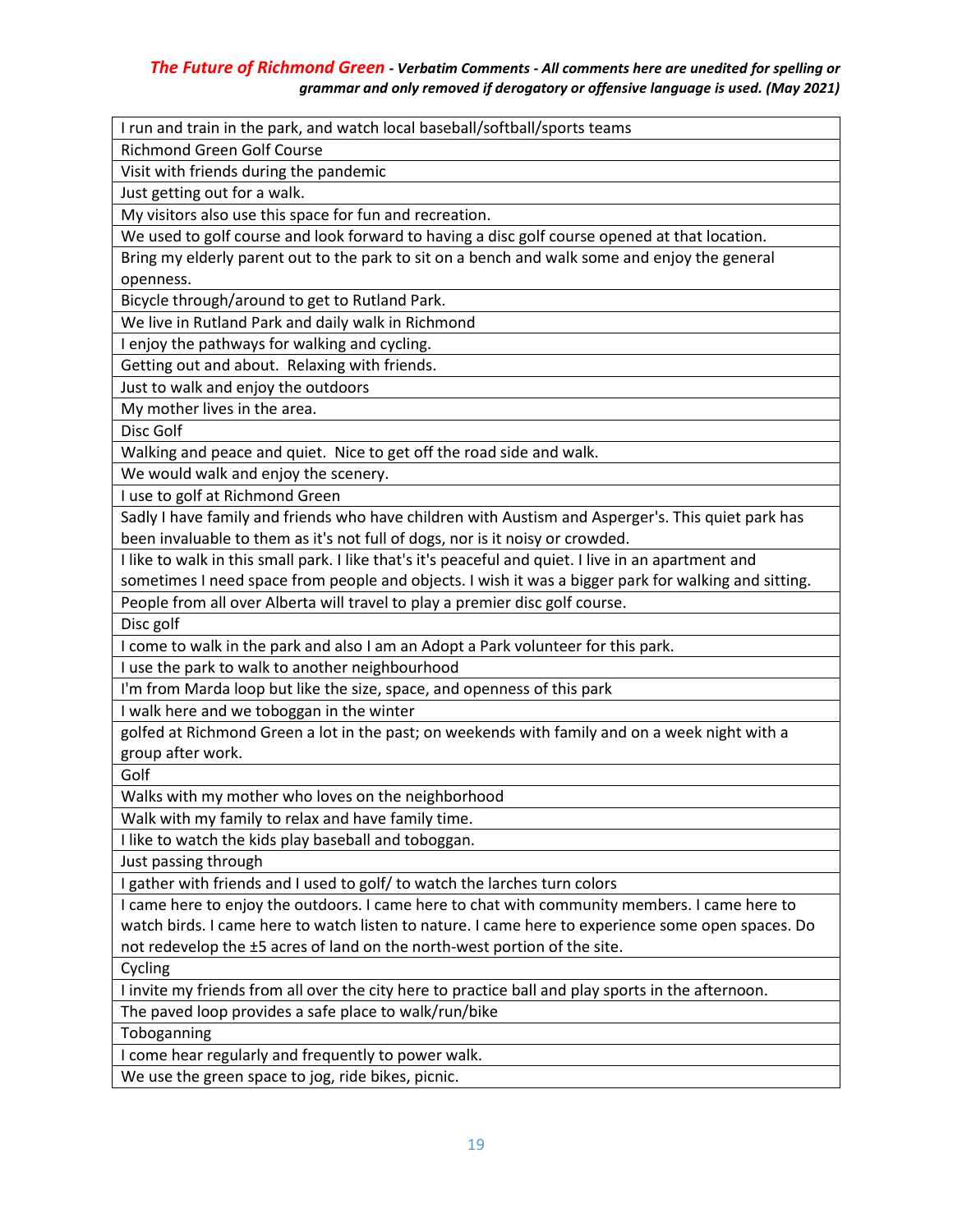| I run and train in the park, and watch local baseball/softball/sports teams |
| --- |
| Richmond Green Golf Course |
| Visit with friends during the pandemic |
| Just getting out for a walk. |
| My visitors also use this space for fun and recreation. |
| We used to golf course and look forward to having a disc golf course opened at that location. |
| Bring my elderly parent out to the park to sit on a bench and walk some and enjoy the general openness. |
| Bicycle through/around to get to Rutland Park. |
| We live in Rutland Park and daily walk in Richmond |
| I enjoy the pathways for walking and cycling. |
| Getting out and about.  Relaxing with friends. |
| Just to walk and enjoy the outdoors |
| My mother lives in the area. |
| Disc Golf |
| Walking and peace and quiet.  Nice to get off the road side and walk. |
| We would walk and enjoy the scenery. |
| I use to golf at Richmond Green |
| Sadly I have family and friends who have children with Austism and Asperger's. This quiet park has been invaluable to them as it's not full of dogs, nor is it noisy or crowded. |
| I like to walk in this small park. I like that's it's peaceful and quiet. I live in an apartment and sometimes I need space from people and objects. I wish it was a bigger park for walking and sitting. |
| People from all over Alberta will travel to play a premier disc golf course. |
| Disc golf |
| I come to walk in the park and also I am an Adopt a Park volunteer for this park. |
| I use the park to walk to another neighbourhood |
| I'm from Marda loop but like the size, space, and openness of this park |
| I walk here and we toboggan in the winter |
| golfed at Richmond Green a lot in the past; on weekends with family and on a week night with a group after work. |
| Golf |
| Walks with my mother who loves on the neighborhood |
| Walk with my family to relax and have family time. |
| I like to watch the kids play baseball and toboggan. |
| Just passing through |
| I gather with friends and I used to golf/ to watch the larches turn colors |
| I came here to enjoy the outdoors. I came here to chat with community members. I came here to watch birds. I came here to watch listen to nature. I came here to experience some open spaces. Do not redevelop the ±5 acres of land on the north-west portion of the site. |
| Cycling |
| I invite my friends from all over the city here to practice ball and play sports in the afternoon. |
| The paved loop provides a safe place to walk/run/bike |
| Tobogganing |
| I come hear regularly and frequently to power walk. |
| We use the green space to jog, ride bikes, picnic. |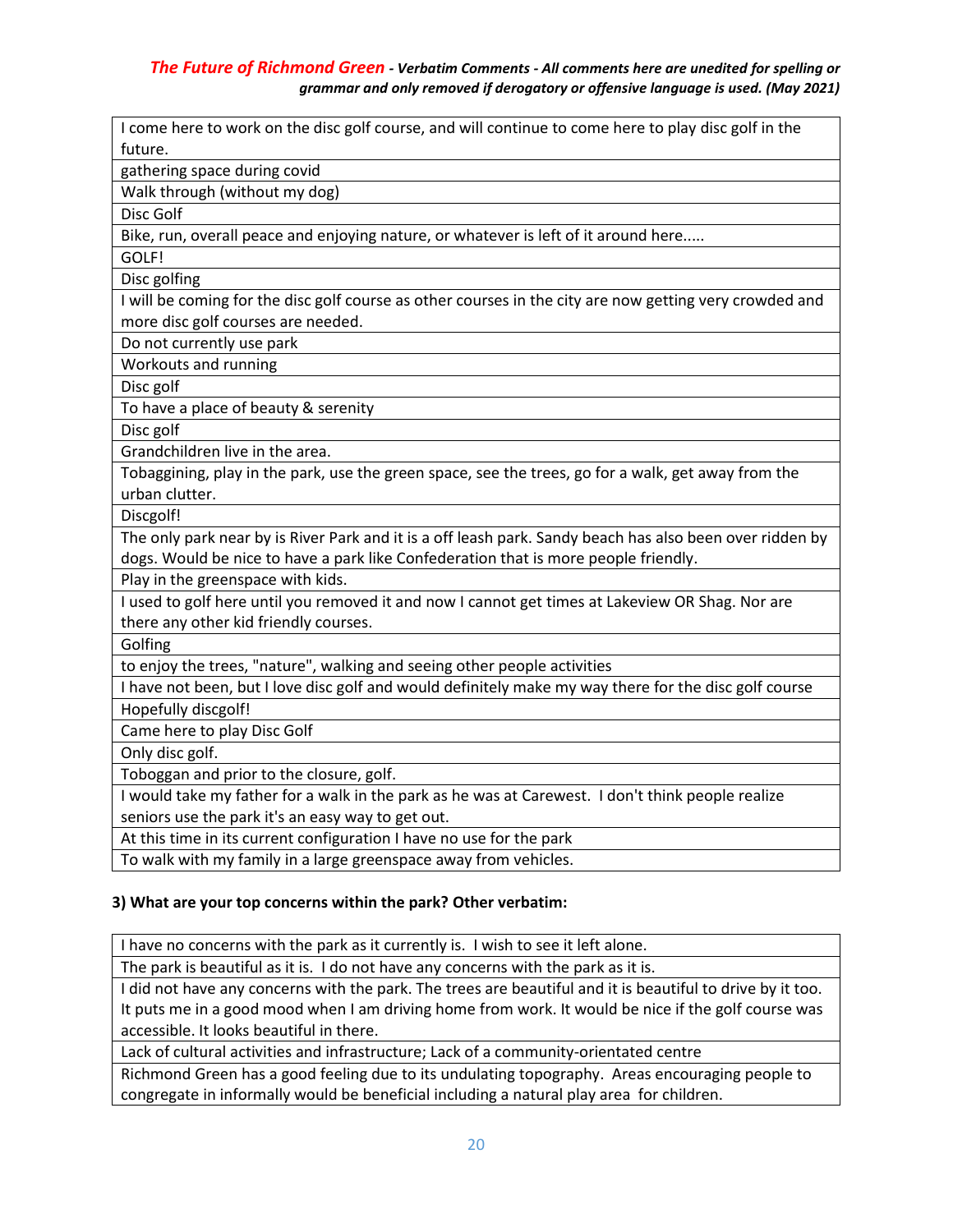*The Future of Richmond Green - Verbatim Comments - All comments here are unedited for spelling or grammar and only removed if derogatory or offensive language is used. (May 2021)*

| |
|---|
| I come here to work on the disc golf course, and will continue to come here to play disc golf in the future. |
| gathering space during covid |
| Walk through (without my dog) |
| Disc Golf |
| Bike, run, overall peace and enjoying nature, or whatever is left of it around here..... |
| GOLF! |
| Disc golfing |
| I will be coming for the disc golf course as other courses in the city are now getting very crowded and more disc golf courses are needed. |
| Do not currently use park |
| Workouts and running |
| Disc golf |
| To have a place of beauty & serenity |
| Disc golf |
| Grandchildren live in the area. |
| Tobaggining, play in the park, use the green space, see the trees, go for a walk, get away from the urban clutter. |
| Discgolf! |
| The only park near by is River Park and it is a off leash park. Sandy beach has also been over ridden by dogs. Would be nice to have a park like Confederation that is more people friendly. |
| Play in the greenspace with kids. |
| I used to golf here until you removed it and now I cannot get times at Lakeview OR Shag. Nor are there any other kid friendly courses. |
| Golfing |
| to enjoy the trees, "nature", walking and seeing other people activities |
| I have not been, but I love disc golf and would definitely make my way there for the disc golf course |
| Hopefully discgolf! |
| Came here to play Disc Golf |
| Only disc golf. |
| Toboggan and prior to the closure, golf. |
| I would take my father for a walk in the park as he was at Carewest. I don't think people realize seniors use the park it's an easy way to get out. |
| At this time in its current configuration I have no use for the park |
| To walk with my family in a large greenspace away from vehicles. |

**3) What are your top concerns within the park? Other verbatim:**

| |
|---|
| I have no concerns with the park as it currently is. I wish to see it left alone. |
| The park is beautiful as it is. I do not have any concerns with the park as it is. |
| I did not have any concerns with the park. The trees are beautiful and it is beautiful to drive by it too. It puts me in a good mood when I am driving home from work. It would be nice if the golf course was accessible. It looks beautiful in there. |
| Lack of cultural activities and infrastructure; Lack of a community-orientated centre |
| Richmond Green has a good feeling due to its undulating topography. Areas encouraging people to congregate in informally would be beneficial including a natural play area for children. |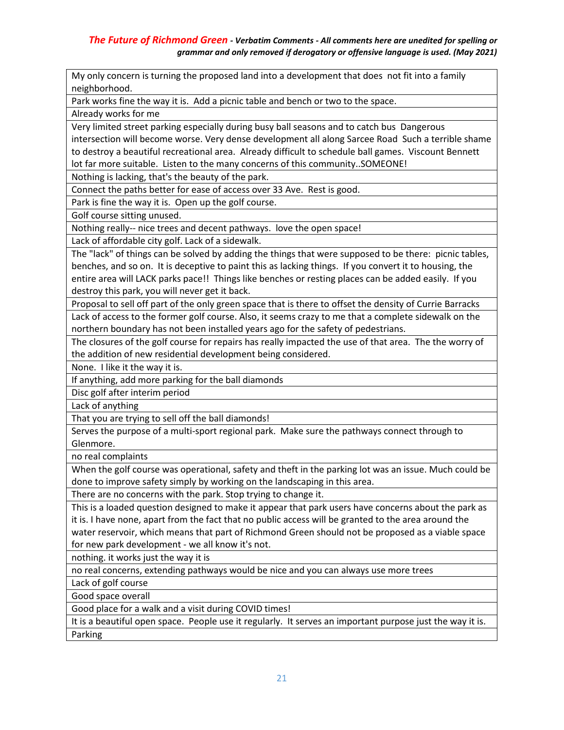| My only concern is turning the proposed land into a development that does not fit into a family neighborhood. |
|---|
| Park works fine the way it is. Add a picnic table and bench or two to the space. |
| Already works for me |
| Very limited street parking especially during busy ball seasons and to catch bus Dangerous intersection will become worse. Very dense development all along Sarcee Road Such a terrible shame to destroy a beautiful recreational area. Already difficult to schedule ball games. Viscount Bennett lot far more suitable. Listen to the many concerns of this community..SOMEONE! |
| Nothing is lacking, that's the beauty of the park. |
| Connect the paths better for ease of access over 33 Ave. Rest is good. |
| Park is fine the way it is. Open up the golf course. |
| Golf course sitting unused. |
| Nothing really-- nice trees and decent pathways. love the open space! |
| Lack of affordable city golf. Lack of a sidewalk. |
| The "lack" of things can be solved by adding the things that were supposed to be there: picnic tables, benches, and so on. It is deceptive to paint this as lacking things. If you convert it to housing, the entire area will LACK parks pace!! Things like benches or resting places can be added easily. If you destroy this park, you will never get it back. |
| Proposal to sell off part of the only green space that is there to offset the density of Currie Barracks |
| Lack of access to the former golf course. Also, it seems crazy to me that a complete sidewalk on the northern boundary has not been installed years ago for the safety of pedestrians. |
| The closures of the golf course for repairs has really impacted the use of that area. The the worry of the addition of new residential development being considered. |
| None. I like it the way it is. |
| If anything, add more parking for the ball diamonds |
| Disc golf after interim period |
| Lack of anything |
| That you are trying to sell off the ball diamonds! |
| Serves the purpose of a multi-sport regional park. Make sure the pathways connect through to Glenmore. |
| no real complaints |
| When the golf course was operational, safety and theft in the parking lot was an issue. Much could be done to improve safety simply by working on the landscaping in this area. |
| There are no concerns with the park. Stop trying to change it. |
| This is a loaded question designed to make it appear that park users have concerns about the park as it is. I have none, apart from the fact that no public access will be granted to the area around the water reservoir, which means that part of Richmond Green should not be proposed as a viable space for new park development - we all know it's not. |
| nothing. it works just the way it is |
| no real concerns, extending pathways would be nice and you can always use more trees |
| Lack of golf course |
| Good space overall |
| Good place for a walk and a visit during COVID times! |
| It is a beautiful open space. People use it regularly. It serves an important purpose just the way it is. |
| Parking |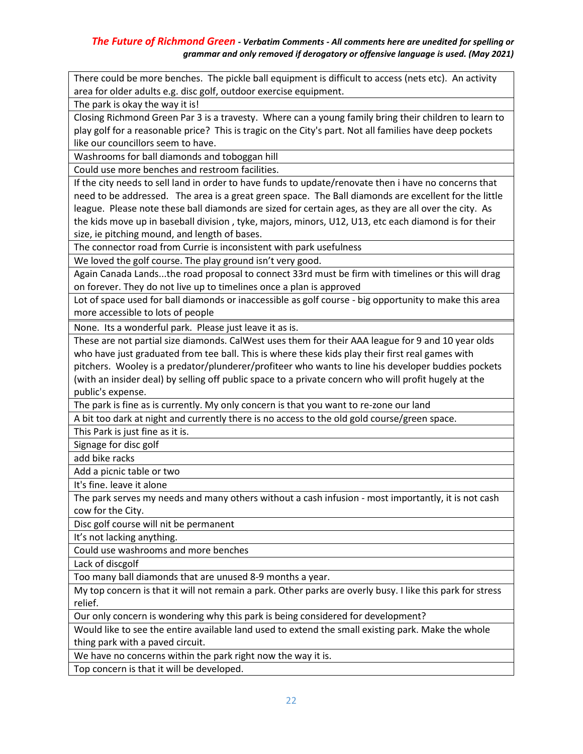*The Future of Richmond Green - Verbatim Comments - All comments here are unedited for spelling or grammar and only removed if derogatory or offensive language is used. (May 2021)*

| |
|---|
| There could be more benches. The pickle ball equipment is difficult to access (nets etc). An activity area for older adults e.g. disc golf, outdoor exercise equipment. |
| The park is okay the way it is! |
| Closing Richmond Green Par 3 is a travesty. Where can a young family bring their children to learn to play golf for a reasonable price? This is tragic on the City's part. Not all families have deep pockets like our councillors seem to have. |
| Washrooms for ball diamonds and toboggan hill |
| Could use more benches and restroom facilities. |
| If the city needs to sell land in order to have funds to update/renovate then i have no concerns that need to be addressed. The area is a great green space. The Ball diamonds are excellent for the little league. Please note these ball diamonds are sized for certain ages, as they are all over the city. As the kids move up in baseball division , tyke, majors, minors, U12, U13, etc each diamond is for their size, ie pitching mound, and length of bases. |
| The connector road from Currie is inconsistent with park usefulness |
| We loved the golf course. The play ground isn't very good. |
| Again Canada Lands...the road proposal to connect 33rd must be firm with timelines or this will drag on forever. They do not live up to timelines once a plan is approved |
| Lot of space used for ball diamonds or inaccessible as golf course - big opportunity to make this area more accessible to lots of people |
| None. Its a wonderful park. Please just leave it as is. |
| These are not partial size diamonds. CalWest uses them for their AAA league for 9 and 10 year olds who have just graduated from tee ball. This is where these kids play their first real games with pitchers. Wooley is a predator/plunderer/profiteer who wants to line his developer buddies pockets (with an insider deal) by selling off public space to a private concern who will profit hugely at the public's expense. |
| The park is fine as is currently. My only concern is that you want to re-zone our land |
| A bit too dark at night and currently there is no access to the old gold course/green space. |
| This Park is just fine as it is. |
| Signage for disc golf |
| add bike racks |
| Add a picnic table or two |
| It's fine. leave it alone |
| The park serves my needs and many others without a cash infusion - most importantly, it is not cash cow for the City. |
| Disc golf course will nit be permanent |
| It's not lacking anything. |
| Could use washrooms and more benches |
| Lack of discgolf |
| Too many ball diamonds that are unused 8-9 months a year. |
| My top concern is that it will not remain a park. Other parks are overly busy. I like this park for stress relief. |
| Our only concern is wondering why this park is being considered for development? |
| Would like to see the entire available land used to extend the small existing park. Make the whole thing park with a paved circuit. |
| We have no concerns within the park right now the way it is. |
| Top concern is that it will be developed. |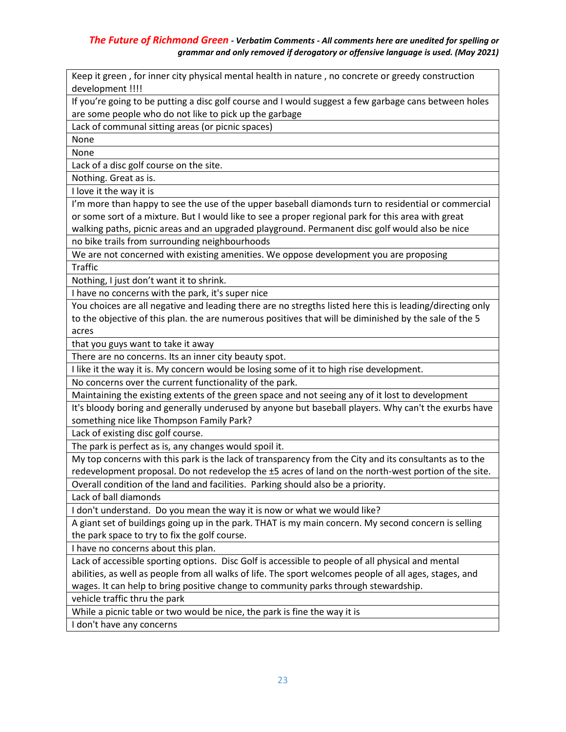***The Future of Richmond Green** - Verbatim Comments - All comments here are unedited for spelling or grammar and only removed if derogatory or offensive language is used. (May 2021)*

| |
|---|
| Keep it green , for inner city physical mental health in nature , no concrete or greedy construction development !!!! |
| If you're going to be putting a disc golf course and I would suggest a few garbage cans between holes are some people who do not like to pick up the garbage |
| Lack of communal sitting areas (or picnic spaces) |
| None |
| None |
| Lack of a disc golf course on the site. |
| Nothing. Great as is. |
| I love it the way it is |
| I'm more than happy to see the use of the upper baseball diamonds turn to residential or commercial or some sort of a mixture. But I would like to see a proper regional park for this area with great walking paths, picnic areas and an upgraded playground. Permanent disc golf would also be nice |
| no bike trails from surrounding neighbourhoods |
| We are not concerned with existing amenities. We oppose development you are proposing |
| Traffic |
| Nothing, I just don't want it to shrink. |
| I have no concerns with the park, it's super nice |
| You choices are all negative and leading there are no stregths listed here this is leading/directing only to the objective of this plan. the are numerous positives that will be diminished by the sale of the 5 acres |
| that you guys want to take it away |
| There are no concerns. Its an inner city beauty spot. |
| I like it the way it is. My concern would be losing some of it to high rise development. |
| No concerns over the current functionality of the park. |
| Maintaining the existing extents of the green space and not seeing any of it lost to development |
| It's bloody boring and generally underused by anyone but baseball players. Why can't the exurbs have something nice like Thompson Family Park? |
| Lack of existing disc golf course. |
| The park is perfect as is, any changes would spoil it. |
| My top concerns with this park is the lack of transparency from the City and its consultants as to the redevelopment proposal. Do not redevelop the ±5 acres of land on the north-west portion of the site. |
| Overall condition of the land and facilities. Parking should also be a priority. |
| Lack of ball diamonds |
| I don't understand. Do you mean the way it is now or what we would like? |
| A giant set of buildings going up in the park. THAT is my main concern. My second concern is selling the park space to try to fix the golf course. |
| I have no concerns about this plan. |
| Lack of accessible sporting options. Disc Golf is accessible to people of all physical and mental abilities, as well as people from all walks of life. The sport welcomes people of all ages, stages, and wages. It can help to bring positive change to community parks through stewardship. |
| vehicle traffic thru the park |
| While a picnic table or two would be nice, the park is fine the way it is |
| I don't have any concerns |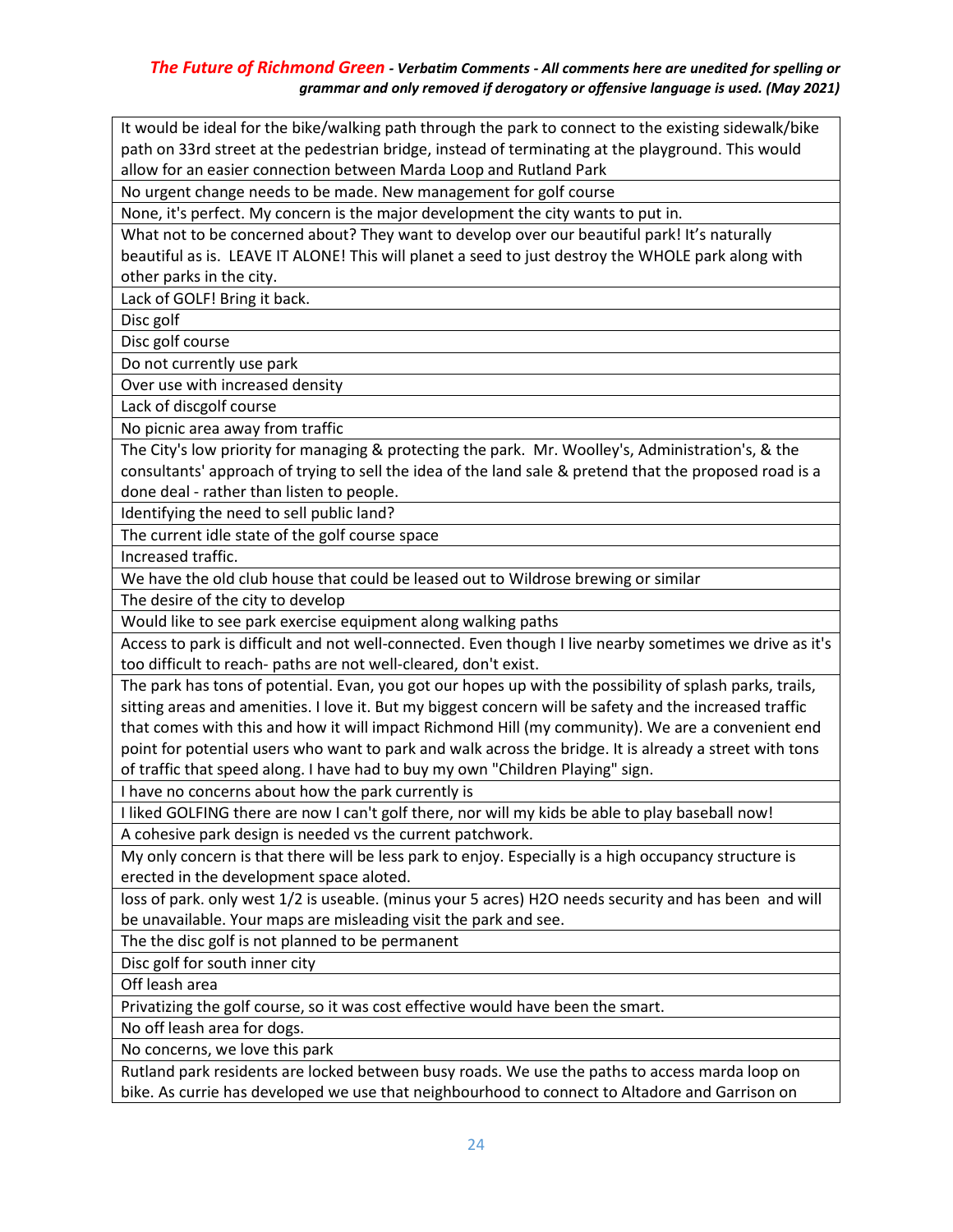| It would be ideal for the bike/walking path through the park to connect to the existing sidewalk/bike path on 33rd street at the pedestrian bridge, instead of terminating at the playground. This would allow for an easier connection between Marda Loop and Rutland Park |
|---|
| No urgent change needs to be made. New management for golf course |
| None, it's perfect. My concern is the major development the city wants to put in. |
| What not to be concerned about? They want to develop over our beautiful park! It's naturally beautiful as is. LEAVE IT ALONE! This will planet a seed to just destroy the WHOLE park along with other parks in the city. |
| Lack of GOLF! Bring it back. |
| Disc golf |
| Disc golf course |
| Do not currently use park |
| Over use with increased density |
| Lack of discgolf course |
| No picnic area away from traffic |
| The City's low priority for managing & protecting the park. Mr. Woolley's, Administration's, & the consultants' approach of trying to sell the idea of the land sale & pretend that the proposed road is a done deal - rather than listen to people. |
| Identifying the need to sell public land? |
| The current idle state of the golf course space |
| Increased traffic. |
| We have the old club house that could be leased out to Wildrose brewing or similar |
| The desire of the city to develop |
| Would like to see park exercise equipment along walking paths |
| Access to park is difficult and not well-connected. Even though I live nearby sometimes we drive as it's too difficult to reach- paths are not well-cleared, don't exist. |
| The park has tons of potential. Evan, you got our hopes up with the possibility of splash parks, trails, sitting areas and amenities. I love it. But my biggest concern will be safety and the increased traffic that comes with this and how it will impact Richmond Hill (my community). We are a convenient end point for potential users who want to park and walk across the bridge. It is already a street with tons of traffic that speed along. I have had to buy my own "Children Playing" sign. |
| I have no concerns about how the park currently is |
| I liked GOLFING there are now I can't golf there, nor will my kids be able to play baseball now! |
| A cohesive park design is needed vs the current patchwork. |
| My only concern is that there will be less park to enjoy. Especially is a high occupancy structure is erected in the development space aloted. |
| loss of park. only west 1/2 is useable. (minus your 5 acres) H2O needs security and has been and will be unavailable. Your maps are misleading visit the park and see. |
| The the disc golf is not planned to be permanent |
| Disc golf for south inner city |
| Off leash area |
| Privatizing the golf course, so it was cost effective would have been the smart. |
| No off leash area for dogs. |
| No concerns, we love this park |
| Rutland park residents are locked between busy roads. We use the paths to access marda loop on bike. As currie has developed we use that neighbourhood to connect to Altadore and Garrison on |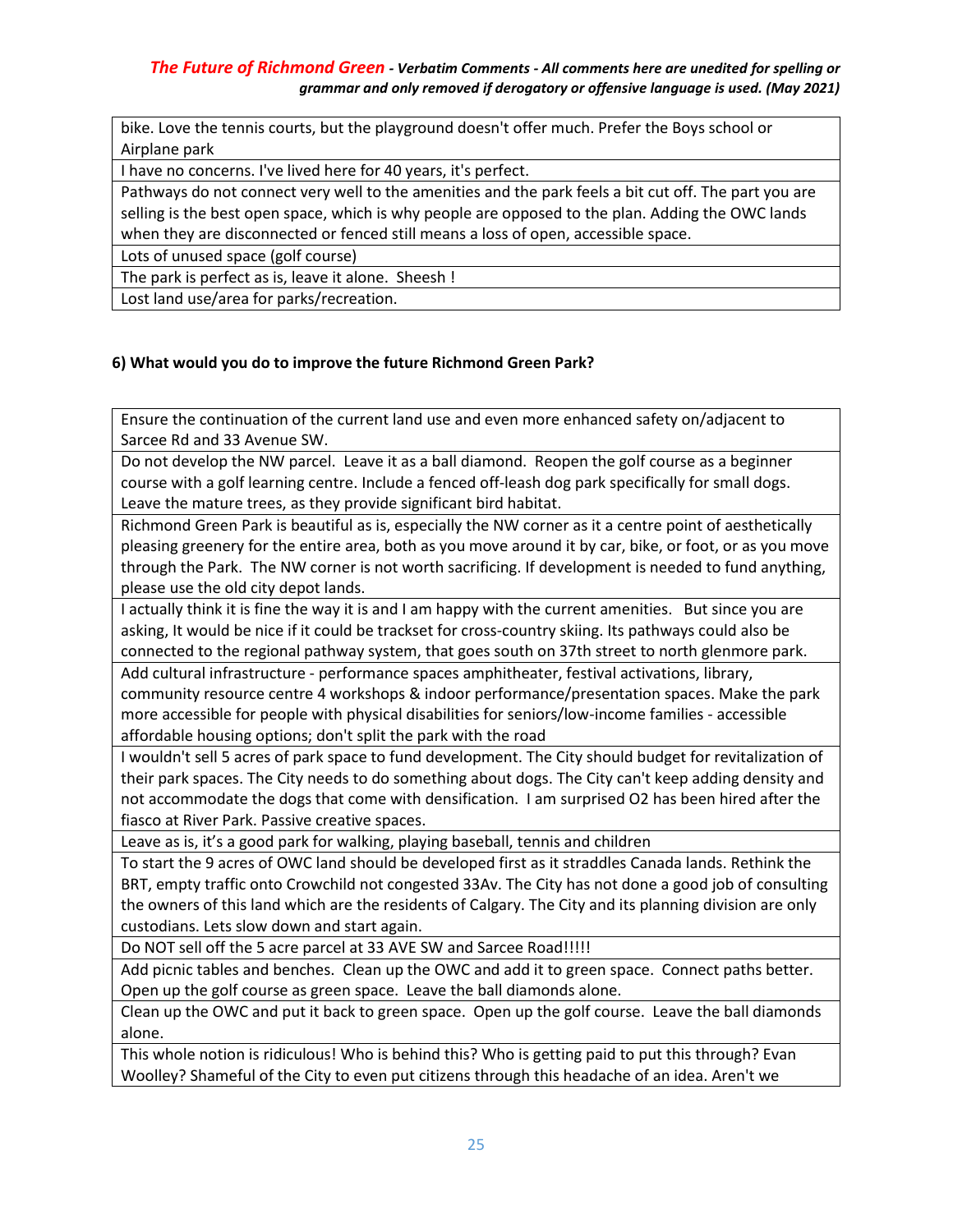| bike. Love the tennis courts, but the playground doesn't offer much. Prefer the Boys school or Airplane park |
|---|
| I have no concerns. I've lived here for 40 years, it's perfect. |
| Pathways do not connect very well to the amenities and the park feels a bit cut off. The part you are selling is the best open space, which is why people are opposed to the plan. Adding the OWC lands when they are disconnected or fenced still means a loss of open, accessible space. |
| Lots of unused space (golf course) |
| The park is perfect as is, leave it alone. Sheesh ! |
| Lost land use/area for parks/recreation. |

**6) What would you do to improve the future Richmond Green Park?**

| Ensure the continuation of the current land use and even more enhanced safety on/adjacent to Sarcee Rd and 33 Avenue SW. |
|---|
| Do not develop the NW parcel. Leave it as a ball diamond. Reopen the golf course as a beginner course with a golf learning centre. Include a fenced off-leash dog park specifically for small dogs. Leave the mature trees, as they provide significant bird habitat. |
| Richmond Green Park is beautiful as is, especially the NW corner as it a centre point of aesthetically pleasing greenery for the entire area, both as you move around it by car, bike, or foot, or as you move through the Park. The NW corner is not worth sacrificing. If development is needed to fund anything, please use the old city depot lands. |
| I actually think it is fine the way it is and I am happy with the current amenities. But since you are asking, It would be nice if it could be trackset for cross-country skiing. Its pathways could also be connected to the regional pathway system, that goes south on 37th street to north glenmore park. |
| Add cultural infrastructure - performance spaces amphitheater, festival activations, library, community resource centre 4 workshops & indoor performance/presentation spaces. Make the park more accessible for people with physical disabilities for seniors/low-income families - accessible affordable housing options; don't split the park with the road |
| I wouldn't sell 5 acres of park space to fund development. The City should budget for revitalization of their park spaces. The City needs to do something about dogs. The City can't keep adding density and not accommodate the dogs that come with densification. I am surprised O2 has been hired after the fiasco at River Park. Passive creative spaces. |
| Leave as is, it's a good park for walking, playing baseball, tennis and children |
| To start the 9 acres of OWC land should be developed first as it straddles Canada lands. Rethink the BRT, empty traffic onto Crowchild not congested 33Av. The City has not done a good job of consulting the owners of this land which are the residents of Calgary. The City and its planning division are only custodians. Lets slow down and start again. |
| Do NOT sell off the 5 acre parcel at 33 AVE SW and Sarcee Road!!!!! |
| Add picnic tables and benches. Clean up the OWC and add it to green space. Connect paths better. Open up the golf course as green space. Leave the ball diamonds alone. |
| Clean up the OWC and put it back to green space. Open up the golf course. Leave the ball diamonds alone. |
| This whole notion is ridiculous! Who is behind this? Who is getting paid to put this through? Evan Woolley? Shameful of the City to even put citizens through this headache of an idea. Aren't we |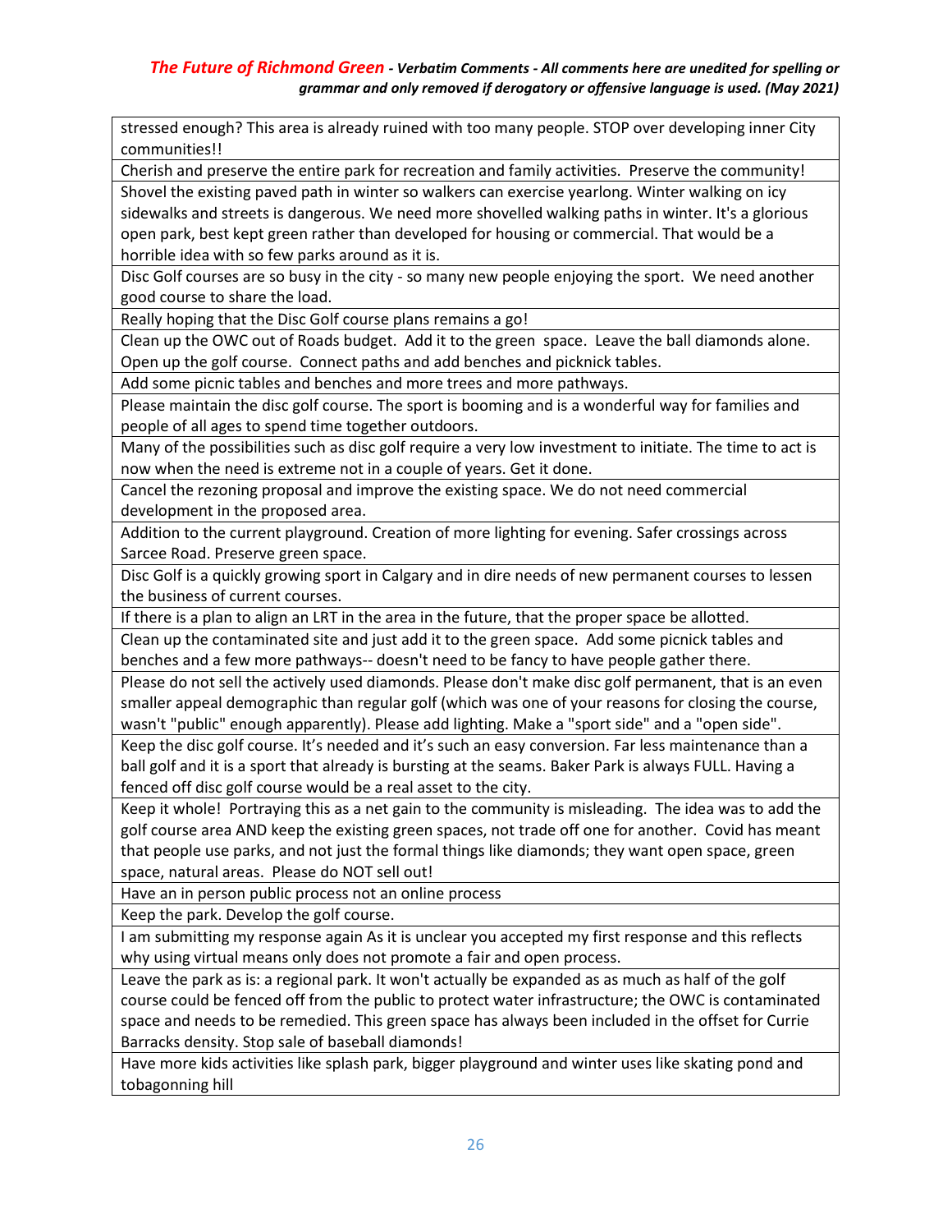| |
|---|
| stressed enough? This area is already ruined with too many people. STOP over developing inner City communities!! |
| Cherish and preserve the entire park for recreation and family activities. Preserve the community! |
| Shovel the existing paved path in winter so walkers can exercise yearlong. Winter walking on icy sidewalks and streets is dangerous. We need more shovelled walking paths in winter. It's a glorious open park, best kept green rather than developed for housing or commercial. That would be a horrible idea with so few parks around as it is. |
| Disc Golf courses are so busy in the city - so many new people enjoying the sport. We need another good course to share the load. |
| Really hoping that the Disc Golf course plans remains a go! |
| Clean up the OWC out of Roads budget. Add it to the green space. Leave the ball diamonds alone. Open up the golf course. Connect paths and add benches and picknick tables. |
| Add some picnic tables and benches and more trees and more pathways. |
| Please maintain the disc golf course. The sport is booming and is a wonderful way for families and people of all ages to spend time together outdoors. |
| Many of the possibilities such as disc golf require a very low investment to initiate. The time to act is now when the need is extreme not in a couple of years. Get it done. |
| Cancel the rezoning proposal and improve the existing space. We do not need commercial development in the proposed area. |
| Addition to the current playground. Creation of more lighting for evening. Safer crossings across Sarcee Road. Preserve green space. |
| Disc Golf is a quickly growing sport in Calgary and in dire needs of new permanent courses to lessen the business of current courses. |
| If there is a plan to align an LRT in the area in the future, that the proper space be allotted. |
| Clean up the contaminated site and just add it to the green space. Add some picnick tables and benches and a few more pathways-- doesn't need to be fancy to have people gather there. |
| Please do not sell the actively used diamonds. Please don't make disc golf permanent, that is an even smaller appeal demographic than regular golf (which was one of your reasons for closing the course, wasn't "public" enough apparently). Please add lighting. Make a "sport side" and a "open side". |
| Keep the disc golf course. It's needed and it's such an easy conversion. Far less maintenance than a ball golf and it is a sport that already is bursting at the seams. Baker Park is always FULL. Having a fenced off disc golf course would be a real asset to the city. |
| Keep it whole! Portraying this as a net gain to the community is misleading. The idea was to add the golf course area AND keep the existing green spaces, not trade off one for another. Covid has meant that people use parks, and not just the formal things like diamonds; they want open space, green space, natural areas. Please do NOT sell out! |
| Have an in person public process not an online process |
| Keep the park. Develop the golf course. |
| I am submitting my response again As it is unclear you accepted my first response and this reflects why using virtual means only does not promote a fair and open process. |
| Leave the park as is: a regional park. It won't actually be expanded as as much as half of the golf course could be fenced off from the public to protect water infrastructure; the OWC is contaminated space and needs to be remedied. This green space has always been included in the offset for Currie Barracks density. Stop sale of baseball diamonds! |
| Have more kids activities like splash park, bigger playground and winter uses like skating pond and tobagonning hill |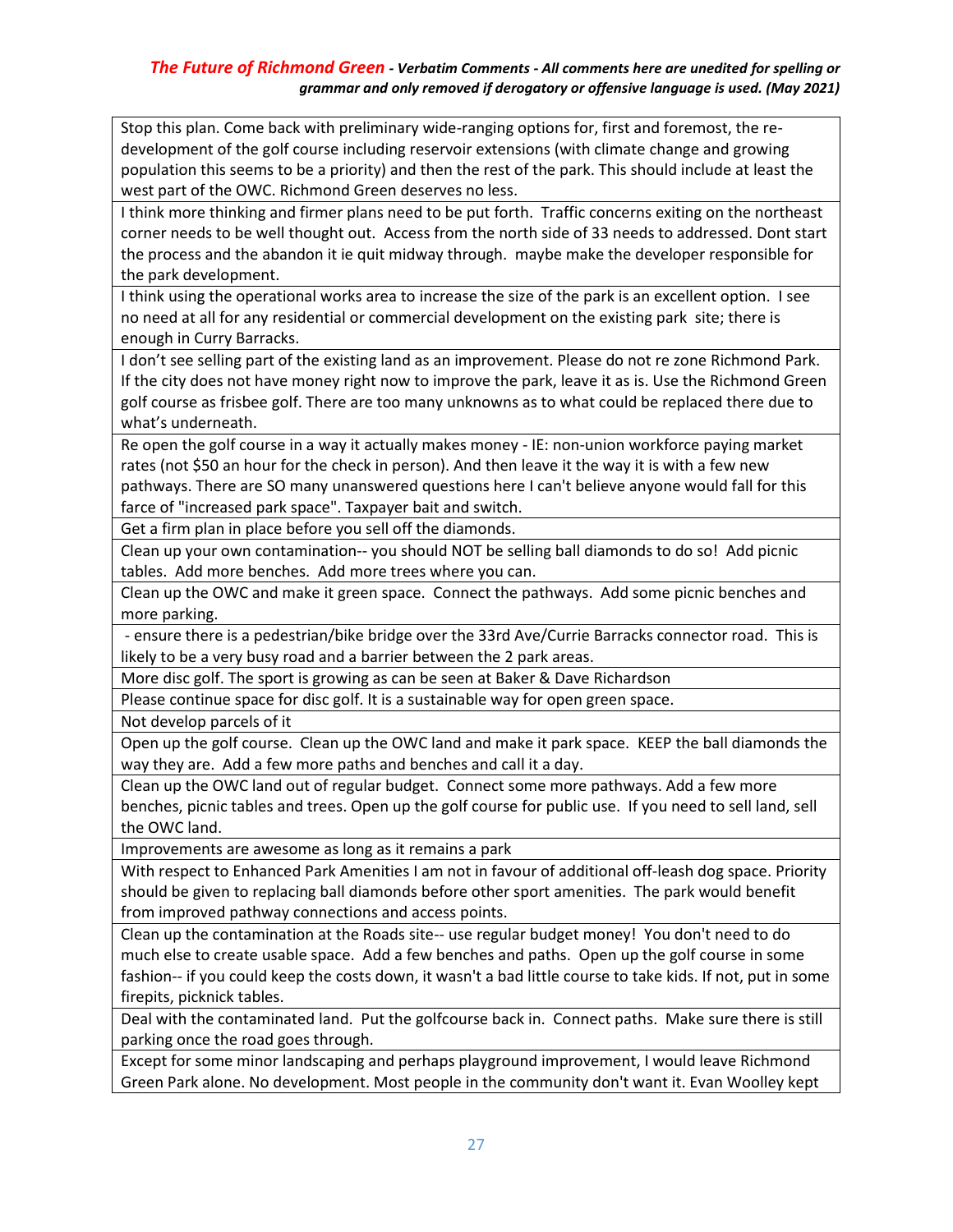| |
|---|
| Stop this plan. Come back with preliminary wide-ranging options for, first and foremost, the re-development of the golf course including reservoir extensions (with climate change and growing population this seems to be a priority) and then the rest of the park. This should include at least the west part of the OWC. Richmond Green deserves no less. |
| I think more thinking and firmer plans need to be put forth. Traffic concerns exiting on the northeast corner needs to be well thought out. Access from the north side of 33 needs to addressed. Dont start the process and the abandon it ie quit midway through. maybe make the developer responsible for the park development. |
| I think using the operational works area to increase the size of the park is an excellent option. I see no need at all for any residential or commercial development on the existing park site; there is enough in Curry Barracks. |
| I don't see selling part of the existing land as an improvement. Please do not re zone Richmond Park. If the city does not have money right now to improve the park, leave it as is. Use the Richmond Green golf course as frisbee golf. There are too many unknowns as to what could be replaced there due to what's underneath. |
| Re open the golf course in a way it actually makes money - IE: non-union workforce paying market rates (not $50 an hour for the check in person). And then leave it the way it is with a few new pathways. There are SO many unanswered questions here I can't believe anyone would fall for this farce of "increased park space". Taxpayer bait and switch. |
| Get a firm plan in place before you sell off the diamonds. |
| Clean up your own contamination-- you should NOT be selling ball diamonds to do so! Add picnic tables. Add more benches. Add more trees where you can. |
| Clean up the OWC and make it green space. Connect the pathways. Add some picnic benches and more parking. |
| - ensure there is a pedestrian/bike bridge over the 33rd Ave/Currie Barracks connector road. This is likely to be a very busy road and a barrier between the 2 park areas. |
| More disc golf. The sport is growing as can be seen at Baker & Dave Richardson |
| Please continue space for disc golf. It is a sustainable way for open green space. |
| Not develop parcels of it |
| Open up the golf course. Clean up the OWC land and make it park space. KEEP the ball diamonds the way they are. Add a few more paths and benches and call it a day. |
| Clean up the OWC land out of regular budget. Connect some more pathways. Add a few more benches, picnic tables and trees. Open up the golf course for public use. If you need to sell land, sell the OWC land. |
| Improvements are awesome as long as it remains a park |
| With respect to Enhanced Park Amenities I am not in favour of additional off-leash dog space. Priority should be given to replacing ball diamonds before other sport amenities. The park would benefit from improved pathway connections and access points. |
| Clean up the contamination at the Roads site-- use regular budget money! You don't need to do much else to create usable space. Add a few benches and paths. Open up the golf course in some fashion-- if you could keep the costs down, it wasn't a bad little course to take kids. If not, put in some firepits, picknick tables. |
| Deal with the contaminated land. Put the golfcourse back in. Connect paths. Make sure there is still parking once the road goes through. |
| Except for some minor landscaping and perhaps playground improvement, I would leave Richmond Green Park alone. No development. Most people in the community don't want it. Evan Woolley kept |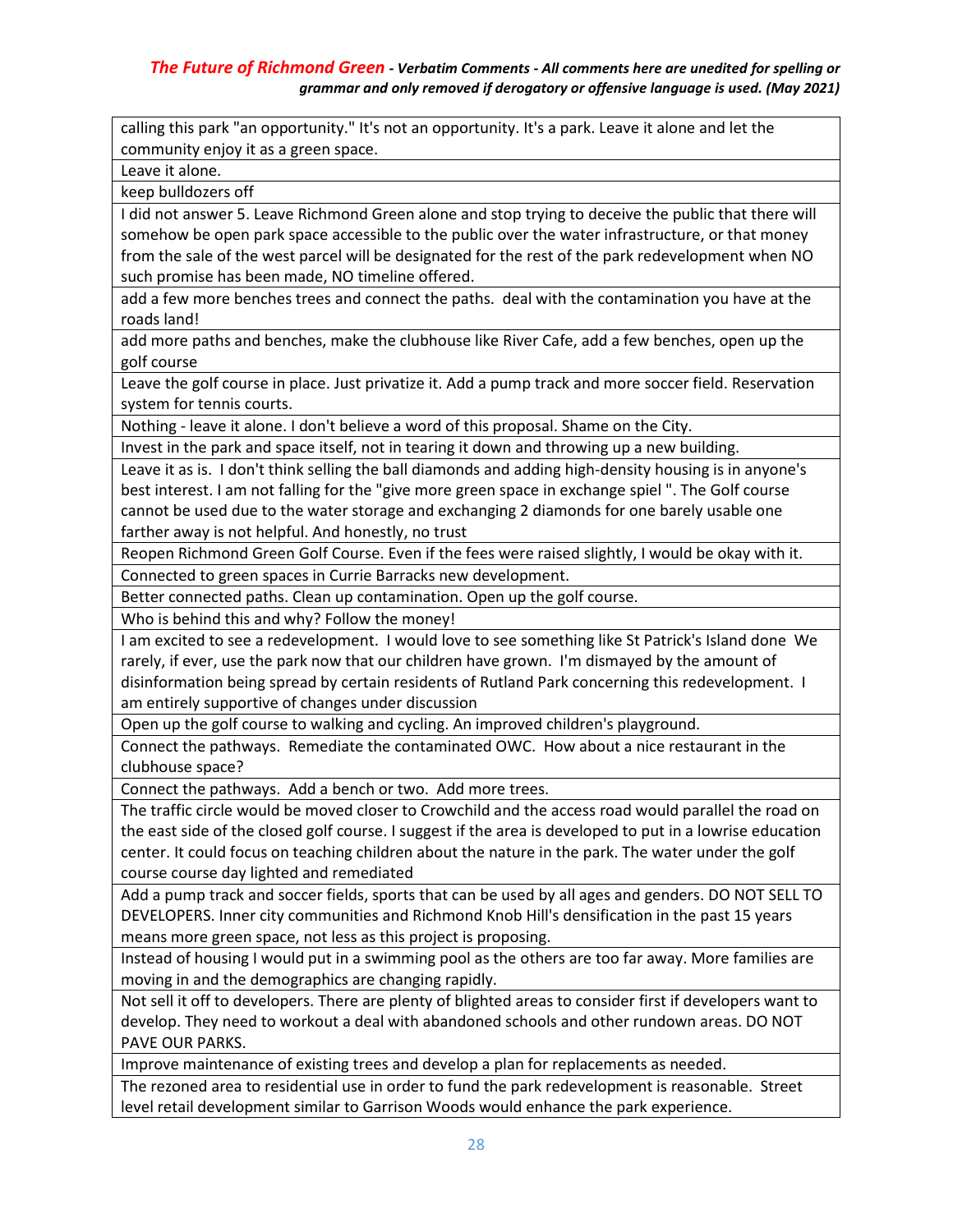| calling this park "an opportunity." It's not an opportunity. It's a park. Leave it alone and let the community enjoy it as a green space. |
|---|
| Leave it alone. |
| keep bulldozers off |
| I did not answer 5. Leave Richmond Green alone and stop trying to deceive the public that there will somehow be open park space accessible to the public over the water infrastructure, or that money from the sale of the west parcel will be designated for the rest of the park redevelopment when NO such promise has been made, NO timeline offered. |
| add a few more benches trees and connect the paths. deal with the contamination you have at the roads land! |
| add more paths and benches, make the clubhouse like River Cafe, add a few benches, open up the golf course |
| Leave the golf course in place. Just privatize it. Add a pump track and more soccer field. Reservation system for tennis courts. |
| Nothing - leave it alone. I don't believe a word of this proposal. Shame on the City. |
| Invest in the park and space itself, not in tearing it down and throwing up a new building. |
| Leave it as is. I don't think selling the ball diamonds and adding high-density housing is in anyone's best interest. I am not falling for the "give more green space in exchange spiel ". The Golf course cannot be used due to the water storage and exchanging 2 diamonds for one barely usable one farther away is not helpful. And honestly, no trust |
| Reopen Richmond Green Golf Course. Even if the fees were raised slightly, I would be okay with it. |
| Connected to green spaces in Currie Barracks new development. |
| Better connected paths. Clean up contamination. Open up the golf course. |
| Who is behind this and why? Follow the money! |
| I am excited to see a redevelopment. I would love to see something like St Patrick's Island done We rarely, if ever, use the park now that our children have grown. I'm dismayed by the amount of disinformation being spread by certain residents of Rutland Park concerning this redevelopment. I am entirely supportive of changes under discussion |
| Open up the golf course to walking and cycling. An improved children's playground. |
| Connect the pathways. Remediate the contaminated OWC. How about a nice restaurant in the clubhouse space? |
| Connect the pathways. Add a bench or two. Add more trees. |
| The traffic circle would be moved closer to Crowchild and the access road would parallel the road on the east side of the closed golf course. I suggest if the area is developed to put in a lowrise education center. It could focus on teaching children about the nature in the park. The water under the golf course course day lighted and remediated |
| Add a pump track and soccer fields, sports that can be used by all ages and genders. DO NOT SELL TO DEVELOPERS. Inner city communities and Richmond Knob Hill's densification in the past 15 years means more green space, not less as this project is proposing. |
| Instead of housing I would put in a swimming pool as the others are too far away. More families are moving in and the demographics are changing rapidly. |
| Not sell it off to developers. There are plenty of blighted areas to consider first if developers want to develop. They need to workout a deal with abandoned schools and other rundown areas. DO NOT PAVE OUR PARKS. |
| Improve maintenance of existing trees and develop a plan for replacements as needed. |
| The rezoned area to residential use in order to fund the park redevelopment is reasonable. Street level retail development similar to Garrison Woods would enhance the park experience. |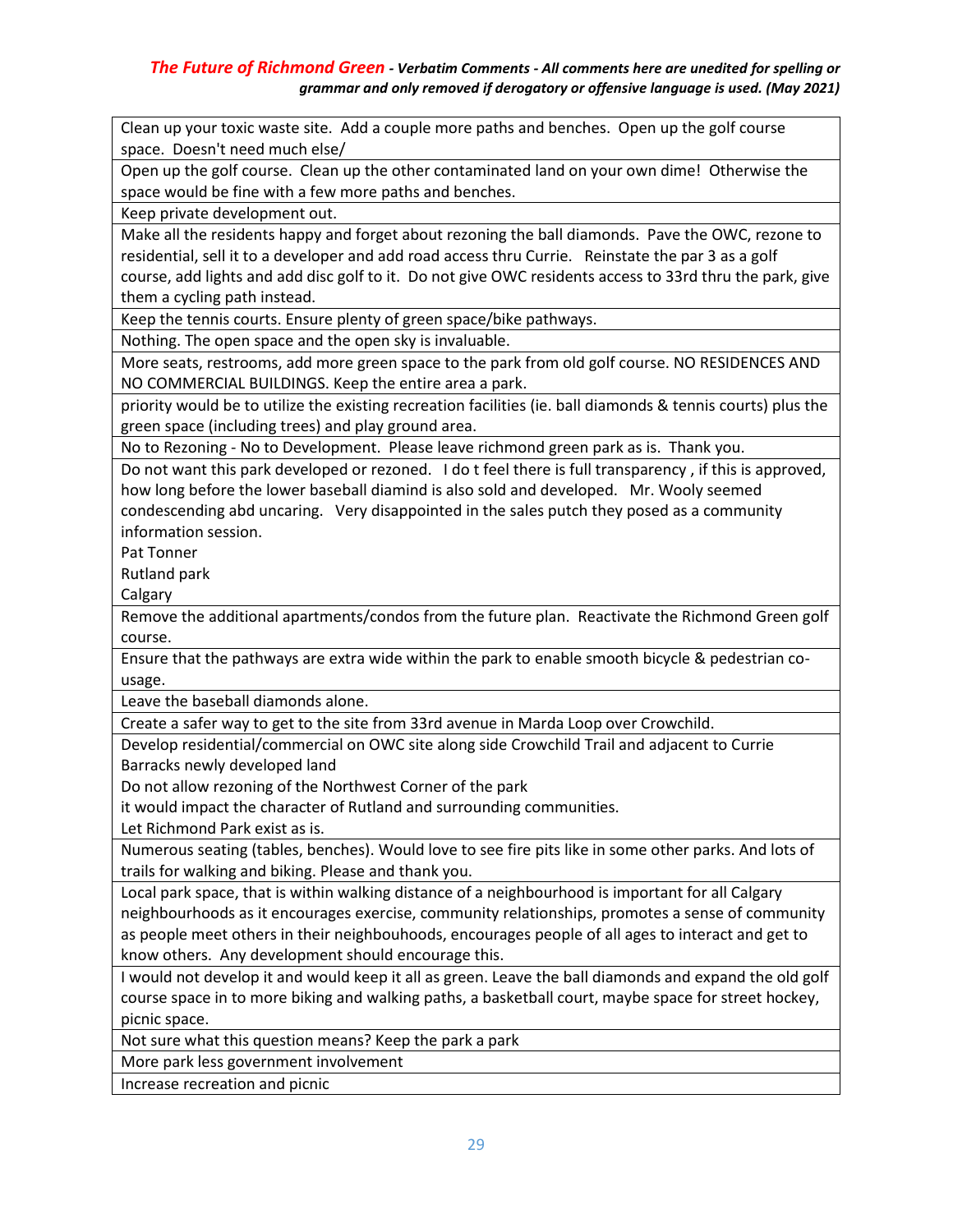***The Future of Richmond Green*** ***- Verbatim Comments - All comments here are unedited for spelling or grammar and only removed if derogatory or offensive language is used. (May 2021)***

| |
|---|
| Clean up your toxic waste site. Add a couple more paths and benches. Open up the golf course space. Doesn't need much else/ |
| Open up the golf course. Clean up the other contaminated land on your own dime! Otherwise the space would be fine with a few more paths and benches. |
| Keep private development out. |
| Make all the residents happy and forget about rezoning the ball diamonds. Pave the OWC, rezone to residential, sell it to a developer and add road access thru Currie. Reinstate the par 3 as a golf course, add lights and add disc golf to it. Do not give OWC residents access to 33rd thru the park, give them a cycling path instead. |
| Keep the tennis courts. Ensure plenty of green space/bike pathways. |
| Nothing. The open space and the open sky is invaluable. |
| More seats, restrooms, add more green space to the park from old golf course. NO RESIDENCES AND NO COMMERCIAL BUILDINGS. Keep the entire area a park. |
| priority would be to utilize the existing recreation facilities (ie. ball diamonds & tennis courts) plus the green space (including trees) and play ground area. |
| No to Rezoning - No to Development. Please leave richmond green park as is. Thank you. |
| Do not want this park developed or rezoned. I do t feel there is full transparency , if this is approved, how long before the lower baseball diamind is also sold and developed. Mr. Wooly seemed condescending abd uncaring. Very disappointed in the sales putch they posed as a community information session.<br>Pat Tonner<br>Rutland park<br>Calgary |
| Remove the additional apartments/condos from the future plan. Reactivate the Richmond Green golf course. |
| Ensure that the pathways are extra wide within the park to enable smooth bicycle & pedestrian co-usage. |
| Leave the baseball diamonds alone. |
| Create a safer way to get to the site from 33rd avenue in Marda Loop over Crowchild. |
| Develop residential/commercial on OWC site along side Crowchild Trail and adjacent to Currie Barracks newly developed land<br>Do not allow rezoning of the Northwest Corner of the park<br>it would impact the character of Rutland and surrounding communities.<br>Let Richmond Park exist as is. |
| Numerous seating (tables, benches). Would love to see fire pits like in some other parks. And lots of trails for walking and biking. Please and thank you. |
| Local park space, that is within walking distance of a neighbourhood is important for all Calgary neighbourhoods as it encourages exercise, community relationships, promotes a sense of community as people meet others in their neighbouhoods, encourages people of all ages to interact and get to know others. Any development should encourage this. |
| I would not develop it and would keep it all as green. Leave the ball diamonds and expand the old golf course space in to more biking and walking paths, a basketball court, maybe space for street hockey, picnic space. |
| Not sure what this question means? Keep the park a park |
| More park less government involvement |
| Increase recreation and picnic |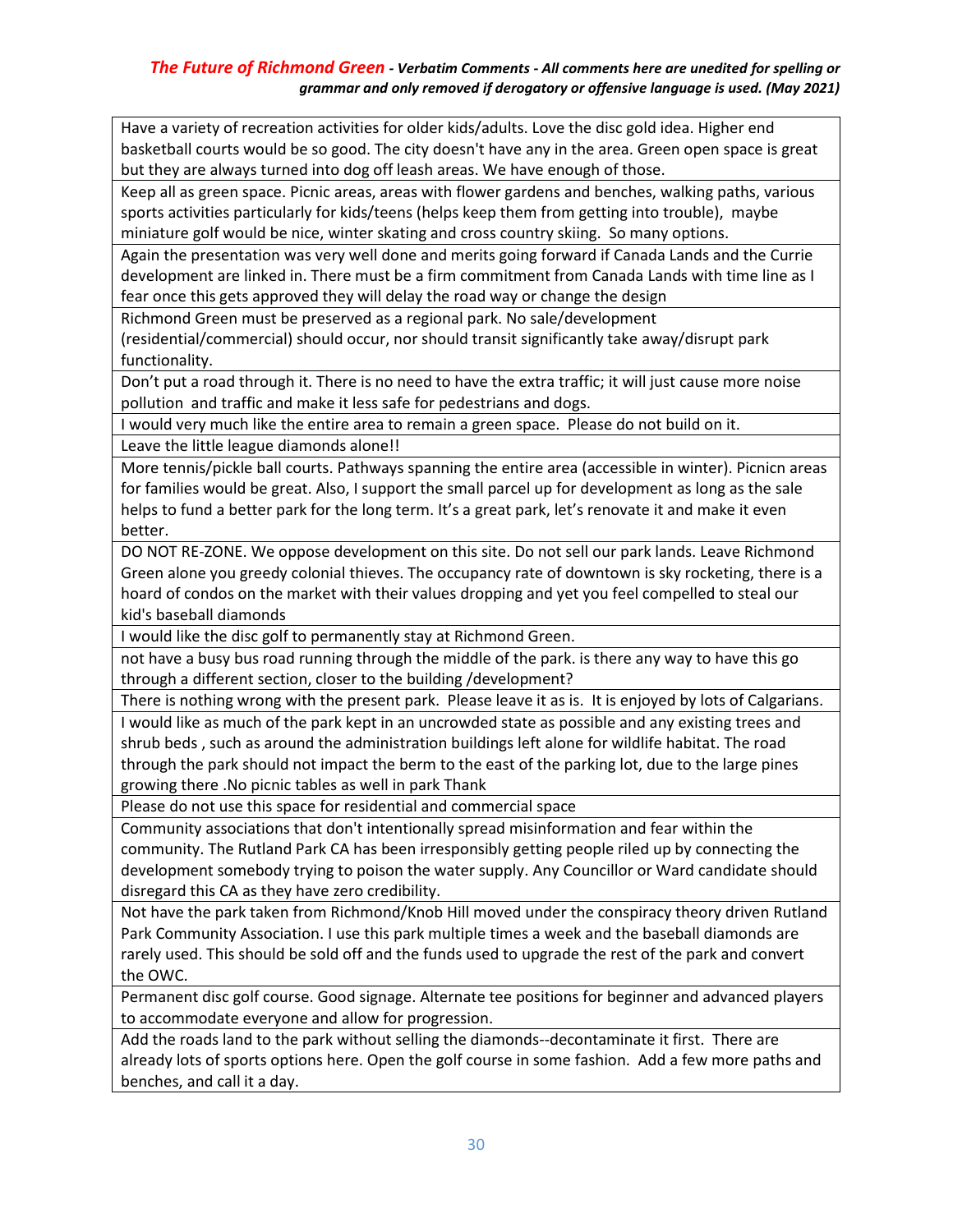*The Future of Richmond Green - Verbatim Comments - All comments here are unedited for spelling or grammar and only removed if derogatory or offensive language is used. (May 2021)*

| |
|---|
| Have a variety of recreation activities for older kids/adults. Love the disc gold idea. Higher end basketball courts would be so good. The city doesn't have any in the area. Green open space is great but they are always turned into dog off leash areas. We have enough of those. |
| Keep all as green space. Picnic areas, areas with flower gardens and benches, walking paths, various sports activities particularly for kids/teens (helps keep them from getting into trouble), maybe miniature golf would be nice, winter skating and cross country skiing. So many options. |
| Again the presentation was very well done and merits going forward if Canada Lands and the Currie development are linked in. There must be a firm commitment from Canada Lands with time line as I fear once this gets approved they will delay the road way or change the design |
| Richmond Green must be preserved as a regional park. No sale/development (residential/commercial) should occur, nor should transit significantly take away/disrupt park functionality. |
| Don't put a road through it. There is no need to have the extra traffic; it will just cause more noise pollution and traffic and make it less safe for pedestrians and dogs. |
| I would very much like the entire area to remain a green space. Please do not build on it. |
| Leave the little league diamonds alone!! |
| More tennis/pickle ball courts. Pathways spanning the entire area (accessible in winter). Picnicn areas for families would be great. Also, I support the small parcel up for development as long as the sale helps to fund a better park for the long term. It's a great park, let's renovate it and make it even better. |
| DO NOT RE-ZONE. We oppose development on this site. Do not sell our park lands. Leave Richmond Green alone you greedy colonial thieves. The occupancy rate of downtown is sky rocketing, there is a hoard of condos on the market with their values dropping and yet you feel compelled to steal our kid's baseball diamonds |
| I would like the disc golf to permanently stay at Richmond Green. |
| not have a busy bus road running through the middle of the park. is there any way to have this go through a different section, closer to the building /development? |
| There is nothing wrong with the present park. Please leave it as is. It is enjoyed by lots of Calgarians. |
| I would like as much of the park kept in an uncrowded state as possible and any existing trees and shrub beds , such as around the administration buildings left alone for wildlife habitat. The road through the park should not impact the berm to the east of the parking lot, due to the large pines growing there .No picnic tables as well in park Thank |
| Please do not use this space for residential and commercial space |
| Community associations that don't intentionally spread misinformation and fear within the community. The Rutland Park CA has been irresponsibly getting people riled up by connecting the development somebody trying to poison the water supply. Any Councillor or Ward candidate should disregard this CA as they have zero credibility. |
| Not have the park taken from Richmond/Knob Hill moved under the conspiracy theory driven Rutland Park Community Association. I use this park multiple times a week and the baseball diamonds are rarely used. This should be sold off and the funds used to upgrade the rest of the park and convert the OWC. |
| Permanent disc golf course. Good signage. Alternate tee positions for beginner and advanced players to accommodate everyone and allow for progression. |
| Add the roads land to the park without selling the diamonds--decontaminate it first. There are already lots of sports options here. Open the golf course in some fashion. Add a few more paths and benches, and call it a day. |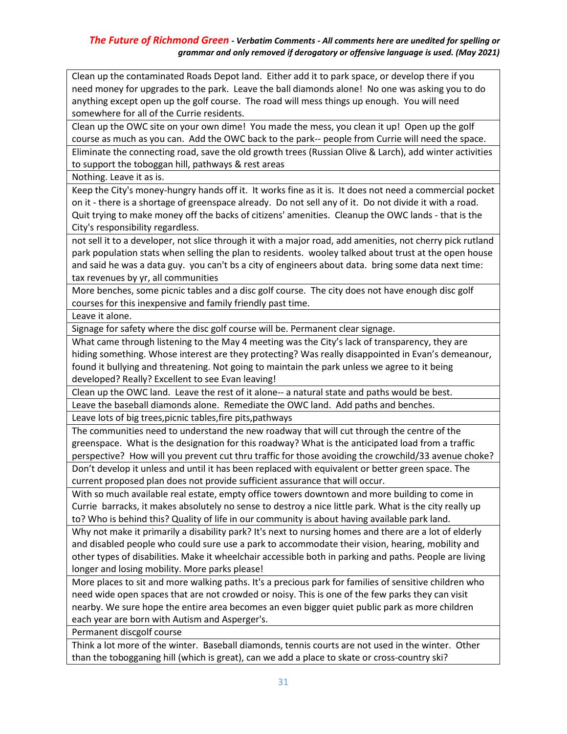*The Future of Richmond Green - Verbatim Comments - All comments here are unedited for spelling or grammar and only removed if derogatory or offensive language is used. (May 2021)*

| |
|---|
| Clean up the contaminated Roads Depot land. Either add it to park space, or develop there if you need money for upgrades to the park. Leave the ball diamonds alone! No one was asking you to do anything except open up the golf course. The road will mess things up enough. You will need somewhere for all of the Currie residents. |
| Clean up the OWC site on your own dime! You made the mess, you clean it up! Open up the golf course as much as you can. Add the OWC back to the park-- people from Currie will need the space. |
| Eliminate the connecting road, save the old growth trees (Russian Olive & Larch), add winter activities to support the toboggan hill, pathways & rest areas |
| Nothing. Leave it as is. |
| Keep the City's money-hungry hands off it. It works fine as it is. It does not need a commercial pocket on it - there is a shortage of greenspace already. Do not sell any of it. Do not divide it with a road. Quit trying to make money off the backs of citizens' amenities. Cleanup the OWC lands - that is the City's responsibility regardless. |
| not sell it to a developer, not slice through it with a major road, add amenities, not cherry pick rutland park population stats when selling the plan to residents. wooley talked about trust at the open house and said he was a data guy. you can't bs a city of engineers about data. bring some data next time: tax revenues by yr, all communities |
| More benches, some picnic tables and a disc golf course. The city does not have enough disc golf courses for this inexpensive and family friendly past time. |
| Leave it alone. |
| Signage for safety where the disc golf course will be. Permanent clear signage. |
| What came through listening to the May 4 meeting was the City's lack of transparency, they are hiding something. Whose interest are they protecting? Was really disappointed in Evan's demeanour, found it bullying and threatening. Not going to maintain the park unless we agree to it being developed? Really? Excellent to see Evan leaving! |
| Clean up the OWC land. Leave the rest of it alone-- a natural state and paths would be best. |
| Leave the baseball diamonds alone. Remediate the OWC land. Add paths and benches. |
| Leave lots of big trees,picnic tables,fire pits,pathways |
| The communities need to understand the new roadway that will cut through the centre of the greenspace. What is the designation for this roadway? What is the anticipated load from a traffic perspective? How will you prevent cut thru traffic for those avoiding the crowchild/33 avenue choke? |
| Don't develop it unless and until it has been replaced with equivalent or better green space. The current proposed plan does not provide sufficient assurance that will occur. |
| With so much available real estate, empty office towers downtown and more building to come in Currie barracks, it makes absolutely no sense to destroy a nice little park. What is the city really up to? Who is behind this? Quality of life in our community is about having available park land. |
| Why not make it primarily a disability park? It's next to nursing homes and there are a lot of elderly and disabled people who could sure use a park to accommodate their vision, hearing, mobility and other types of disabilities. Make it wheelchair accessible both in parking and paths. People are living longer and losing mobility. More parks please! |
| More places to sit and more walking paths. It's a precious park for families of sensitive children who need wide open spaces that are not crowded or noisy. This is one of the few parks they can visit nearby. We sure hope the entire area becomes an even bigger quiet public park as more children each year are born with Autism and Asperger's. |
| Permanent discgolf course |
| Think a lot more of the winter. Baseball diamonds, tennis courts are not used in the winter. Other than the tobogganing hill (which is great), can we add a place to skate or cross-country ski? |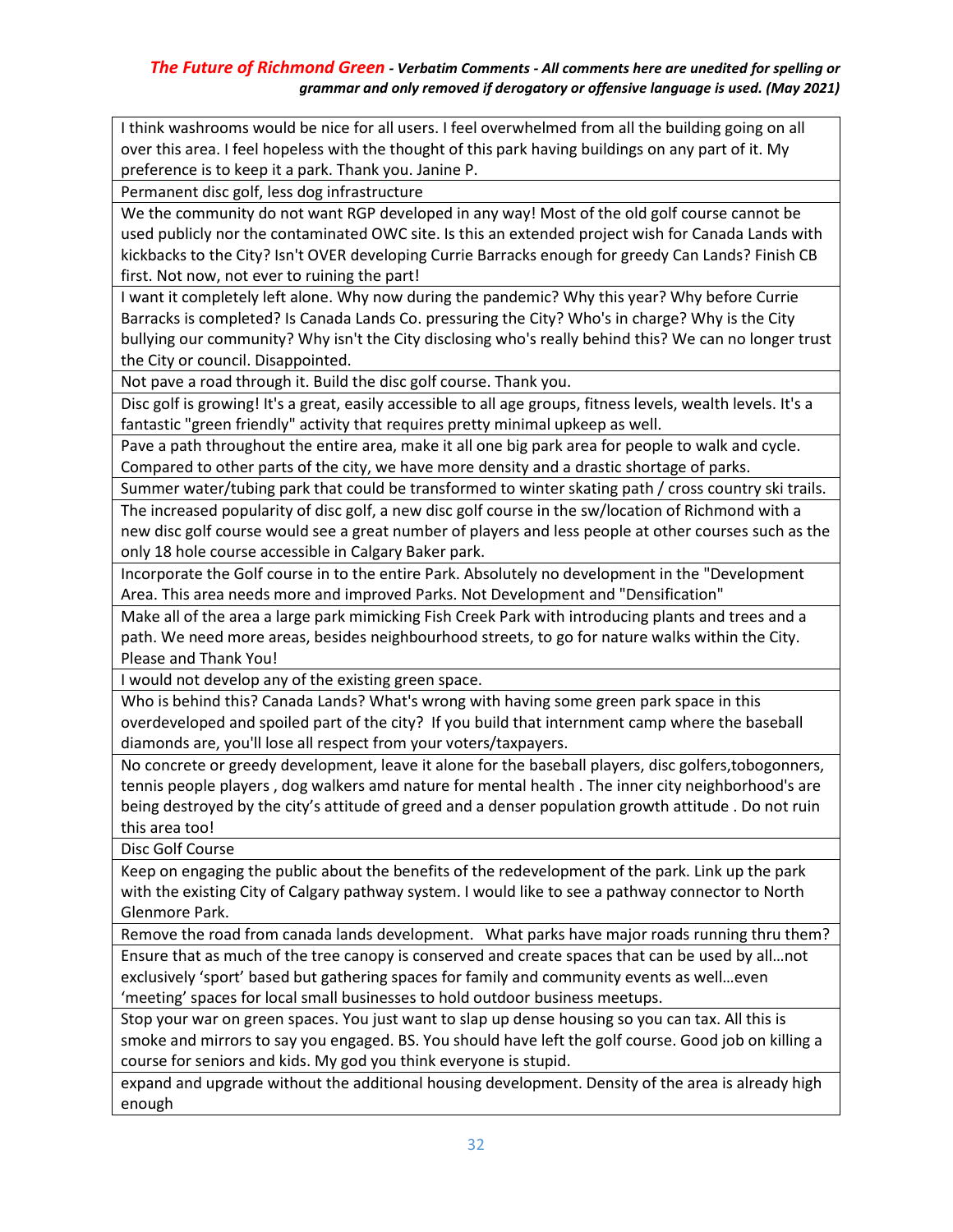*The Future of Richmond Green - Verbatim Comments - All comments here are unedited for spelling or grammar and only removed if derogatory or offensive language is used. (May 2021)*

| |
|---|
| I think washrooms would be nice for all users. I feel overwhelmed from all the building going on all over this area. I feel hopeless with the thought of this park having buildings on any part of it. My preference is to keep it a park. Thank you. Janine P. |
| Permanent disc golf, less dog infrastructure |
| We the community do not want RGP developed in any way! Most of the old golf course cannot be used publicly nor the contaminated OWC site. Is this an extended project wish for Canada Lands with kickbacks to the City? Isn't OVER developing Currie Barracks enough for greedy Can Lands? Finish CB first. Not now, not ever to ruining the part! |
| I want it completely left alone. Why now during the pandemic? Why this year? Why before Currie Barracks is completed? Is Canada Lands Co. pressuring the City? Who's in charge? Why is the City bullying our community? Why isn't the City disclosing who's really behind this? We can no longer trust the City or council. Disappointed. |
| Not pave a road through it. Build the disc golf course. Thank you. |
| Disc golf is growing! It's a great, easily accessible to all age groups, fitness levels, wealth levels. It's a fantastic "green friendly" activity that requires pretty minimal upkeep as well. |
| Pave a path throughout the entire area, make it all one big park area for people to walk and cycle. Compared to other parts of the city, we have more density and a drastic shortage of parks. |
| Summer water/tubing park that could be transformed to winter skating path / cross country ski trails. |
| The increased popularity of disc golf, a new disc golf course in the sw/location of Richmond with a new disc golf course would see a great number of players and less people at other courses such as the only 18 hole course accessible in Calgary Baker park. |
| Incorporate the Golf course in to the entire Park. Absolutely no development in the "Development Area. This area needs more and improved Parks. Not Development and "Densification" |
| Make all of the area a large park mimicking Fish Creek Park with introducing plants and trees and a path. We need more areas, besides neighbourhood streets, to go for nature walks within the City. Please and Thank You! |
| I would not develop any of the existing green space. |
| Who is behind this? Canada Lands? What's wrong with having some green park space in this overdeveloped and spoiled part of the city? If you build that internment camp where the baseball diamonds are, you'll lose all respect from your voters/taxpayers. |
| No concrete or greedy development, leave it alone for the baseball players, disc golfers,tobogonners, tennis people players , dog walkers amd nature for mental health . The inner city neighborhood's are being destroyed by the city's attitude of greed and a denser population growth attitude . Do not ruin this area too! |
| Disc Golf Course |
| Keep on engaging the public about the benefits of the redevelopment of the park. Link up the park with the existing City of Calgary pathway system. I would like to see a pathway connector to North Glenmore Park. |
| Remove the road from canada lands development. What parks have major roads running thru them? |
| Ensure that as much of the tree canopy is conserved and create spaces that can be used by all…not exclusively 'sport' based but gathering spaces for family and community events as well…even 'meeting' spaces for local small businesses to hold outdoor business meetups. |
| Stop your war on green spaces. You just want to slap up dense housing so you can tax. All this is smoke and mirrors to say you engaged. BS. You should have left the golf course. Good job on killing a course for seniors and kids. My god you think everyone is stupid. |
| expand and upgrade without the additional housing development. Density of the area is already high enough |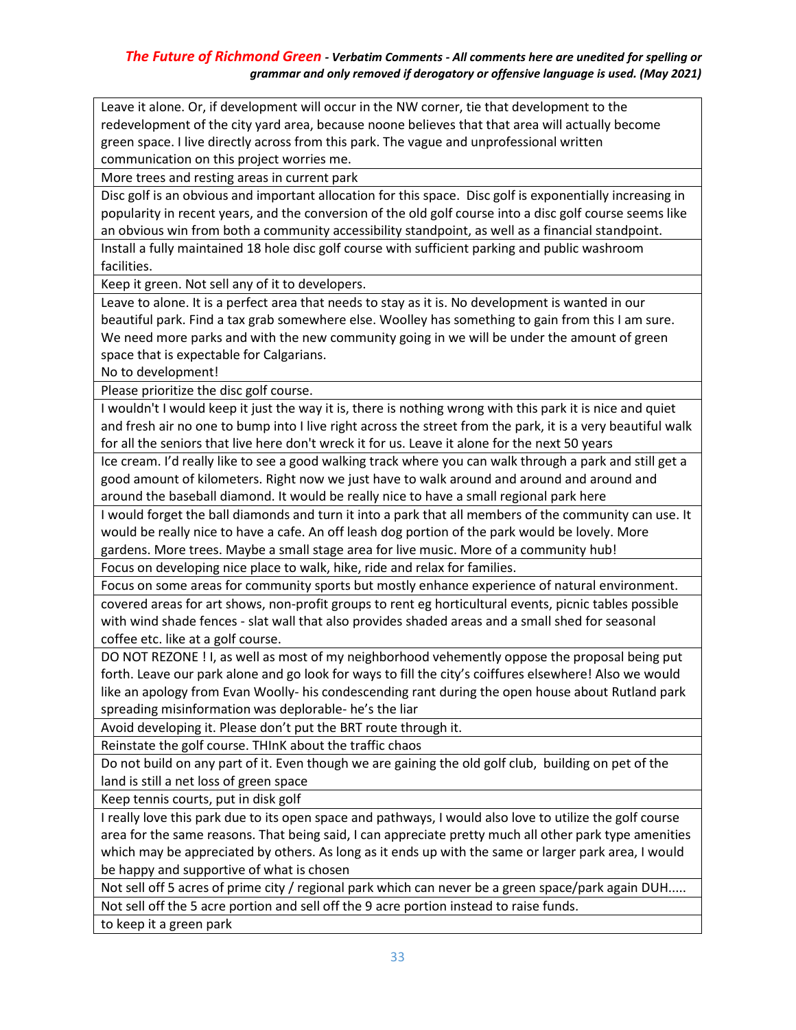*The Future of Richmond Green* ***- Verbatim Comments - All comments here are unedited for spelling or grammar and only removed if derogatory or offensive language is used. (May 2021)***

| |
|---|
| Leave it alone. Or, if development will occur in the NW corner, tie that development to the redevelopment of the city yard area, because noone believes that that area will actually become green space. I live directly across from this park. The vague and unprofessional written communication on this project worries me. |
| More trees and resting areas in current park |
| Disc golf is an obvious and important allocation for this space. Disc golf is exponentially increasing in popularity in recent years, and the conversion of the old golf course into a disc golf course seems like an obvious win from both a community accessibility standpoint, as well as a financial standpoint. |
| Install a fully maintained 18 hole disc golf course with sufficient parking and public washroom facilities. |
| Keep it green. Not sell any of it to developers. |
| Leave to alone. It is a perfect area that needs to stay as it is. No development is wanted in our beautiful park. Find a tax grab somewhere else. Woolley has something to gain from this I am sure. We need more parks and with the new community going in we will be under the amount of green space that is expectable for Calgarians.<br>No to development! |
| Please prioritize the disc golf course. |
| I wouldn't I would keep it just the way it is, there is nothing wrong with this park it is nice and quiet and fresh air no one to bump into I live right across the street from the park, it is a very beautiful walk for all the seniors that live here don't wreck it for us. Leave it alone for the next 50 years |
| Ice cream. I'd really like to see a good walking track where you can walk through a park and still get a good amount of kilometers. Right now we just have to walk around and around and around and around the baseball diamond. It would be really nice to have a small regional park here |
| I would forget the ball diamonds and turn it into a park that all members of the community can use. It would be really nice to have a cafe. An off leash dog portion of the park would be lovely. More gardens. More trees. Maybe a small stage area for live music. More of a community hub! |
| Focus on developing nice place to walk, hike, ride and relax for families. |
| Focus on some areas for community sports but mostly enhance experience of natural environment. |
| covered areas for art shows, non-profit groups to rent eg horticultural events, picnic tables possible with wind shade fences - slat wall that also provides shaded areas and a small shed for seasonal coffee etc. like at a golf course. |
| DO NOT REZONE ! I, as well as most of my neighborhood vehemently oppose the proposal being put forth. Leave our park alone and go look for ways to fill the city's coiffures elsewhere! Also we would like an apology from Evan Woolly- his condescending rant during the open house about Rutland park spreading misinformation was deplorable- he's the liar |
| Avoid developing it. Please don't put the BRT route through it. |
| Reinstate the golf course. THInK about the traffic chaos |
| Do not build on any part of it. Even though we are gaining the old golf club, building on pet of the land is still a net loss of green space |
| Keep tennis courts, put in disk golf |
| I really love this park due to its open space and pathways, I would also love to utilize the golf course area for the same reasons. That being said, I can appreciate pretty much all other park type amenities which may be appreciated by others. As long as it ends up with the same or larger park area, I would be happy and supportive of what is chosen |
| Not sell off 5 acres of prime city / regional park which can never be a green space/park again DUH..... |
| Not sell off the 5 acre portion and sell off the 9 acre portion instead to raise funds. |
| to keep it a green park |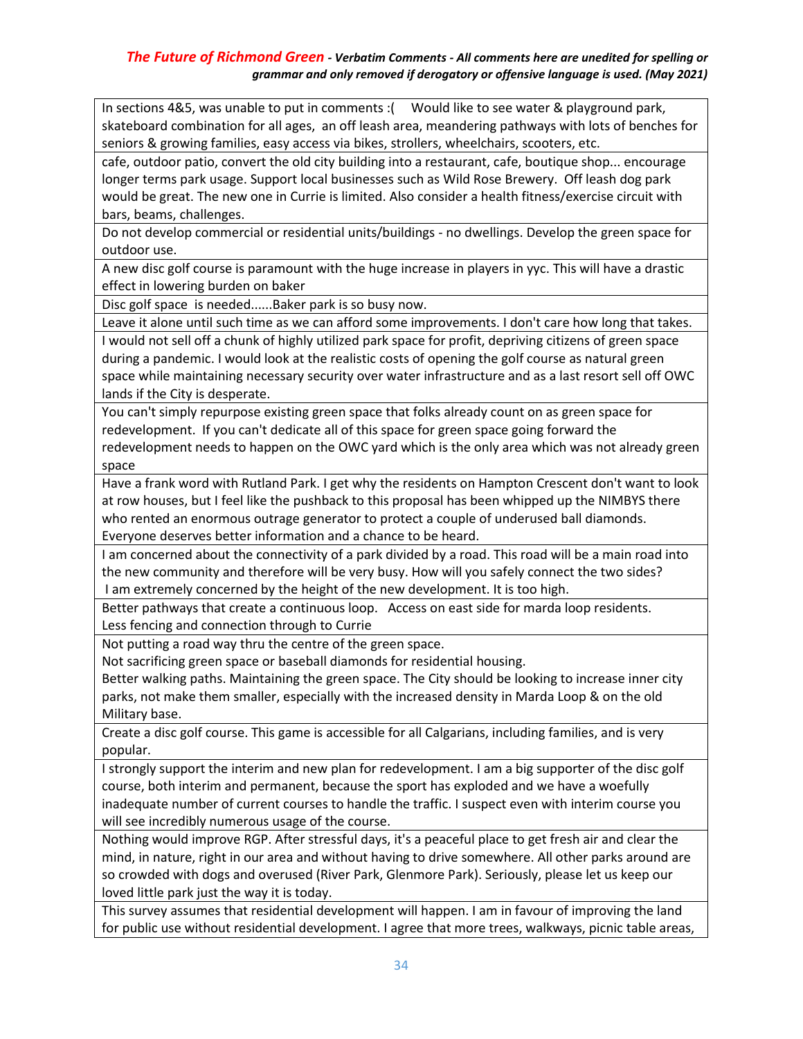*The Future of Richmond Green - Verbatim Comments - All comments here are unedited for spelling or grammar and only removed if derogatory or offensive language is used. (May 2021)*

| |
|---|
| In sections 4&5, was unable to put in comments :(     Would like to see water & playground park, skateboard combination for all ages,  an off leash area, meandering pathways with lots of benches for seniors & growing families, easy access via bikes, strollers, wheelchairs, scooters, etc. |
| cafe, outdoor patio, convert the old city building into a restaurant, cafe, boutique shop... encourage longer terms park usage. Support local businesses such as Wild Rose Brewery.  Off leash dog park would be great. The new one in Currie is limited. Also consider a health fitness/exercise circuit with bars, beams, challenges. |
| Do not develop commercial or residential units/buildings - no dwellings. Develop the green space for outdoor use. |
| A new disc golf course is paramount with the huge increase in players in yyc. This will have a drastic effect in lowering burden on baker |
| Disc golf space  is needed......Baker park is so busy now. |
| Leave it alone until such time as we can afford some improvements. I don't care how long that takes. |
| I would not sell off a chunk of highly utilized park space for profit, depriving citizens of green space during a pandemic. I would look at the realistic costs of opening the golf course as natural green space while maintaining necessary security over water infrastructure and as a last resort sell off OWC lands if the City is desperate. |
| You can't simply repurpose existing green space that folks already count on as green space for redevelopment.  If you can't dedicate all of this space for green space going forward the redevelopment needs to happen on the OWC yard which is the only area which was not already green space |
| Have a frank word with Rutland Park. I get why the residents on Hampton Crescent don't want to look at row houses, but I feel like the pushback to this proposal has been whipped up the NIMBYS there who rented an enormous outrage generator to protect a couple of underused ball diamonds. Everyone deserves better information and a chance to be heard. |
| I am concerned about the connectivity of a park divided by a road. This road will be a main road into the new community and therefore will be very busy. How will you safely connect the two sides? I am extremely concerned by the height of the new development. It is too high. |
| Better pathways that create a continuous loop.   Access on east side for marda loop residents. Less fencing and connection through to Currie |
| Not putting a road way thru the centre of the green space. Not sacrificing green space or baseball diamonds for residential housing. Better walking paths. Maintaining the green space. The City should be looking to increase inner city parks, not make them smaller, especially with the increased density in Marda Loop & on the old Military base. |
| Create a disc golf course. This game is accessible for all Calgarians, including families, and is very popular. |
| I strongly support the interim and new plan for redevelopment. I am a big supporter of the disc golf course, both interim and permanent, because the sport has exploded and we have a woefully inadequate number of current courses to handle the traffic. I suspect even with interim course you will see incredibly numerous usage of the course. |
| Nothing would improve RGP. After stressful days, it's a peaceful place to get fresh air and clear the mind, in nature, right in our area and without having to drive somewhere. All other parks around are so crowded with dogs and overused (River Park, Glenmore Park). Seriously, please let us keep our loved little park just the way it is today. |
| This survey assumes that residential development will happen. I am in favour of improving the land for public use without residential development. I agree that more trees, walkways, picnic table areas, |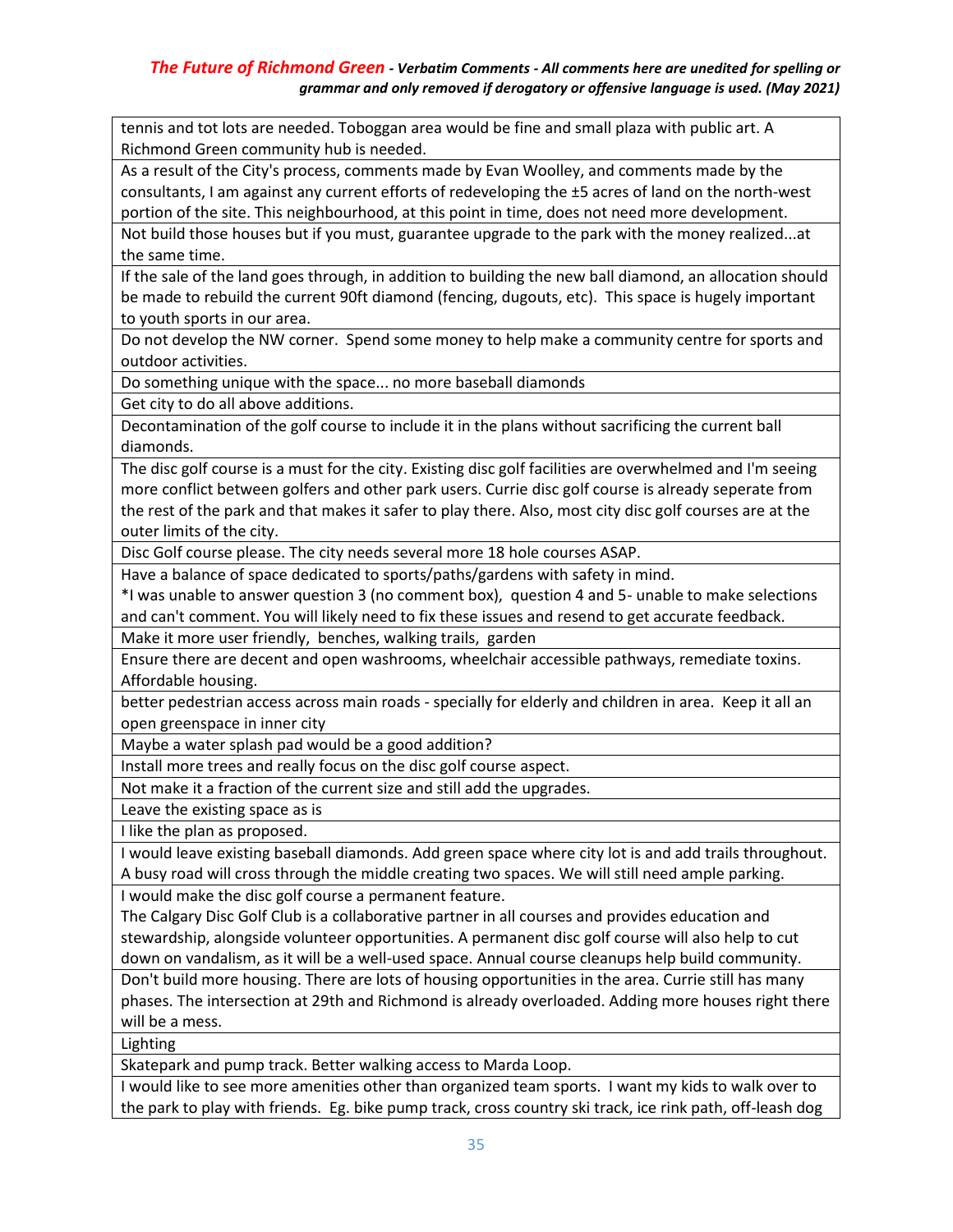| |
|---|
| tennis and tot lots are needed. Toboggan area would be fine and small plaza with public art. A Richmond Green community hub is needed. |
| As a result of the City's process, comments made by Evan Woolley, and comments made by the consultants, I am against any current efforts of redeveloping the ±5 acres of land on the north-west portion of the site. This neighbourhood, at this point in time, does not need more development. |
| Not build those houses but if you must, guarantee upgrade to the park with the money realized...at the same time. |
| If the sale of the land goes through, in addition to building the new ball diamond, an allocation should be made to rebuild the current 90ft diamond (fencing, dugouts, etc). This space is hugely important to youth sports in our area. |
| Do not develop the NW corner. Spend some money to help make a community centre for sports and outdoor activities. |
| Do something unique with the space... no more baseball diamonds |
| Get city to do all above additions. |
| Decontamination of the golf course to include it in the plans without sacrificing the current ball diamonds. |
| The disc golf course is a must for the city. Existing disc golf facilities are overwhelmed and I'm seeing more conflict between golfers and other park users. Currie disc golf course is already seperate from the rest of the park and that makes it safer to play there. Also, most city disc golf courses are at the outer limits of the city. |
| Disc Golf course please. The city needs several more 18 hole courses ASAP. |
| Have a balance of space dedicated to sports/paths/gardens with safety in mind. *I was unable to answer question 3 (no comment box), question 4 and 5- unable to make selections and can't comment. You will likely need to fix these issues and resend to get accurate feedback. |
| Make it more user friendly, benches, walking trails, garden |
| Ensure there are decent and open washrooms, wheelchair accessible pathways, remediate toxins. Affordable housing. |
| better pedestrian access across main roads - specially for elderly and children in area. Keep it all an open greenspace in inner city |
| Maybe a water splash pad would be a good addition? |
| Install more trees and really focus on the disc golf course aspect. |
| Not make it a fraction of the current size and still add the upgrades. |
| Leave the existing space as is |
| I like the plan as proposed. |
| I would leave existing baseball diamonds. Add green space where city lot is and add trails throughout. A busy road will cross through the middle creating two spaces. We will still need ample parking. |
| I would make the disc golf course a permanent feature. The Calgary Disc Golf Club is a collaborative partner in all courses and provides education and stewardship, alongside volunteer opportunities. A permanent disc golf course will also help to cut down on vandalism, as it will be a well-used space. Annual course cleanups help build community. |
| Don't build more housing. There are lots of housing opportunities in the area. Currie still has many phases. The intersection at 29th and Richmond is already overloaded. Adding more houses right there will be a mess. |
| Lighting |
| Skatepark and pump track. Better walking access to Marda Loop. |
| I would like to see more amenities other than organized team sports. I want my kids to walk over to the park to play with friends. Eg. bike pump track, cross country ski track, ice rink path, off-leash dog |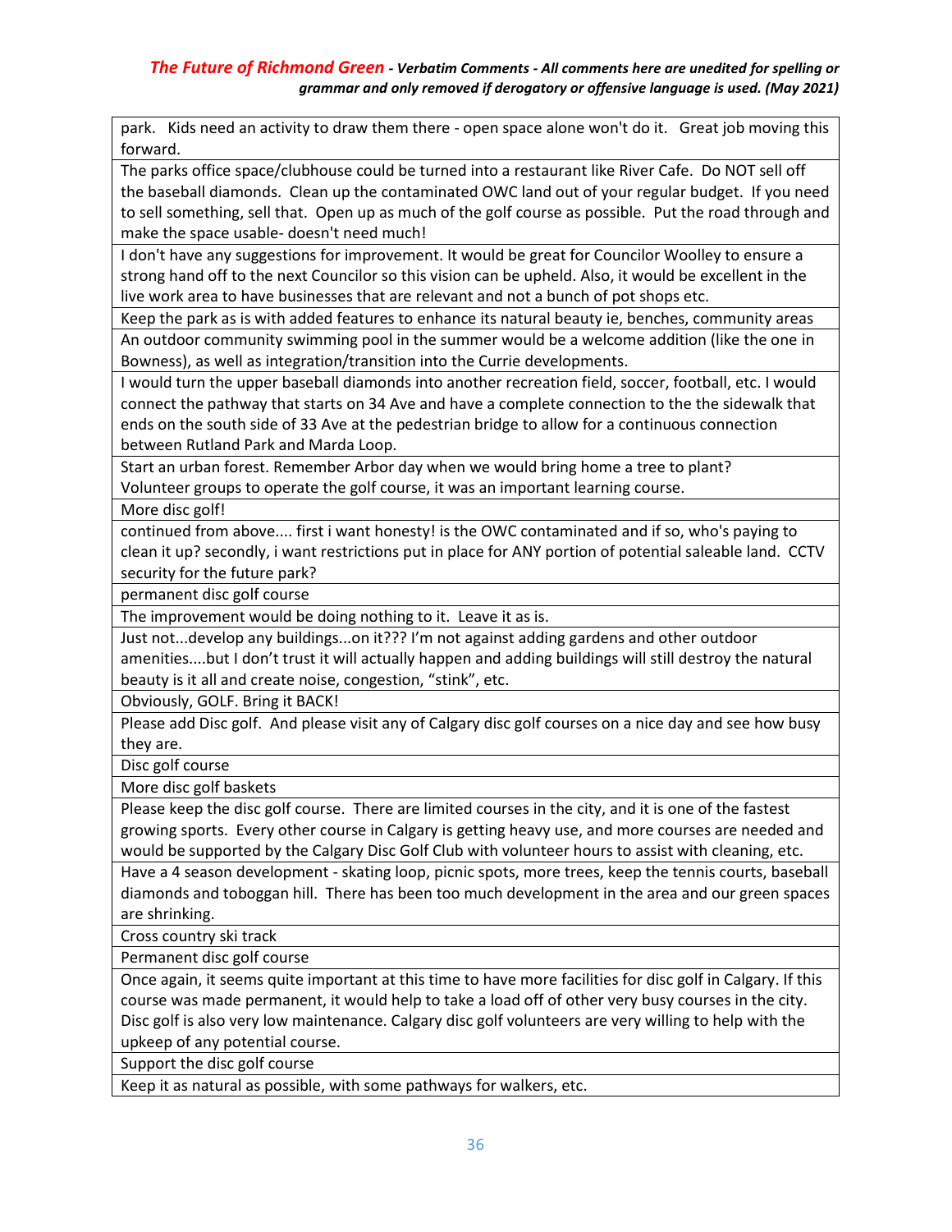| park. Kids need an activity to draw them there - open space alone won't do it. Great job moving this forward. |
|---|
| The parks office space/clubhouse could be turned into a restaurant like River Cafe. Do NOT sell off the baseball diamonds. Clean up the contaminated OWC land out of your regular budget. If you need to sell something, sell that. Open up as much of the golf course as possible. Put the road through and make the space usable- doesn't need much! |
| I don't have any suggestions for improvement. It would be great for Councilor Woolley to ensure a strong hand off to the next Councilor so this vision can be upheld. Also, it would be excellent in the live work area to have businesses that are relevant and not a bunch of pot shops etc. |
| Keep the park as is with added features to enhance its natural beauty ie, benches, community areas |
| An outdoor community swimming pool in the summer would be a welcome addition (like the one in Bowness), as well as integration/transition into the Currie developments. |
| I would turn the upper baseball diamonds into another recreation field, soccer, football, etc. I would connect the pathway that starts on 34 Ave and have a complete connection to the the sidewalk that ends on the south side of 33 Ave at the pedestrian bridge to allow for a continuous connection between Rutland Park and Marda Loop. |
| Start an urban forest. Remember Arbor day when we would bring home a tree to plant? Volunteer groups to operate the golf course, it was an important learning course. |
| More disc golf! |
| continued from above.... first i want honesty! is the OWC contaminated and if so, who's paying to clean it up? secondly, i want restrictions put in place for ANY portion of potential saleable land. CCTV security for the future park? |
| permanent disc golf course |
| The improvement would be doing nothing to it. Leave it as is. |
| Just not...develop any buildings...on it??? I'm not against adding gardens and other outdoor amenities....but I don't trust it will actually happen and adding buildings will still destroy the natural beauty is it all and create noise, congestion, "stink", etc. |
| Obviously, GOLF. Bring it BACK! |
| Please add Disc golf. And please visit any of Calgary disc golf courses on a nice day and see how busy they are. |
| Disc golf course |
| More disc golf baskets |
| Please keep the disc golf course. There are limited courses in the city, and it is one of the fastest growing sports. Every other course in Calgary is getting heavy use, and more courses are needed and would be supported by the Calgary Disc Golf Club with volunteer hours to assist with cleaning, etc. |
| Have a 4 season development - skating loop, picnic spots, more trees, keep the tennis courts, baseball diamonds and toboggan hill. There has been too much development in the area and our green spaces are shrinking. |
| Cross country ski track |
| Permanent disc golf course |
| Once again, it seems quite important at this time to have more facilities for disc golf in Calgary. If this course was made permanent, it would help to take a load off of other very busy courses in the city. Disc golf is also very low maintenance. Calgary disc golf volunteers are very willing to help with the upkeep of any potential course. |
| Support the disc golf course |
| Keep it as natural as possible, with some pathways for walkers, etc. |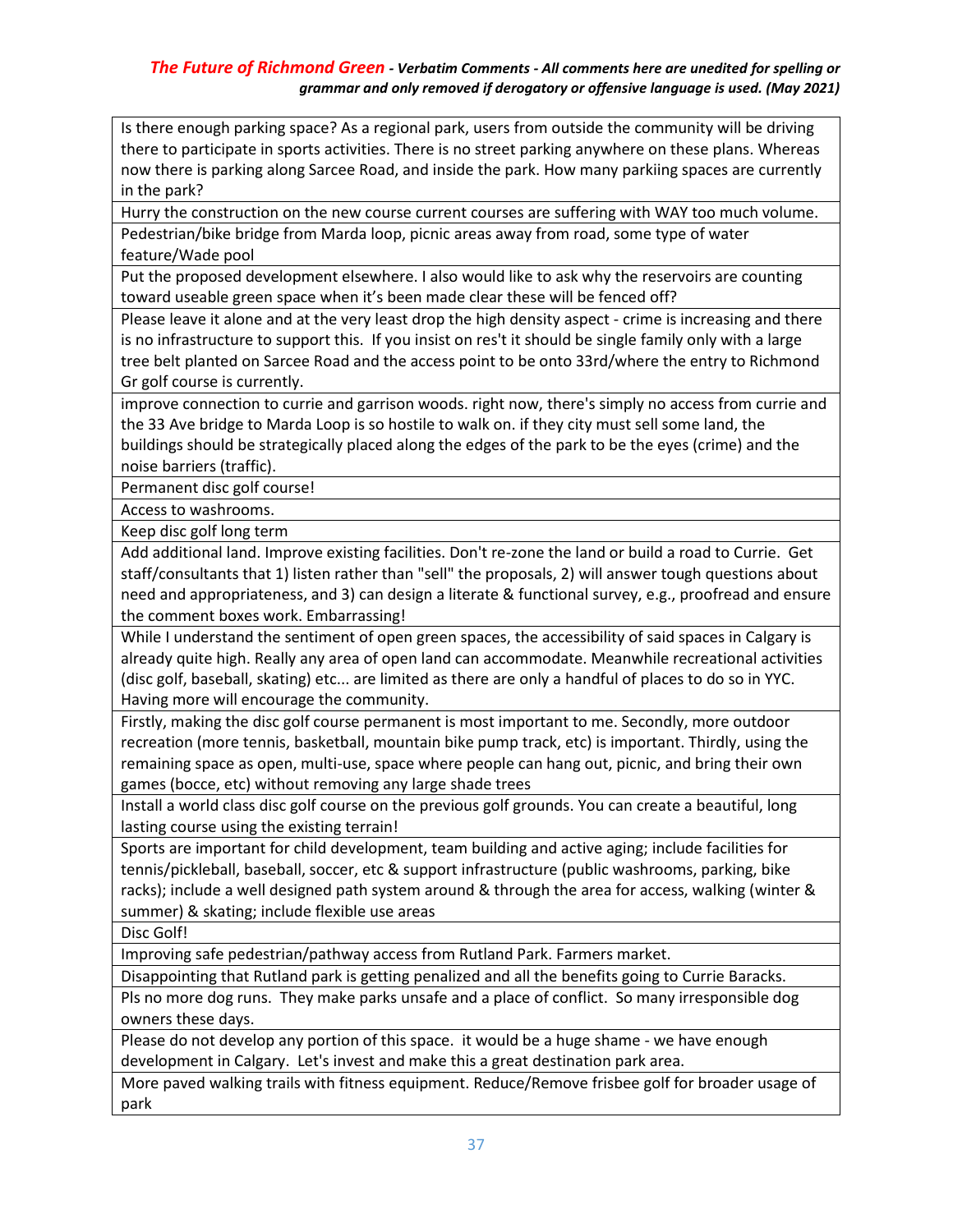*The Future of Richmond Green - Verbatim Comments - All comments here are unedited for spelling or grammar and only removed if derogatory or offensive language is used. (May 2021)*

| |
|---|
| Is there enough parking space? As a regional park, users from outside the community will be driving there to participate in sports activities. There is no street parking anywhere on these plans. Whereas now there is parking along Sarcee Road, and inside the park. How many parkiing spaces are currently in the park? |
| Hurry the construction on the new course current courses are suffering with WAY too much volume. |
| Pedestrian/bike bridge from Marda loop, picnic areas away from road, some type of water feature/Wade pool |
| Put the proposed development elsewhere. I also would like to ask why the reservoirs are counting toward useable green space when it's been made clear these will be fenced off? |
| Please leave it alone and at the very least drop the high density aspect - crime is increasing and there is no infrastructure to support this. If you insist on res't it should be single family only with a large tree belt planted on Sarcee Road and the access point to be onto 33rd/where the entry to Richmond Gr golf course is currently. |
| improve connection to currie and garrison woods. right now, there's simply no access from currie and the 33 Ave bridge to Marda Loop is so hostile to walk on. if they city must sell some land, the buildings should be strategically placed along the edges of the park to be the eyes (crime) and the noise barriers (traffic). |
| Permanent disc golf course! |
| Access to washrooms. |
| Keep disc golf long term |
| Add additional land. Improve existing facilities. Don't re-zone the land or build a road to Currie. Get staff/consultants that 1) listen rather than "sell" the proposals, 2) will answer tough questions about need and appropriateness, and 3) can design a literate & functional survey, e.g., proofread and ensure the comment boxes work. Embarrassing! |
| While I understand the sentiment of open green spaces, the accessibility of said spaces in Calgary is already quite high. Really any area of open land can accommodate. Meanwhile recreational activities (disc golf, baseball, skating) etc... are limited as there are only a handful of places to do so in YYC. Having more will encourage the community. |
| Firstly, making the disc golf course permanent is most important to me. Secondly, more outdoor recreation (more tennis, basketball, mountain bike pump track, etc) is important. Thirdly, using the remaining space as open, multi-use, space where people can hang out, picnic, and bring their own games (bocce, etc) without removing any large shade trees |
| Install a world class disc golf course on the previous golf grounds. You can create a beautiful, long lasting course using the existing terrain! |
| Sports are important for child development, team building and active aging; include facilities for tennis/pickleball, baseball, soccer, etc & support infrastructure (public washrooms, parking, bike racks); include a well designed path system around & through the area for access, walking (winter & summer) & skating; include flexible use areas |
| Disc Golf! |
| Improving safe pedestrian/pathway access from Rutland Park. Farmers market. |
| Disappointing that Rutland park is getting penalized and all the benefits going to Currie Baracks. |
| Pls no more dog runs. They make parks unsafe and a place of conflict. So many irresponsible dog owners these days. |
| Please do not develop any portion of this space. it would be a huge shame - we have enough development in Calgary. Let's invest and make this a great destination park area. |
| More paved walking trails with fitness equipment. Reduce/Remove frisbee golf for broader usage of park |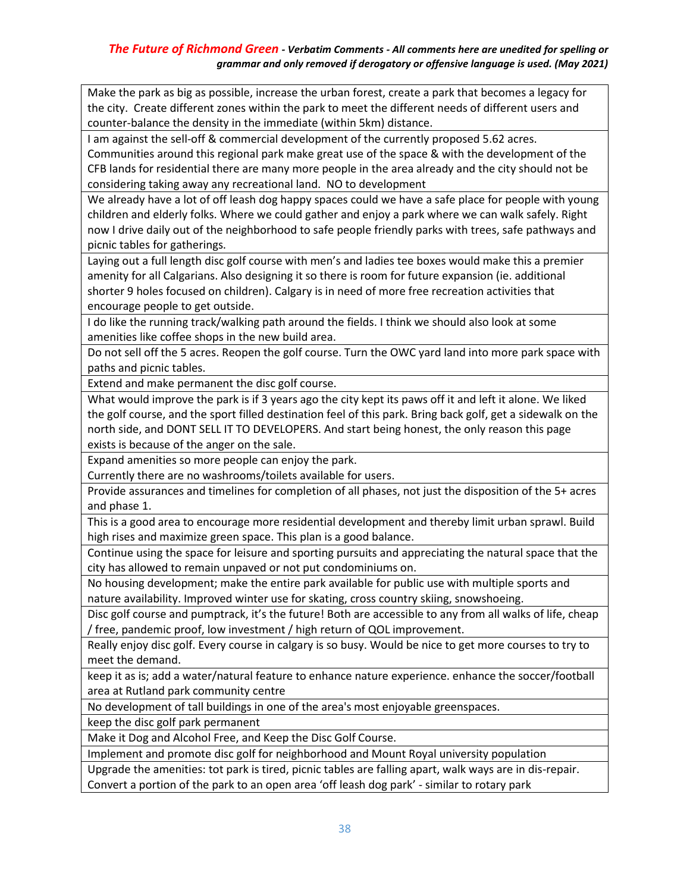*The Future of Richmond Green - Verbatim Comments - All comments here are unedited for spelling or grammar and only removed if derogatory or offensive language is used. (May 2021)*

| |
|---|
| Make the park as big as possible, increase the urban forest, create a park that becomes a legacy for the city. Create different zones within the park to meet the different needs of different users and counter-balance the density in the immediate (within 5km) distance. |
| I am against the sell-off & commercial development of the currently proposed 5.62 acres. Communities around this regional park make great use of the space & with the development of the CFB lands for residential there are many more people in the area already and the city should not be considering taking away any recreational land. NO to development |
| We already have a lot of off leash dog happy spaces could we have a safe place for people with young children and elderly folks. Where we could gather and enjoy a park where we can walk safely. Right now I drive daily out of the neighborhood to safe people friendly parks with trees, safe pathways and picnic tables for gatherings. |
| Laying out a full length disc golf course with men's and ladies tee boxes would make this a premier amenity for all Calgarians. Also designing it so there is room for future expansion (ie. additional shorter 9 holes focused on children). Calgary is in need of more free recreation activities that encourage people to get outside. |
| I do like the running track/walking path around the fields. I think we should also look at some amenities like coffee shops in the new build area. |
| Do not sell off the 5 acres. Reopen the golf course. Turn the OWC yard land into more park space with paths and picnic tables. |
| Extend and make permanent the disc golf course. |
| What would improve the park is if 3 years ago the city kept its paws off it and left it alone. We liked the golf course, and the sport filled destination feel of this park. Bring back golf, get a sidewalk on the north side, and DONT SELL IT TO DEVELOPERS. And start being honest, the only reason this page exists is because of the anger on the sale. |
| Expand amenities so more people can enjoy the park.<br>Currently there are no washrooms/toilets available for users. |
| Provide assurances and timelines for completion of all phases, not just the disposition of the 5+ acres and phase 1. |
| This is a good area to encourage more residential development and thereby limit urban sprawl. Build high rises and maximize green space. This plan is a good balance. |
| Continue using the space for leisure and sporting pursuits and appreciating the natural space that the city has allowed to remain unpaved or not put condominiums on. |
| No housing development; make the entire park available for public use with multiple sports and nature availability. Improved winter use for skating, cross country skiing, snowshoeing. |
| Disc golf course and pumptrack, it's the future! Both are accessible to any from all walks of life, cheap / free, pandemic proof, low investment / high return of QOL improvement. |
| Really enjoy disc golf. Every course in calgary is so busy. Would be nice to get more courses to try to meet the demand. |
| keep it as is; add a water/natural feature to enhance nature experience. enhance the soccer/football area at Rutland park community centre |
| No development of tall buildings in one of the area's most enjoyable greenspaces. |
| keep the disc golf park permanent |
| Make it Dog and Alcohol Free, and Keep the Disc Golf Course. |
| Implement and promote disc golf for neighborhood and Mount Royal university population |
| Upgrade the amenities: tot park is tired, picnic tables are falling apart, walk ways are in dis-repair. Convert a portion of the park to an open area 'off leash dog park' - similar to rotary park |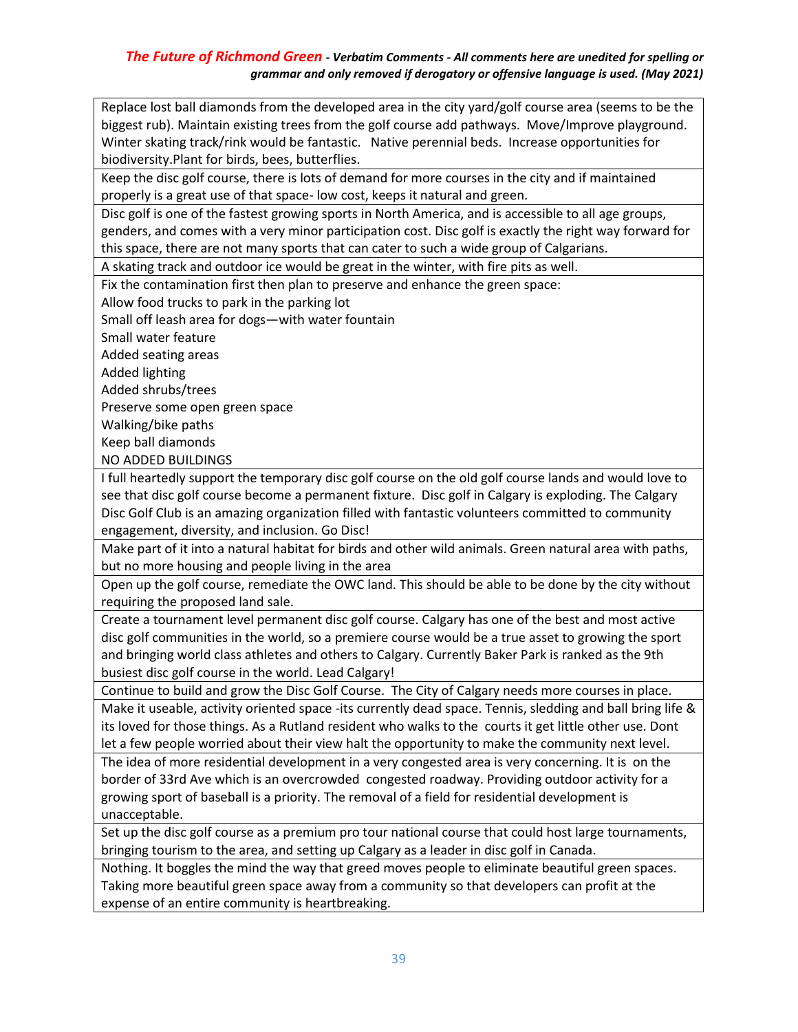| *The Future of Richmond Green - Verbatim Comments - All comments here are unedited for spelling or grammar and only removed if derogatory or offensive language is used. (May 2021)* |
|---|
| Replace lost ball diamonds from the developed area in the city yard/golf course area (seems to be the biggest rub). Maintain existing trees from the golf course add pathways. Move/Improve playground. Winter skating track/rink would be fantastic. Native perennial beds. Increase opportunities for biodiversity.Plant for birds, bees, butterflies. |
| Keep the disc golf course, there is lots of demand for more courses in the city and if maintained properly is a great use of that space- low cost, keeps it natural and green. |
| Disc golf is one of the fastest growing sports in North America, and is accessible to all age groups, genders, and comes with a very minor participation cost. Disc golf is exactly the right way forward for this space, there are not many sports that can cater to such a wide group of Calgarians. |
| A skating track and outdoor ice would be great in the winter, with fire pits as well. |
| Fix the contamination first then plan to preserve and enhance the green space:<br>Allow food trucks to park in the parking lot<br>Small off leash area for dogs—with water fountain<br>Small water feature<br>Added seating areas<br>Added lighting<br>Added shrubs/trees<br>Preserve some open green space<br>Walking/bike paths<br>Keep ball diamonds<br>NO ADDED BUILDINGS |
| I full heartedly support the temporary disc golf course on the old golf course lands and would love to see that disc golf course become a permanent fixture. Disc golf in Calgary is exploding. The Calgary Disc Golf Club is an amazing organization filled with fantastic volunteers committed to community engagement, diversity, and inclusion. Go Disc! |
| Make part of it into a natural habitat for birds and other wild animals. Green natural area with paths, but no more housing and people living in the area |
| Open up the golf course, remediate the OWC land. This should be able to be done by the city without requiring the proposed land sale. |
| Create a tournament level permanent disc golf course. Calgary has one of the best and most active disc golf communities in the world, so a premiere course would be a true asset to growing the sport and bringing world class athletes and others to Calgary. Currently Baker Park is ranked as the 9th busiest disc golf course in the world. Lead Calgary! |
| Continue to build and grow the Disc Golf Course. The City of Calgary needs more courses in place. |
| Make it useable, activity oriented space -its currently dead space. Tennis, sledding and ball bring life & its loved for those things. As a Rutland resident who walks to the courts it get little other use. Dont let a few people worried about their view halt the opportunity to make the community next level. |
| The idea of more residential development in a very congested area is very concerning. It is on the border of 33rd Ave which is an overcrowded congested roadway. Providing outdoor activity for a growing sport of baseball is a priority. The removal of a field for residential development is unacceptable. |
| Set up the disc golf course as a premium pro tour national course that could host large tournaments, bringing tourism to the area, and setting up Calgary as a leader in disc golf in Canada. |
| Nothing. It boggles the mind the way that greed moves people to eliminate beautiful green spaces. Taking more beautiful green space away from a community so that developers can profit at the expense of an entire community is heartbreaking. |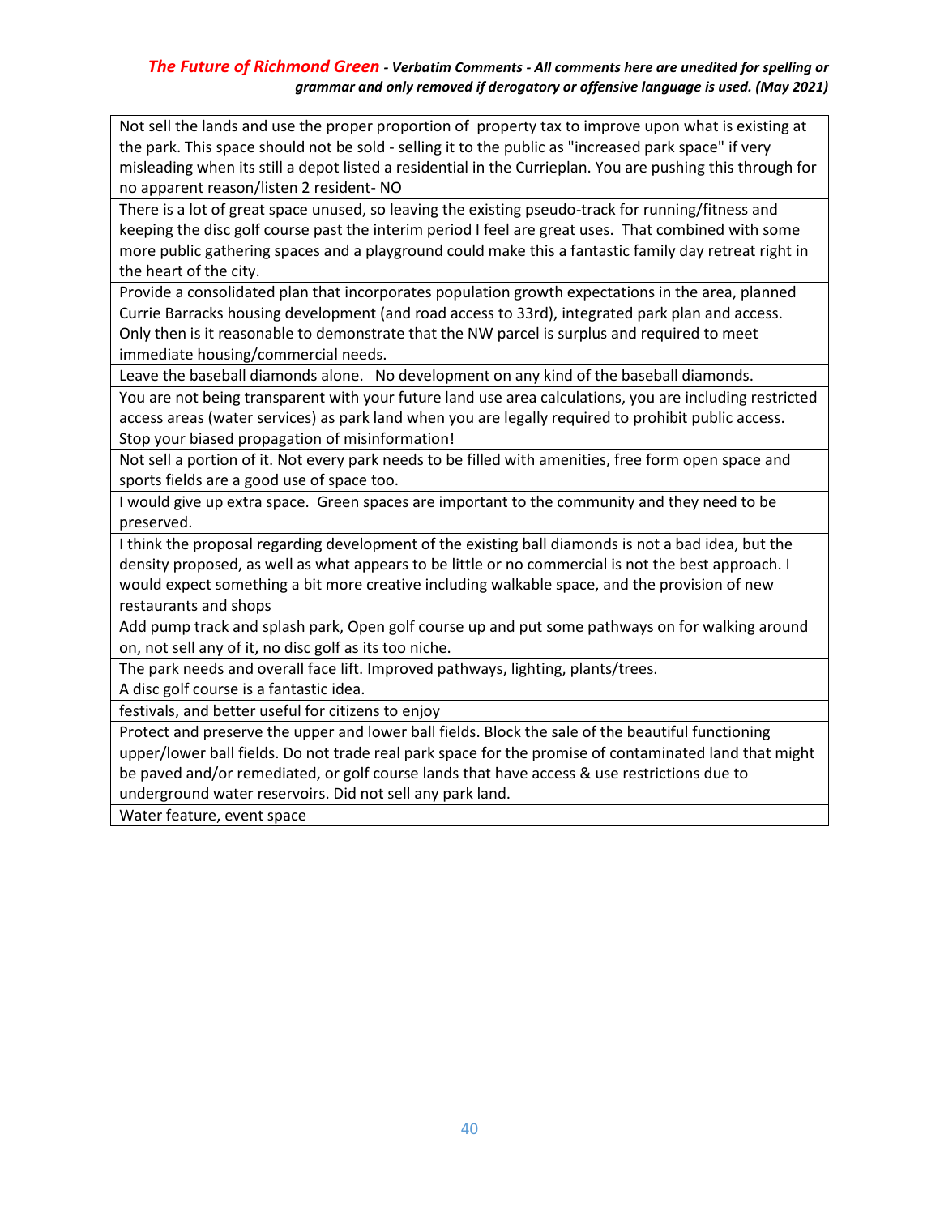| |
|---|
| Not sell the lands and use the proper proportion of property tax to improve upon what is existing at the park. This space should not be sold - selling it to the public as "increased park space" if very misleading when its still a depot listed a residential in the Currieplan. You are pushing this through for no apparent reason/listen 2 resident- NO |
| There is a lot of great space unused, so leaving the existing pseudo-track for running/fitness and keeping the disc golf course past the interim period I feel are great uses. That combined with some more public gathering spaces and a playground could make this a fantastic family day retreat right in the heart of the city. |
| Provide a consolidated plan that incorporates population growth expectations in the area, planned Currie Barracks housing development (and road access to 33rd), integrated park plan and access. Only then is it reasonable to demonstrate that the NW parcel is surplus and required to meet immediate housing/commercial needs. |
| Leave the baseball diamonds alone. No development on any kind of the baseball diamonds. |
| You are not being transparent with your future land use area calculations, you are including restricted access areas (water services) as park land when you are legally required to prohibit public access. Stop your biased propagation of misinformation! |
| Not sell a portion of it. Not every park needs to be filled with amenities, free form open space and sports fields are a good use of space too. |
| I would give up extra space. Green spaces are important to the community and they need to be preserved. |
| I think the proposal regarding development of the existing ball diamonds is not a bad idea, but the density proposed, as well as what appears to be little or no commercial is not the best approach. I would expect something a bit more creative including walkable space, and the provision of new restaurants and shops |
| Add pump track and splash park, Open golf course up and put some pathways on for walking around on, not sell any of it, no disc golf as its too niche. |
| The park needs and overall face lift. Improved pathways, lighting, plants/trees.<br>A disc golf course is a fantastic idea. |
| festivals, and better useful for citizens to enjoy |
| Protect and preserve the upper and lower ball fields. Block the sale of the beautiful functioning upper/lower ball fields. Do not trade real park space for the promise of contaminated land that might be paved and/or remediated, or golf course lands that have access & use restrictions due to underground water reservoirs. Did not sell any park land. |
| Water feature, event space |